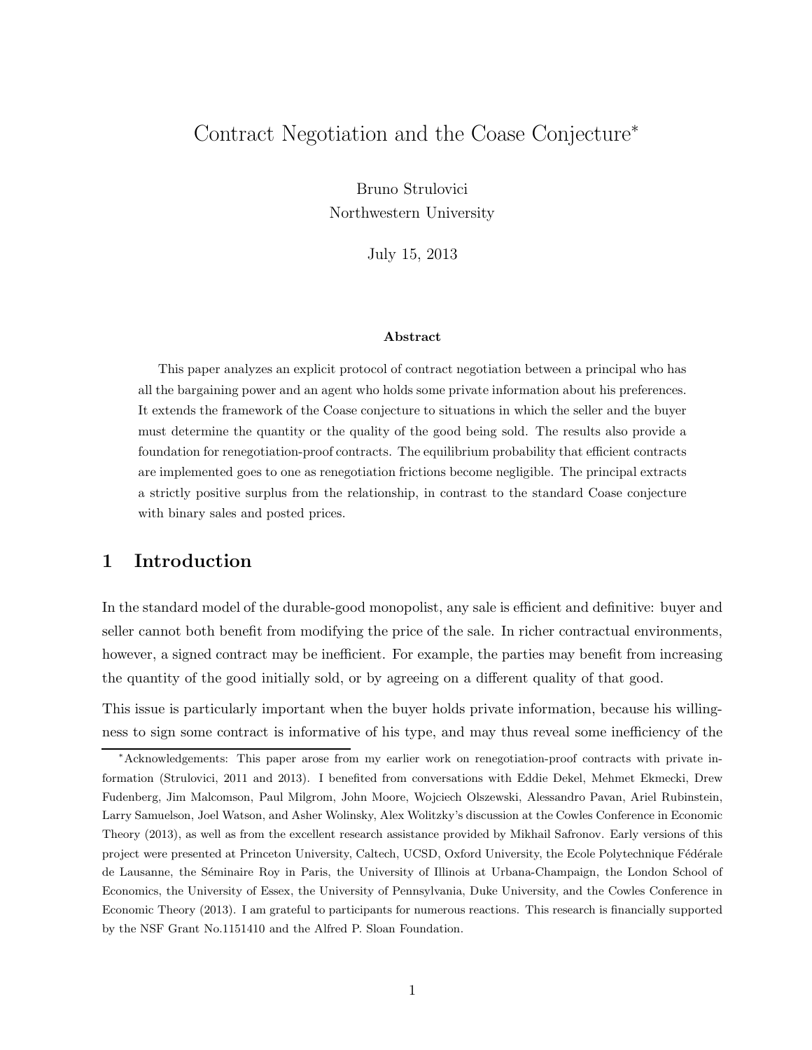# Contract Negotiation and the Coase Conjecture*

Bruno Strulovici
Northwestern University

July 15, 2013

**Abstract**

This paper analyzes an explicit protocol of contract negotiation between a principal who has all the bargaining power and an agent who holds some private information about his preferences. It extends the framework of the Coase conjecture to situations in which the seller and the buyer must determine the quantity or the quality of the good being sold. The results also provide a foundation for renegotiation-proof contracts. The equilibrium probability that efficient contracts are implemented goes to one as renegotiation frictions become negligible. The principal extracts a strictly positive surplus from the relationship, in contrast to the standard Coase conjecture with binary sales and posted prices.

## 1 Introduction

In the standard model of the durable-good monopolist, any sale is efficient and definitive: buyer and seller cannot both benefit from modifying the price of the sale. In richer contractual environments, however, a signed contract may be inefficient. For example, the parties may benefit from increasing the quantity of the good initially sold, or by agreeing on a different quality of that good.

This issue is particularly important when the buyer holds private information, because his willingness to sign some contract is informative of his type, and may thus reveal some inefficiency of the

*Acknowledgements: This paper arose from my earlier work on renegotiation-proof contracts with private information (Strulovici, 2011 and 2013). I benefited from conversations with Eddie Dekel, Mehmet Ekmecki, Drew Fudenberg, Jim Malcomson, Paul Milgrom, John Moore, Wojciech Olszewski, Alessandro Pavan, Ariel Rubinstein, Larry Samuelson, Joel Watson, and Asher Wolinsky, Alex Wolitzky's discussion at the Cowles Conference in Economic Theory (2013), as well as from the excellent research assistance provided by Mikhail Safronov. Early versions of this project were presented at Princeton University, Caltech, UCSD, Oxford University, the Ecole Polytechnique Fédérale de Lausanne, the Séminaire Roy in Paris, the University of Illinois at Urbana-Champaign, the London School of Economics, the University of Essex, the University of Pennsylvania, Duke University, and the Cowles Conference in Economic Theory (2013). I am grateful to participants for numerous reactions. This research is financially supported by the NSF Grant No.1151410 and the Alfred P. Sloan Foundation.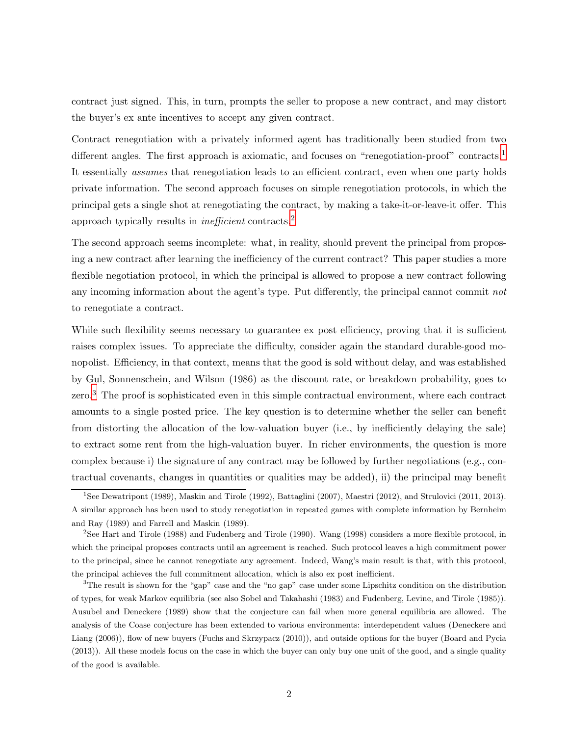contract just signed. This, in turn, prompts the seller to propose a new contract, and may distort the buyer's ex ante incentives to accept any given contract.

Contract renegotiation with a privately informed agent has traditionally been studied from two different angles. The first approach is axiomatic, and focuses on "renegotiation-proof" contracts.[1] It essentially *assumes* that renegotiation leads to an efficient contract, even when one party holds private information. The second approach focuses on simple renegotiation protocols, in which the principal gets a single shot at renegotiating the contract, by making a take-it-or-leave-it offer. This approach typically results in *inefficient* contracts.[2]

The second approach seems incomplete: what, in reality, should prevent the principal from proposing a new contract after learning the inefficiency of the current contract? This paper studies a more flexible negotiation protocol, in which the principal is allowed to propose a new contract following any incoming information about the agent's type. Put differently, the principal cannot commit *not* to renegotiate a contract.

While such flexibility seems necessary to guarantee ex post efficiency, proving that it is sufficient raises complex issues. To appreciate the difficulty, consider again the standard durable-good monopolist. Efficiency, in that context, means that the good is sold without delay, and was established by Gul, Sonnenschein, and Wilson (1986) as the discount rate, or breakdown probability, goes to zero.[3] The proof is sophisticated even in this simple contractual environment, where each contract amounts to a single posted price. The key question is to determine whether the seller can benefit from distorting the allocation of the low-valuation buyer (i.e., by inefficiently delaying the sale) to extract some rent from the high-valuation buyer. In richer environments, the question is more complex because i) the signature of any contract may be followed by further negotiations (e.g., contractual covenants, changes in quantities or qualities may be added), ii) the principal may benefit

[1] See Dewatripont (1989), Maskin and Tirole (1992), Battaglini (2007), Maestri (2012), and Strulovici (2011, 2013). A similar approach has been used to study renegotiation in repeated games with complete information by Bernheim and Ray (1989) and Farrell and Maskin (1989).

[2] See Hart and Tirole (1988) and Fudenberg and Tirole (1990). Wang (1998) considers a more flexible protocol, in which the principal proposes contracts until an agreement is reached. Such protocol leaves a high commitment power to the principal, since he cannot renegotiate any agreement. Indeed, Wang's main result is that, with this protocol, the principal achieves the full commitment allocation, which is also ex post inefficient.

[3] The result is shown for the "gap" case and the "no gap" case under some Lipschitz condition on the distribution of types, for weak Markov equilibria (see also Sobel and Takahashi (1983) and Fudenberg, Levine, and Tirole (1985)). Ausubel and Deneckere (1989) show that the conjecture can fail when more general equilibria are allowed. The analysis of the Coase conjecture has been extended to various environments: interdependent values (Deneckere and Liang (2006)), flow of new buyers (Fuchs and Skrzypacz (2010)), and outside options for the buyer (Board and Pycia (2013)). All these models focus on the case in which the buyer can only buy one unit of the good, and a single quality of the good is available.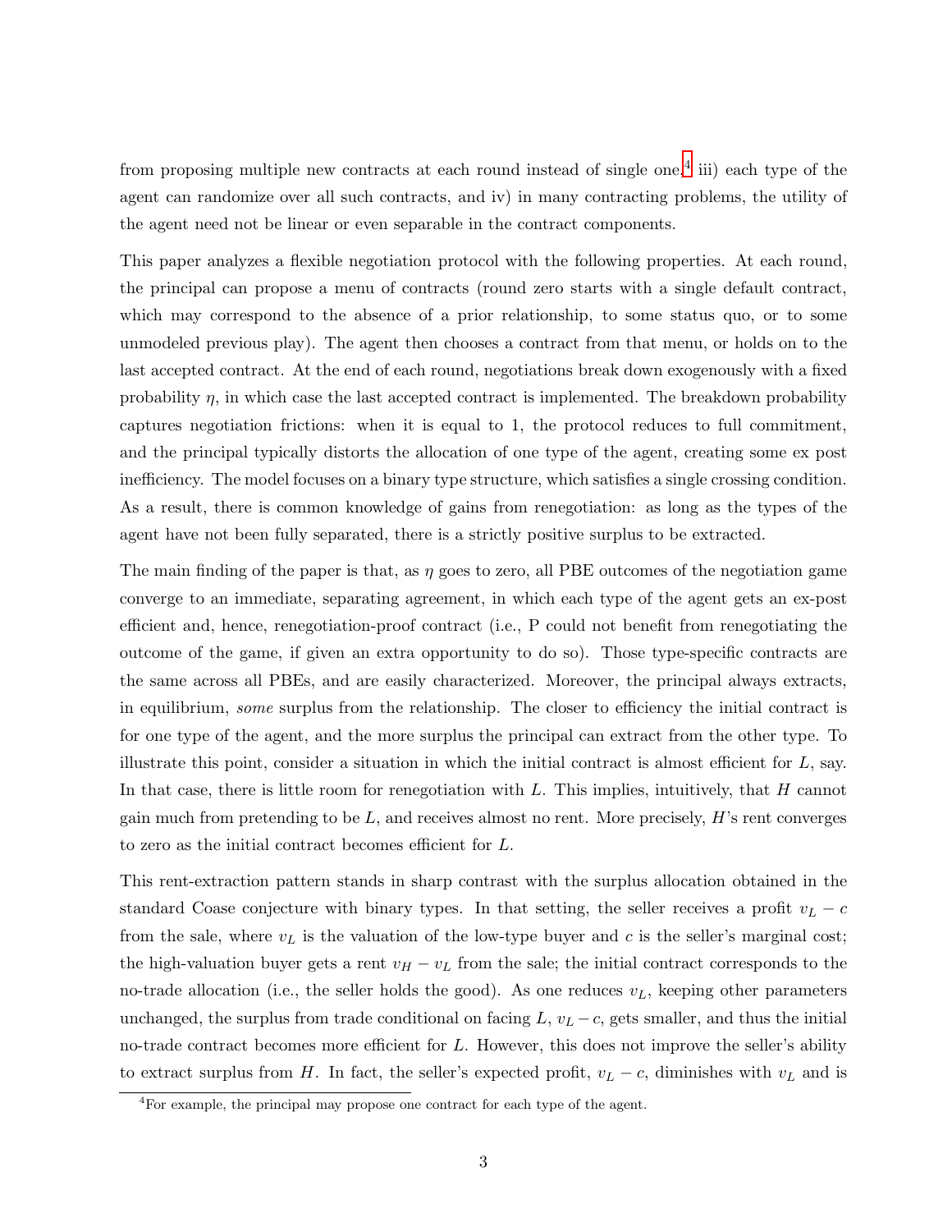from proposing multiple new contracts at each round instead of single one,[4] iii) each type of the agent can randomize over all such contracts, and iv) in many contracting problems, the utility of the agent need not be linear or even separable in the contract components.

This paper analyzes a flexible negotiation protocol with the following properties. At each round, the principal can propose a menu of contracts (round zero starts with a single default contract, which may correspond to the absence of a prior relationship, to some status quo, or to some unmodeled previous play). The agent then chooses a contract from that menu, or holds on to the last accepted contract. At the end of each round, negotiations break down exogenously with a fixed probability $\eta$, in which case the last accepted contract is implemented. The breakdown probability captures negotiation frictions: when it is equal to 1, the protocol reduces to full commitment, and the principal typically distorts the allocation of one type of the agent, creating some ex post inefficiency. The model focuses on a binary type structure, which satisfies a single crossing condition. As a result, there is common knowledge of gains from renegotiation: as long as the types of the agent have not been fully separated, there is a strictly positive surplus to be extracted.

The main finding of the paper is that, as $\eta$ goes to zero, all PBE outcomes of the negotiation game converge to an immediate, separating agreement, in which each type of the agent gets an ex-post efficient and, hence, renegotiation-proof contract (i.e., P could not benefit from renegotiating the outcome of the game, if given an extra opportunity to do so). Those type-specific contracts are the same across all PBEs, and are easily characterized. Moreover, the principal always extracts, in equilibrium, *some* surplus from the relationship. The closer to efficiency the initial contract is for one type of the agent, and the more surplus the principal can extract from the other type. To illustrate this point, consider a situation in which the initial contract is almost efficient for $L$, say. In that case, there is little room for renegotiation with $L$. This implies, intuitively, that $H$ cannot gain much from pretending to be $L$, and receives almost no rent. More precisely, $H$'s rent converges to zero as the initial contract becomes efficient for $L$.

This rent-extraction pattern stands in sharp contrast with the surplus allocation obtained in the standard Coase conjecture with binary types. In that setting, the seller receives a profit $v_L - c$ from the sale, where $v_L$ is the valuation of the low-type buyer and $c$ is the seller's marginal cost; the high-valuation buyer gets a rent $v_H - v_L$ from the sale; the initial contract corresponds to the no-trade allocation (i.e., the seller holds the good). As one reduces $v_L$, keeping other parameters unchanged, the surplus from trade conditional on facing $L$, $v_L - c$, gets smaller, and thus the initial no-trade contract becomes more efficient for $L$. However, this does not improve the seller's ability to extract surplus from $H$. In fact, the seller's expected profit, $v_L - c$, diminishes with $v_L$ and is

[4] For example, the principal may propose one contract for each type of the agent.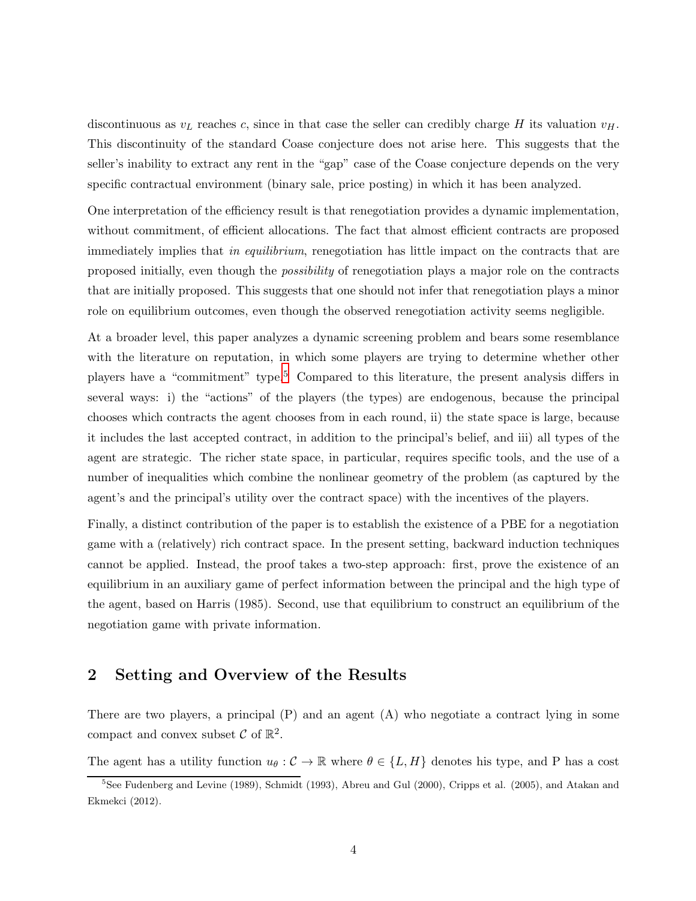discontinuous as $v_L$ reaches $c$, since in that case the seller can credibly charge $H$ its valuation $v_H$. This discontinuity of the standard Coase conjecture does not arise here. This suggests that the seller's inability to extract any rent in the "gap" case of the Coase conjecture depends on the very specific contractual environment (binary sale, price posting) in which it has been analyzed.

One interpretation of the efficiency result is that renegotiation provides a dynamic implementation, without commitment, of efficient allocations. The fact that almost efficient contracts are proposed immediately implies that *in equilibrium*, renegotiation has little impact on the contracts that are proposed initially, even though the *possibility* of renegotiation plays a major role on the contracts that are initially proposed. This suggests that one should not infer that renegotiation plays a minor role on equilibrium outcomes, even though the observed renegotiation activity seems negligible.

At a broader level, this paper analyzes a dynamic screening problem and bears some resemblance with the literature on reputation, in which some players are trying to determine whether other players have a "commitment" type.[5] Compared to this literature, the present analysis differs in several ways: i) the "actions" of the players (the types) are endogenous, because the principal chooses which contracts the agent chooses from in each round, ii) the state space is large, because it includes the last accepted contract, in addition to the principal's belief, and iii) all types of the agent are strategic. The richer state space, in particular, requires specific tools, and the use of a number of inequalities which combine the nonlinear geometry of the problem (as captured by the agent's and the principal's utility over the contract space) with the incentives of the players.

Finally, a distinct contribution of the paper is to establish the existence of a PBE for a negotiation game with a (relatively) rich contract space. In the present setting, backward induction techniques cannot be applied. Instead, the proof takes a two-step approach: first, prove the existence of an equilibrium in an auxiliary game of perfect information between the principal and the high type of the agent, based on Harris (1985). Second, use that equilibrium to construct an equilibrium of the negotiation game with private information.

## 2 Setting and Overview of the Results

There are two players, a principal (P) and an agent (A) who negotiate a contract lying in some compact and convex subset $\mathcal{C}$ of $\mathbb{R}^2$.

The agent has a utility function $u_\theta : \mathcal{C} \to \mathbb{R}$ where $\theta \in \{L, H\}$ denotes his type, and P has a cost

[5] See Fudenberg and Levine (1989), Schmidt (1993), Abreu and Gul (2000), Cripps et al. (2005), and Atakan and Ekmekci (2012).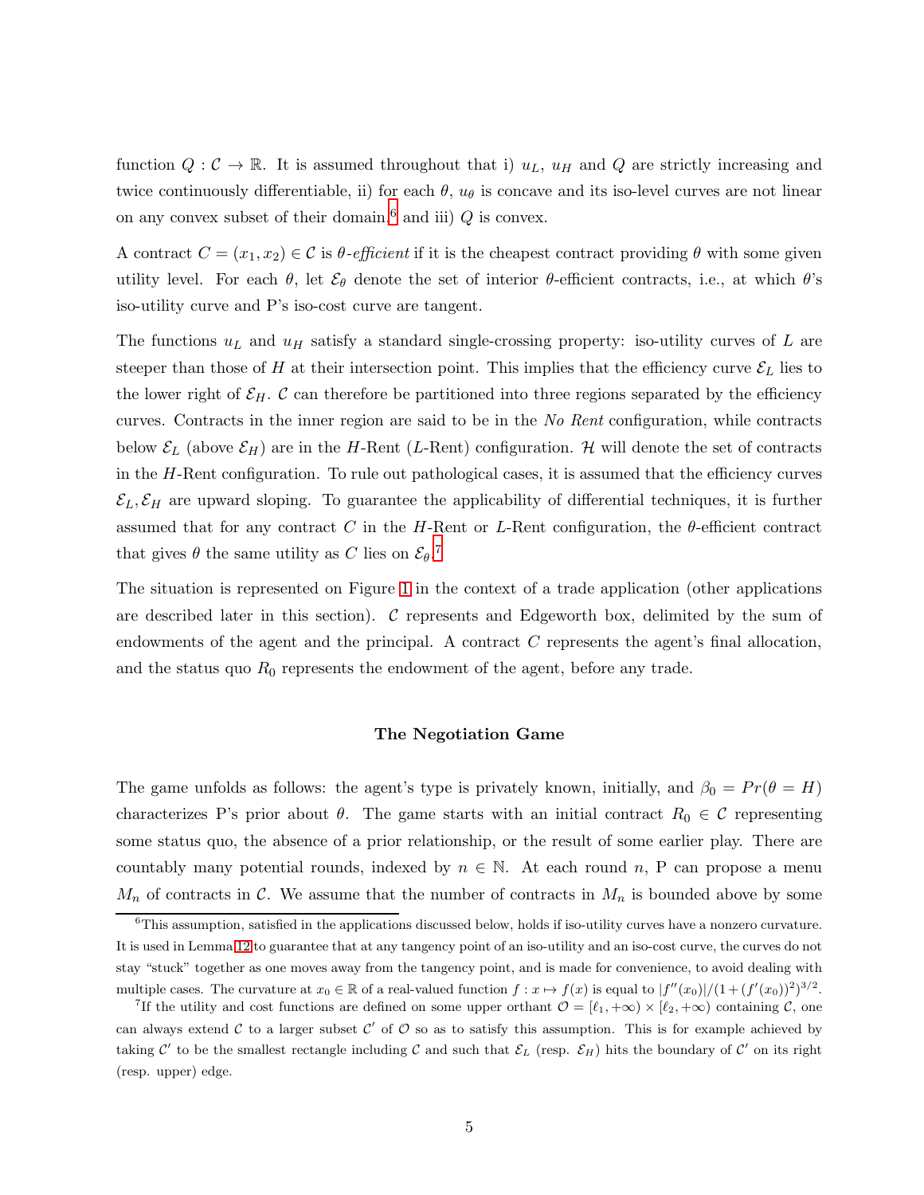function $Q : \mathcal{C} \to \mathbb{R}$. It is assumed throughout that i) $u_L$, $u_H$ and $Q$ are strictly increasing and twice continuously differentiable, ii) for each $\theta$, $u_\theta$ is concave and its iso-level curves are not linear on any convex subset of their domain,[6] and iii) $Q$ is convex.

A contract $C = (x_1, x_2) \in \mathcal{C}$ is *$\theta$-efficient* if it is the cheapest contract providing $\theta$ with some given utility level. For each $\theta$, let $\mathcal{E}_\theta$ denote the set of interior $\theta$-efficient contracts, i.e., at which $\theta$'s iso-utility curve and P's iso-cost curve are tangent.

The functions $u_L$ and $u_H$ satisfy a standard single-crossing property: iso-utility curves of $L$ are steeper than those of $H$ at their intersection point. This implies that the efficiency curve $\mathcal{E}_L$ lies to the lower right of $\mathcal{E}_H$. $\mathcal{C}$ can therefore be partitioned into three regions separated by the efficiency curves. Contracts in the inner region are said to be in the *No Rent* configuration, while contracts below $\mathcal{E}_L$ (above $\mathcal{E}_H$) are in the $H$-Rent ($L$-Rent) configuration. $\mathcal{H}$ will denote the set of contracts in the $H$-Rent configuration. To rule out pathological cases, it is assumed that the efficiency curves $\mathcal{E}_L, \mathcal{E}_H$ are upward sloping. To guarantee the applicability of differential techniques, it is further assumed that for any contract $C$ in the $H$-Rent or $L$-Rent configuration, the $\theta$-efficient contract that gives $\theta$ the same utility as $C$ lies on $\mathcal{E}_\theta$.[7]

The situation is represented on Figure 1 in the context of a trade application (other applications are described later in this section). $\mathcal{C}$ represents and Edgeworth box, delimited by the sum of endowments of the agent and the principal. A contract $C$ represents the agent's final allocation, and the status quo $R_0$ represents the endowment of the agent, before any trade.

### The Negotiation Game

The game unfolds as follows: the agent's type is privately known, initially, and $\beta_0 = Pr(\theta = H)$ characterizes P's prior about $\theta$. The game starts with an initial contract $R_0 \in \mathcal{C}$ representing some status quo, the absence of a prior relationship, or the result of some earlier play. There are countably many potential rounds, indexed by $n \in \mathbb{N}$. At each round $n$, P can propose a menu $M_n$ of contracts in $\mathcal{C}$. We assume that the number of contracts in $M_n$ is bounded above by some

---

[6] This assumption, satisfied in the applications discussed below, holds if iso-utility curves have a nonzero curvature. It is used in Lemma 12 to guarantee that at any tangency point of an iso-utility and an iso-cost curve, the curves do not stay "stuck" together as one moves away from the tangency point, and is made for convenience, to avoid dealing with multiple cases. The curvature at $x_0 \in \mathbb{R}$ of a real-valued function $f : x \mapsto f(x)$ is equal to $|f''(x_0)|/(1 + (f'(x_0))^2)^{3/2}$.

[7] If the utility and cost functions are defined on some upper orthant $\mathcal{O} = [\ell_1, +\infty) \times [\ell_2, +\infty)$ containing $\mathcal{C}$, one can always extend $\mathcal{C}$ to a larger subset $\mathcal{C}'$ of $\mathcal{O}$ so as to satisfy this assumption. This is for example achieved by taking $\mathcal{C}'$ to be the smallest rectangle including $\mathcal{C}$ and such that $\mathcal{E}_L$ (resp. $\mathcal{E}_H$) hits the boundary of $\mathcal{C}'$ on its right (resp. upper) edge.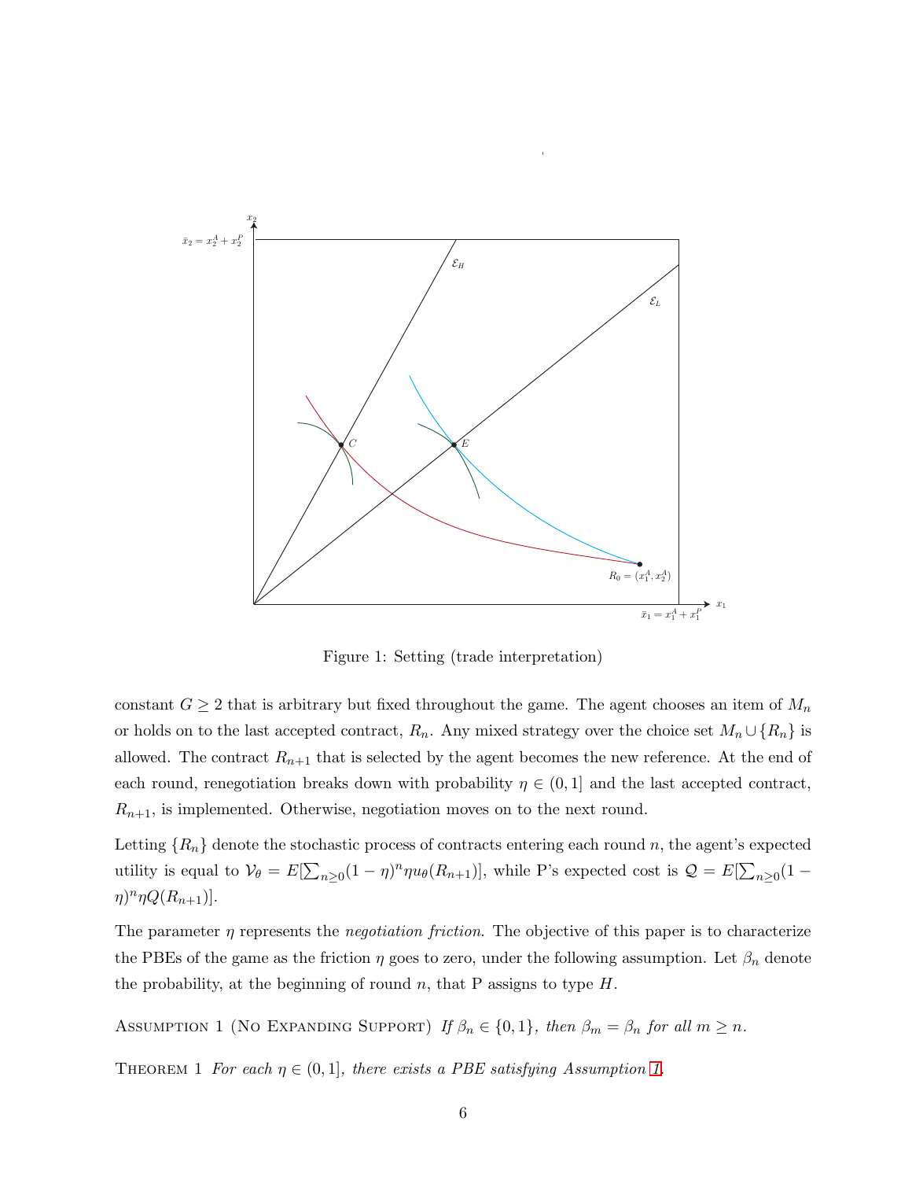Figure 1: Setting (trade interpretation)

constant $G \geq 2$ that is arbitrary but fixed throughout the game. The agent chooses an item of $M_n$ or holds on to the last accepted contract, $R_n$. Any mixed strategy over the choice set $M_n \cup \{R_n\}$ is allowed. The contract $R_{n+1}$ that is selected by the agent becomes the new reference. At the end of each round, renegotiation breaks down with probability $\eta \in (0, 1]$ and the last accepted contract, $R_{n+1}$, is implemented. Otherwise, negotiation moves on to the next round.

Letting $\{R_n\}$ denote the stochastic process of contracts entering each round $n$, the agent's expected utility is equal to $\mathcal{V}_\theta = E[\sum_{n\geq 0}(1-\eta)^n \eta u_\theta(R_{n+1})]$, while P's expected cost is $\mathcal{Q} = E[\sum_{n\geq 0}(1-\eta)^n \eta Q(R_{n+1})]$.

The parameter $\eta$ represents the *negotiation friction*. The objective of this paper is to characterize the PBEs of the game as the friction $\eta$ goes to zero, under the following assumption. Let $\beta_n$ denote the probability, at the beginning of round $n$, that P assigns to type $H$.

Assumption 1 (No Expanding Support) *If $\beta_n \in \{0, 1\}$, then $\beta_m = \beta_n$ for all $m \geq n$.*

Theorem 1 *For each $\eta \in (0, 1]$, there exists a PBE satisfying Assumption 1.*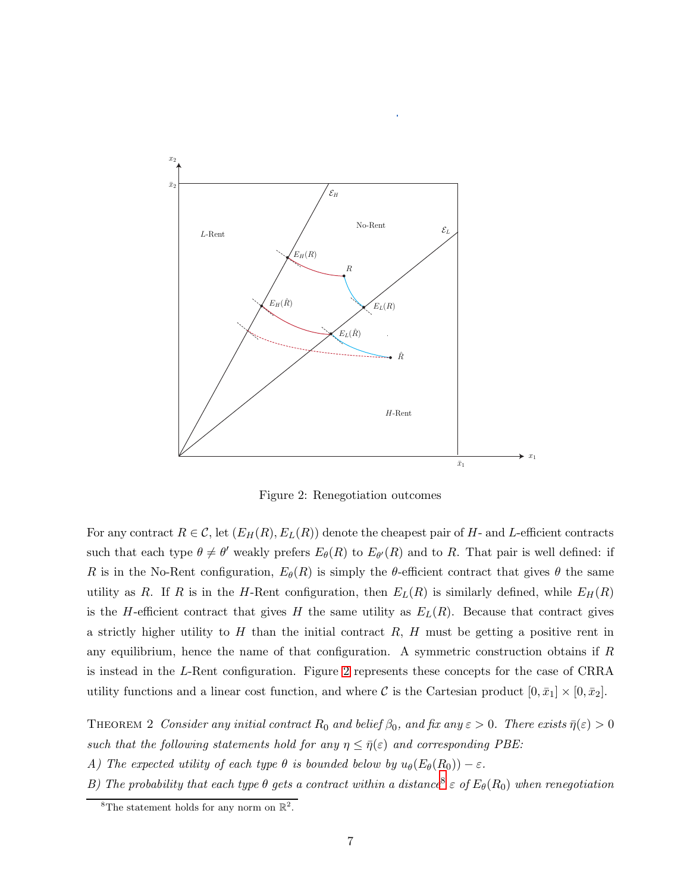Figure 2: Renegotiation outcomes

For any contract $R \in \mathcal{C}$, let $(E_H(R), E_L(R))$ denote the cheapest pair of $H$- and $L$-efficient contracts such that each type $\theta \neq \theta'$ weakly prefers $E_\theta(R)$ to $E_{\theta'}(R)$ and to $R$. That pair is well defined: if $R$ is in the No-Rent configuration, $E_\theta(R)$ is simply the $\theta$-efficient contract that gives $\theta$ the same utility as $R$. If $R$ is in the $H$-Rent configuration, then $E_L(R)$ is similarly defined, while $E_H(R)$ is the $H$-efficient contract that gives $H$ the same utility as $E_L(R)$. Because that contract gives a strictly higher utility to $H$ than the initial contract $R$, $H$ must be getting a positive rent in any equilibrium, hence the name of that configuration. A symmetric construction obtains if $R$ is instead in the $L$-Rent configuration. Figure 2 represents these concepts for the case of CRRA utility functions and a linear cost function, and where $\mathcal{C}$ is the Cartesian product $[0, \bar{x}_1] \times [0, \bar{x}_2]$.

Theorem 2 *Consider any initial contract $R_0$ and belief $\beta_0$, and fix any $\varepsilon > 0$. There exists $\bar{\eta}(\varepsilon) > 0$ such that the following statements hold for any $\eta \leq \bar{\eta}(\varepsilon)$ and corresponding PBE:*

*A) The expected utility of each type $\theta$ is bounded below by $u_\theta(E_\theta(R_0)) - \varepsilon$.*

*B) The probability that each type $\theta$ gets a contract within a distance[8] $\varepsilon$ of $E_\theta(R_0)$ when renegotiation*

[8] The statement holds for any norm on $\mathbb{R}^2$.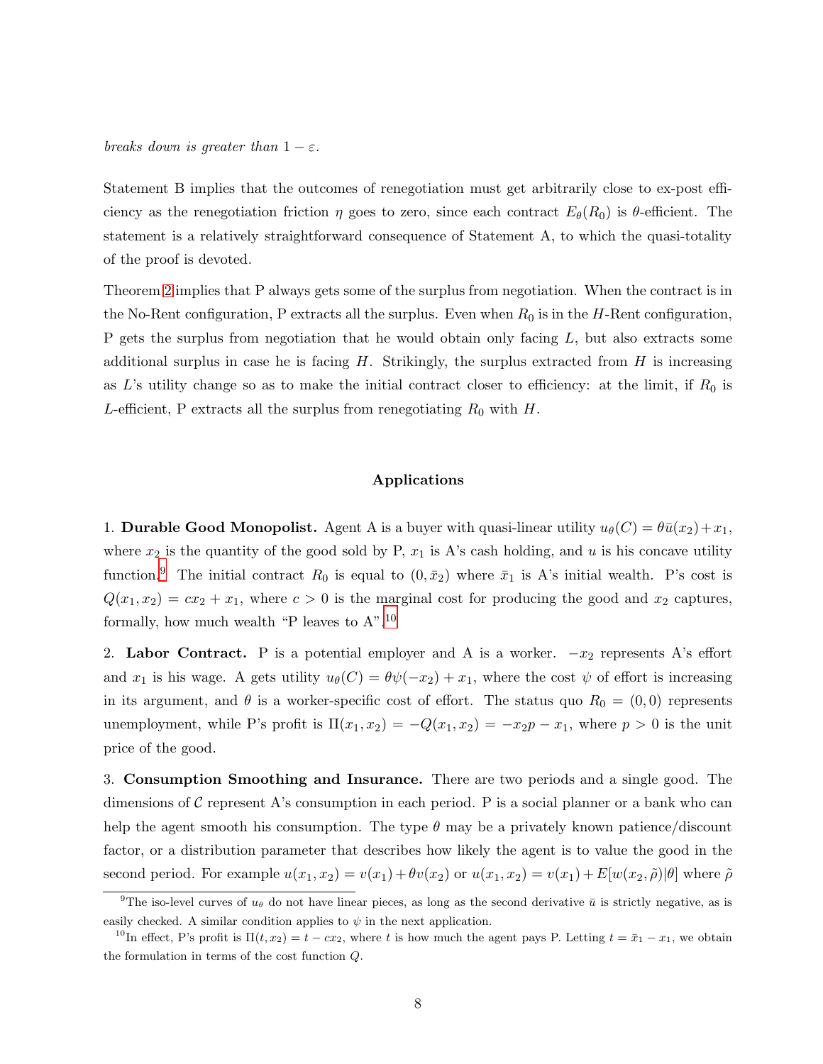*breaks down is greater than* $1-\varepsilon$.

Statement B implies that the outcomes of renegotiation must get arbitrarily close to ex-post efficiency as the renegotiation friction $\eta$ goes to zero, since each contract $E_\theta(R_0)$ is $\theta$-efficient. The statement is a relatively straightforward consequence of Statement A, to which the quasi-totality of the proof is devoted.

Theorem 2 implies that P always gets some of the surplus from negotiation. When the contract is in the No-Rent configuration, P extracts all the surplus. Even when $R_0$ is in the $H$-Rent configuration, P gets the surplus from negotiation that he would obtain only facing $L$, but also extracts some additional surplus in case he is facing $H$. Strikingly, the surplus extracted from $H$ is increasing as $L$'s utility change so as to make the initial contract closer to efficiency: at the limit, if $R_0$ is $L$-efficient, P extracts all the surplus from renegotiating $R_0$ with $H$.

## Applications

1. **Durable Good Monopolist.** Agent A is a buyer with quasi-linear utility $u_\theta(C) = \theta\bar{u}(x_2) + x_1$, where $x_2$ is the quantity of the good sold by P, $x_1$ is A's cash holding, and $u$ is his concave utility function.[9] The initial contract $R_0$ is equal to $(0, \bar{x}_2)$ where $\bar{x}_1$ is A's initial wealth. P's cost is $Q(x_1, x_2) = cx_2 + x_1$, where $c > 0$ is the marginal cost for producing the good and $x_2$ captures, formally, how much wealth "P leaves to A".[10]

2. **Labor Contract.** P is a potential employer and A is a worker. $-x_2$ represents A's effort and $x_1$ is his wage. A gets utility $u_\theta(C) = \theta\psi(-x_2) + x_1$, where the cost $\psi$ of effort is increasing in its argument, and $\theta$ is a worker-specific cost of effort. The status quo $R_0 = (0, 0)$ represents unemployment, while P's profit is $\Pi(x_1, x_2) = -Q(x_1, x_2) = -x_2 p - x_1$, where $p > 0$ is the unit price of the good.

3. **Consumption Smoothing and Insurance.** There are two periods and a single good. The dimensions of $\mathcal{C}$ represent A's consumption in each period. P is a social planner or a bank who can help the agent smooth his consumption. The type $\theta$ may be a privately known patience/discount factor, or a distribution parameter that describes how likely the agent is to value the good in the second period. For example $u(x_1, x_2) = v(x_1) + \theta v(x_2)$ or $u(x_1, x_2) = v(x_1) + E[w(x_2, \tilde{\rho})|\theta]$ where $\tilde{\rho}$

---

[9] The iso-level curves of $u_\theta$ do not have linear pieces, as long as the second derivative $\bar{u}$ is strictly negative, as is easily checked. A similar condition applies to $\psi$ in the next application.

[10] In effect, P's profit is $\Pi(t, x_2) = t - cx_2$, where $t$ is how much the agent pays P. Letting $t = \bar{x}_1 - x_1$, we obtain the formulation in terms of the cost function $Q$.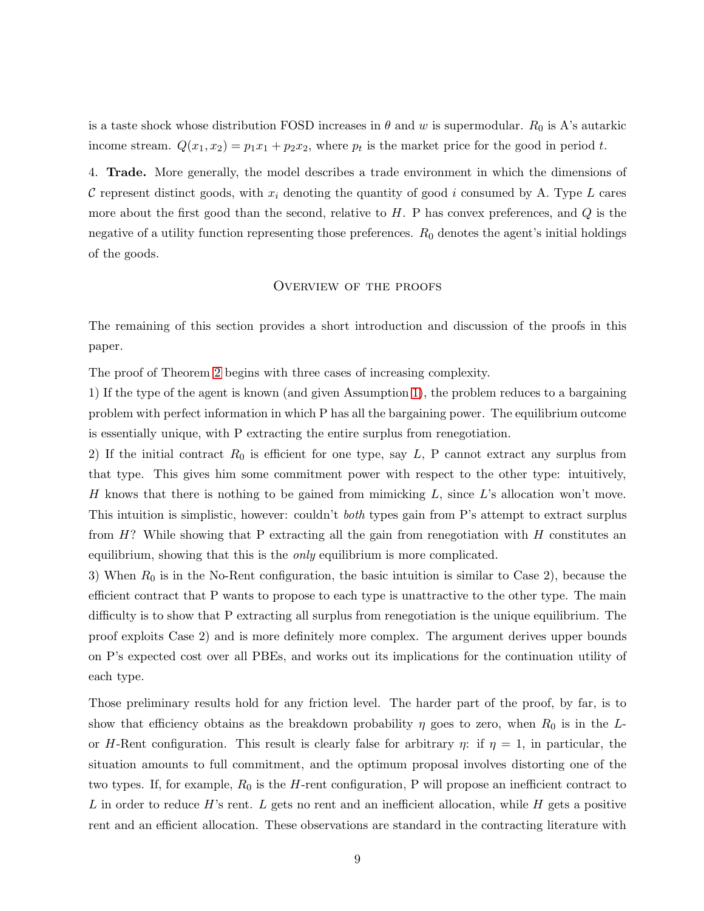is a taste shock whose distribution FOSD increases in $\theta$ and $w$ is supermodular. $R_0$ is A's autarkic income stream. $Q(x_1, x_2) = p_1 x_1 + p_2 x_2$, where $p_t$ is the market price for the good in period $t$.

4. **Trade.** More generally, the model describes a trade environment in which the dimensions of $\mathcal{C}$ represent distinct goods, with $x_i$ denoting the quantity of good $i$ consumed by A. Type $L$ cares more about the first good than the second, relative to $H$. P has convex preferences, and $Q$ is the negative of a utility function representing those preferences. $R_0$ denotes the agent's initial holdings of the goods.

## Overview of the proofs

The remaining of this section provides a short introduction and discussion of the proofs in this paper.

The proof of Theorem 2 begins with three cases of increasing complexity.

1) If the type of the agent is known (and given Assumption 1), the problem reduces to a bargaining problem with perfect information in which P has all the bargaining power. The equilibrium outcome is essentially unique, with P extracting the entire surplus from renegotiation.

2) If the initial contract $R_0$ is efficient for one type, say $L$, P cannot extract any surplus from that type. This gives him some commitment power with respect to the other type: intuitively, $H$ knows that there is nothing to be gained from mimicking $L$, since $L$'s allocation won't move. This intuition is simplistic, however: couldn't *both* types gain from P's attempt to extract surplus from $H$? While showing that P extracting all the gain from renegotiation with $H$ constitutes an equilibrium, showing that this is the *only* equilibrium is more complicated.

3) When $R_0$ is in the No-Rent configuration, the basic intuition is similar to Case 2), because the efficient contract that P wants to propose to each type is unattractive to the other type. The main difficulty is to show that P extracting all surplus from renegotiation is the unique equilibrium. The proof exploits Case 2) and is more definitely more complex. The argument derives upper bounds on P's expected cost over all PBEs, and works out its implications for the continuation utility of each type.

Those preliminary results hold for any friction level. The harder part of the proof, by far, is to show that efficiency obtains as the breakdown probability $\eta$ goes to zero, when $R_0$ is in the $L$- or $H$-Rent configuration. This result is clearly false for arbitrary $\eta$: if $\eta = 1$, in particular, the situation amounts to full commitment, and the optimum proposal involves distorting one of the two types. If, for example, $R_0$ is the $H$-rent configuration, P will propose an inefficient contract to $L$ in order to reduce $H$'s rent. $L$ gets no rent and an inefficient allocation, while $H$ gets a positive rent and an efficient allocation. These observations are standard in the contracting literature with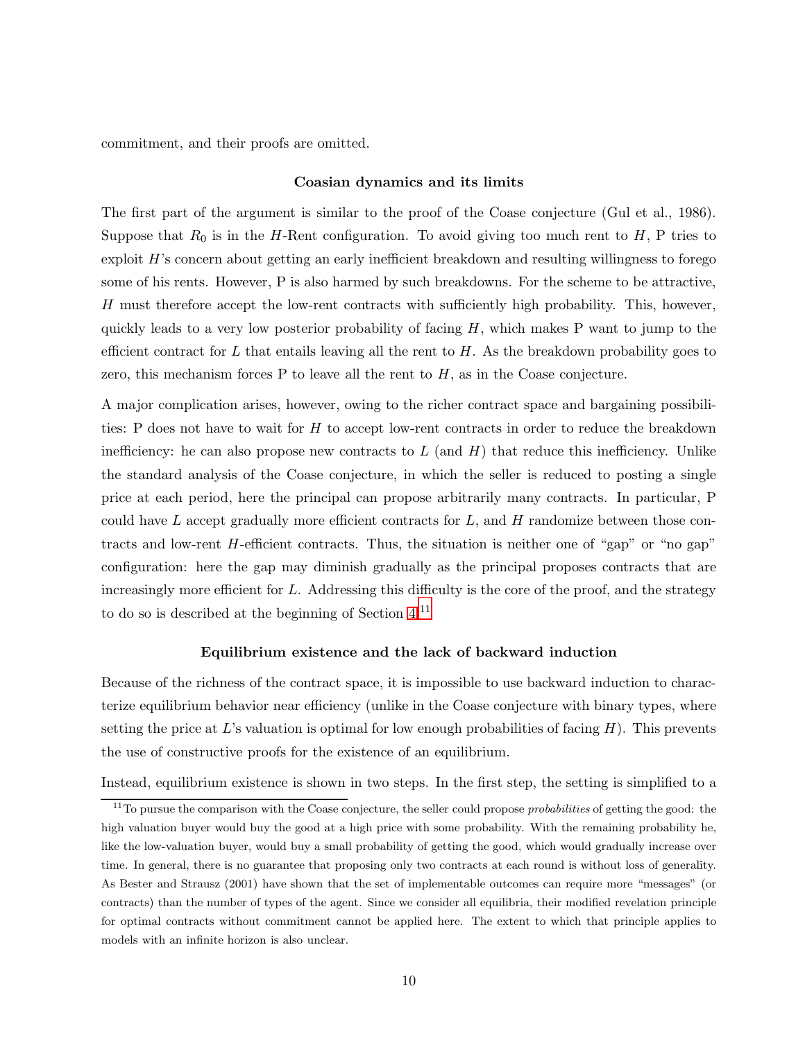commitment, and their proofs are omitted.

### Coasian dynamics and its limits

The first part of the argument is similar to the proof of the Coase conjecture (Gul et al., 1986). Suppose that $R_0$ is in the $H$-Rent configuration. To avoid giving too much rent to $H$, P tries to exploit $H$'s concern about getting an early inefficient breakdown and resulting willingness to forego some of his rents. However, P is also harmed by such breakdowns. For the scheme to be attractive, $H$ must therefore accept the low-rent contracts with sufficiently high probability. This, however, quickly leads to a very low posterior probability of facing $H$, which makes P want to jump to the efficient contract for $L$ that entails leaving all the rent to $H$. As the breakdown probability goes to zero, this mechanism forces P to leave all the rent to $H$, as in the Coase conjecture.

A major complication arises, however, owing to the richer contract space and bargaining possibilities: P does not have to wait for $H$ to accept low-rent contracts in order to reduce the breakdown inefficiency: he can also propose new contracts to $L$ (and $H$) that reduce this inefficiency. Unlike the standard analysis of the Coase conjecture, in which the seller is reduced to posting a single price at each period, here the principal can propose arbitrarily many contracts. In particular, P could have $L$ accept gradually more efficient contracts for $L$, and $H$ randomize between those contracts and low-rent $H$-efficient contracts. Thus, the situation is neither one of "gap" or "no gap" configuration: here the gap may diminish gradually as the principal proposes contracts that are increasingly more efficient for $L$. Addressing this difficulty is the core of the proof, and the strategy to do so is described at the beginning of Section 4.[11]

### Equilibrium existence and the lack of backward induction

Because of the richness of the contract space, it is impossible to use backward induction to characterize equilibrium behavior near efficiency (unlike in the Coase conjecture with binary types, where setting the price at $L$'s valuation is optimal for low enough probabilities of facing $H$). This prevents the use of constructive proofs for the existence of an equilibrium.

Instead, equilibrium existence is shown in two steps. In the first step, the setting is simplified to a

[11] To pursue the comparison with the Coase conjecture, the seller could propose *probabilities* of getting the good: the high valuation buyer would buy the good at a high price with some probability. With the remaining probability he, like the low-valuation buyer, would buy a small probability of getting the good, which would gradually increase over time. In general, there is no guarantee that proposing only two contracts at each round is without loss of generality. As Bester and Strausz (2001) have shown that the set of implementable outcomes can require more "messages" (or contracts) than the number of types of the agent. Since we consider all equilibria, their modified revelation principle for optimal contracts without commitment cannot be applied here. The extent to which that principle applies to models with an infinite horizon is also unclear.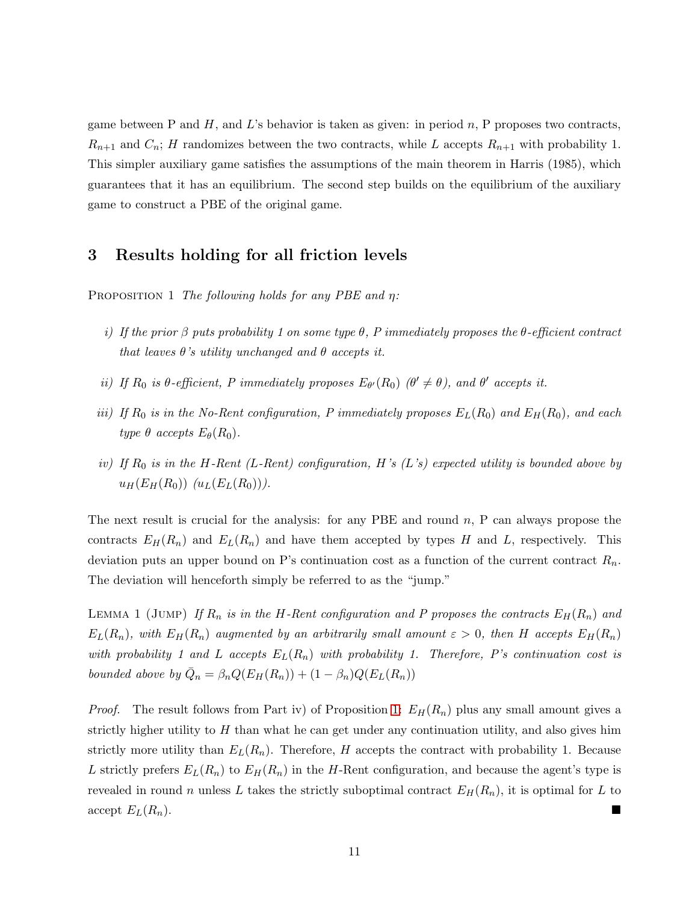game between P and $H$, and $L$'s behavior is taken as given: in period $n$, P proposes two contracts, $R_{n+1}$ and $C_n$; $H$ randomizes between the two contracts, while $L$ accepts $R_{n+1}$ with probability 1. This simpler auxiliary game satisfies the assumptions of the main theorem in Harris (1985), which guarantees that it has an equilibrium. The second step builds on the equilibrium of the auxiliary game to construct a PBE of the original game.

## 3 Results holding for all friction levels

Proposition 1 *The following holds for any PBE and $\eta$:*

*i) If the prior $\beta$ puts probability 1 on some type $\theta$, P immediately proposes the $\theta$-efficient contract that leaves $\theta$'s utility unchanged and $\theta$ accepts it.*

*ii) If $R_0$ is $\theta$-efficient, P immediately proposes $E_{\theta'}(R_0)$ ($\theta' \neq \theta$), and $\theta'$ accepts it.*

*iii) If $R_0$ is in the No-Rent configuration, P immediately proposes $E_L(R_0)$ and $E_H(R_0)$, and each type $\theta$ accepts $E_\theta(R_0)$.*

*iv) If $R_0$ is in the H-Rent (L-Rent) configuration, H's (L's) expected utility is bounded above by $u_H(E_H(R_0))$ ($u_L(E_L(R_0))$).*

The next result is crucial for the analysis: for any PBE and round $n$, P can always propose the contracts $E_H(R_n)$ and $E_L(R_n)$ and have them accepted by types $H$ and $L$, respectively. This deviation puts an upper bound on P's continuation cost as a function of the current contract $R_n$. The deviation will henceforth simply be referred to as the "jump."

Lemma 1 (Jump) *If $R_n$ is in the H-Rent configuration and P proposes the contracts $E_H(R_n)$ and $E_L(R_n)$, with $E_H(R_n)$ augmented by an arbitrarily small amount $\varepsilon > 0$, then H accepts $E_H(R_n)$ with probability 1 and L accepts $E_L(R_n)$ with probability 1. Therefore, P's continuation cost is bounded above by $\bar{Q}_n = \beta_n Q(E_H(R_n)) + (1 - \beta_n)Q(E_L(R_n))$*

*Proof.* The result follows from Part iv) of Proposition 1: $E_H(R_n)$ plus any small amount gives a strictly higher utility to $H$ than what he can get under any continuation utility, and also gives him strictly more utility than $E_L(R_n)$. Therefore, $H$ accepts the contract with probability 1. Because $L$ strictly prefers $E_L(R_n)$ to $E_H(R_n)$ in the $H$-Rent configuration, and because the agent's type is revealed in round $n$ unless $L$ takes the strictly suboptimal contract $E_H(R_n)$, it is optimal for $L$ to accept $E_L(R_n)$. ∎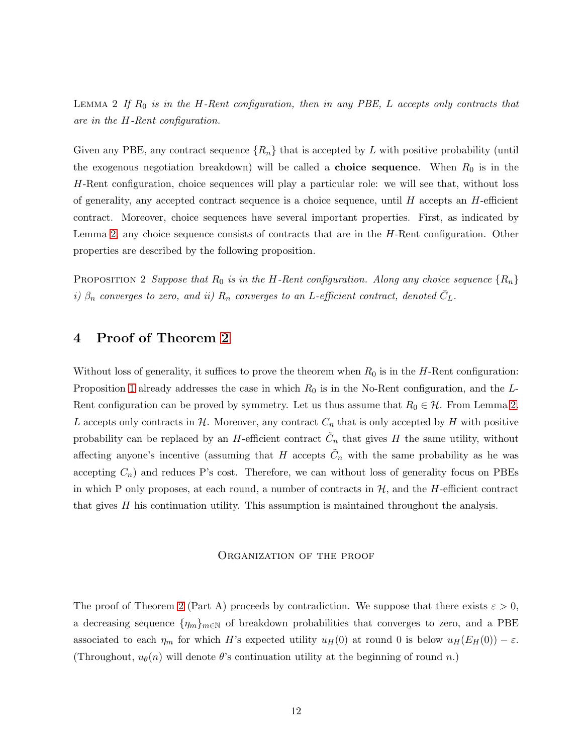Lemma 2 *If $R_0$ is in the $H$-Rent configuration, then in any PBE, $L$ accepts only contracts that are in the $H$-Rent configuration.*

Given any PBE, any contract sequence $\{R_n\}$ that is accepted by $L$ with positive probability (until the exogenous negotiation breakdown) will be called a **choice sequence**. When $R_0$ is in the $H$-Rent configuration, choice sequences will play a particular role: we will see that, without loss of generality, any accepted contract sequence is a choice sequence, until $H$ accepts an $H$-efficient contract. Moreover, choice sequences have several important properties. First, as indicated by Lemma 2, any choice sequence consists of contracts that are in the $H$-Rent configuration. Other properties are described by the following proposition.

Proposition 2 *Suppose that $R_0$ is in the $H$-Rent configuration. Along any choice sequence $\{R_n\}$ i) $\beta_n$ converges to zero, and ii) $R_n$ converges to an $L$-efficient contract, denoted $\bar{C}_L$.*

## 4 Proof of Theorem 2

Without loss of generality, it suffices to prove the theorem when $R_0$ is in the $H$-Rent configuration: Proposition 1 already addresses the case in which $R_0$ is in the No-Rent configuration, and the $L$-Rent configuration can be proved by symmetry. Let us thus assume that $R_0 \in \mathcal{H}$. From Lemma 2, $L$ accepts only contracts in $\mathcal{H}$. Moreover, any contract $C_n$ that is only accepted by $H$ with positive probability can be replaced by an $H$-efficient contract $\tilde{C}_n$ that gives $H$ the same utility, without affecting anyone's incentive (assuming that $H$ accepts $\tilde{C}_n$ with the same probability as he was accepting $C_n$) and reduces P's cost. Therefore, we can without loss of generality focus on PBEs in which P only proposes, at each round, a number of contracts in $\mathcal{H}$, and the $H$-efficient contract that gives $H$ his continuation utility. This assumption is maintained throughout the analysis.

### Organization of the proof

The proof of Theorem 2 (Part A) proceeds by contradiction. We suppose that there exists $\varepsilon > 0$, a decreasing sequence $\{\eta_m\}_{m \in \mathbb{N}}$ of breakdown probabilities that converges to zero, and a PBE associated to each $\eta_m$ for which $H$'s expected utility $u_H(0)$ at round 0 is below $u_H(E_H(0)) - \varepsilon$. (Throughout, $u_\theta(n)$ will denote $\theta$'s continuation utility at the beginning of round $n$.)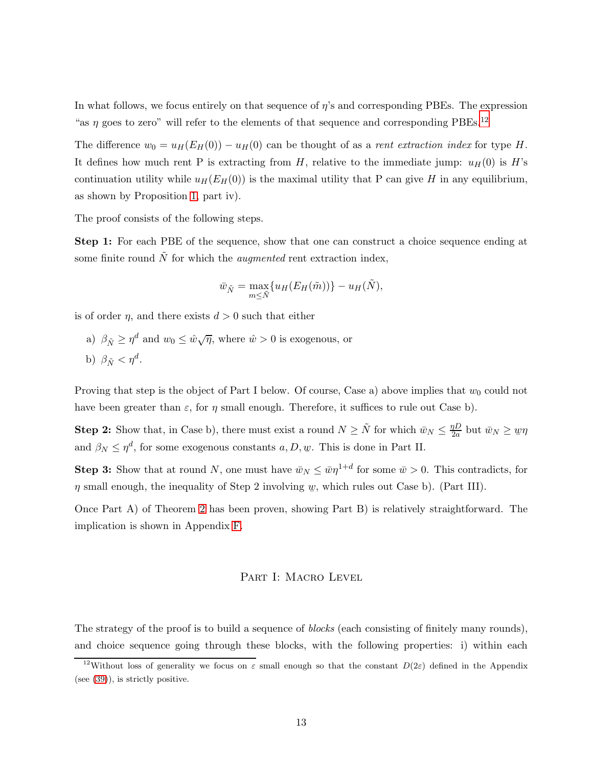In what follows, we focus entirely on that sequence of $\eta$'s and corresponding PBEs. The expression "as $\eta$ goes to zero" will refer to the elements of that sequence and corresponding PBEs.[12]

The difference $w_0 = u_H(E_H(0)) - u_H(0)$ can be thought of as a *rent extraction index* for type $H$. It defines how much rent P is extracting from $H$, relative to the immediate jump: $u_H(0)$ is $H$'s continuation utility while $u_H(E_H(0))$ is the maximal utility that P can give $H$ in any equilibrium, as shown by Proposition 1, part iv).

The proof consists of the following steps.

**Step 1:** For each PBE of the sequence, show that one can construct a choice sequence ending at some finite round $\tilde{N}$ for which the *augmented* rent extraction index,

$$\bar{w}_{\tilde{N}} = \max_{m \leq \tilde{N}} \{u_H(E_H(\tilde{m}))\} - u_H(\tilde{N}),$$

is of order $\eta$, and there exists $d > 0$ such that either

a) $\beta_{\tilde{N}} \geq \eta^d$ and $w_0 \leq \hat{w}\sqrt{\eta}$, where $\hat{w} > 0$ is exogenous, or

b) $\beta_{\tilde{N}} < \eta^d$.

Proving that step is the object of Part I below. Of course, Case a) above implies that $w_0$ could not have been greater than $\varepsilon$, for $\eta$ small enough. Therefore, it suffices to rule out Case b).

**Step 2:** Show that, in Case b), there must exist a round $N \geq \tilde{N}$ for which $\bar{w}_N \leq \frac{\eta D}{2a}$ but $\bar{w}_N \geq \underline{w}\eta$ and $\beta_N \leq \eta^d$, for some exogenous constants $a, D, \underline{w}$. This is done in Part II.

**Step 3:** Show that at round $N$, one must have $\bar{w}_N \leq \bar{w}\eta^{1+d}$ for some $\bar{w} > 0$. This contradicts, for $\eta$ small enough, the inequality of Step 2 involving $\underline{w}$, which rules out Case b). (Part III).

Once Part A) of Theorem 2 has been proven, showing Part B) is relatively straightforward. The implication is shown in Appendix F.

## Part I: Macro Level

The strategy of the proof is to build a sequence of *blocks* (each consisting of finitely many rounds), and choice sequence going through these blocks, with the following properties: i) within each

[12] Without loss of generality we focus on $\varepsilon$ small enough so that the constant $D(2\varepsilon)$ defined in the Appendix (see (39)), is strictly positive.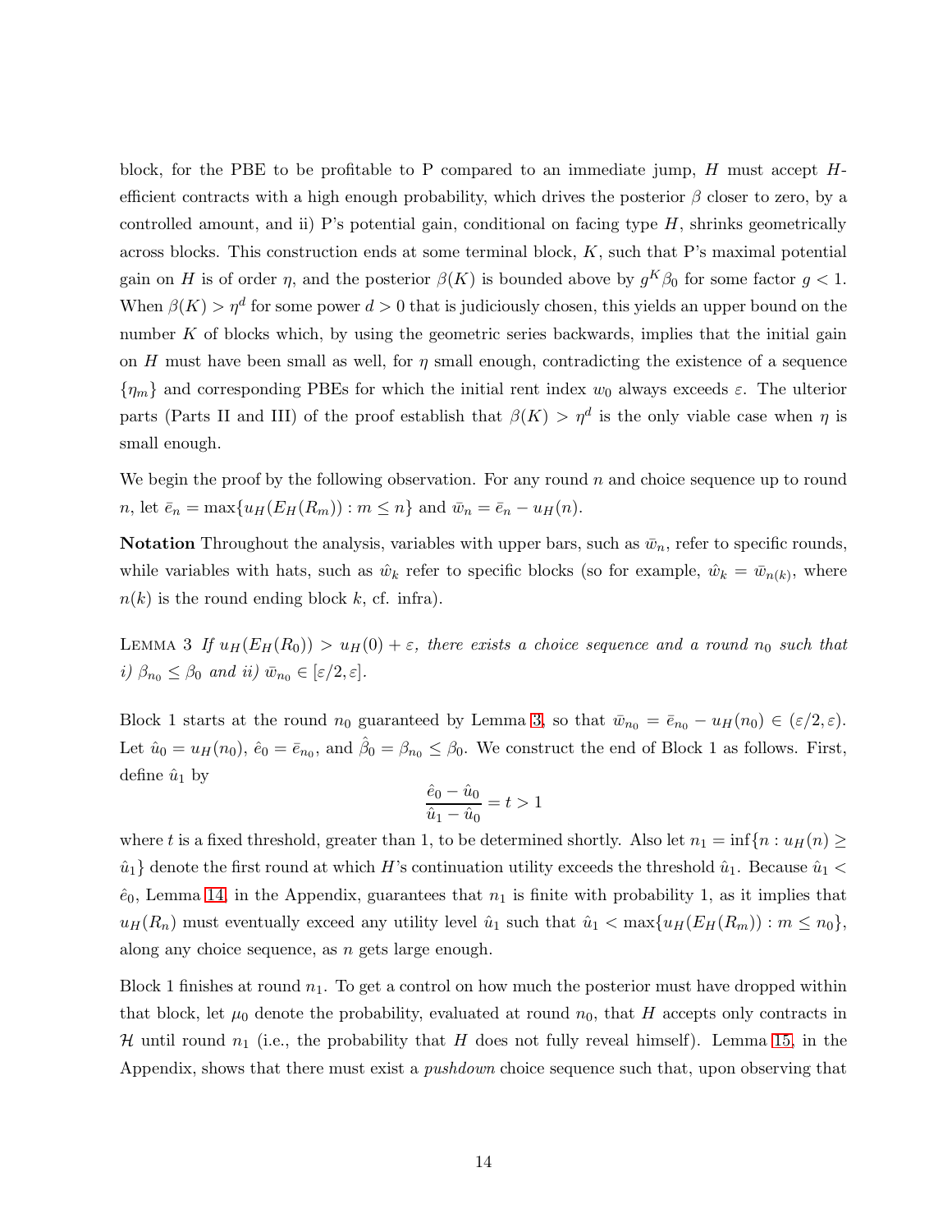block, for the PBE to be profitable to P compared to an immediate jump, $H$ must accept $H$-efficient contracts with a high enough probability, which drives the posterior $\beta$ closer to zero, by a controlled amount, and ii) P's potential gain, conditional on facing type $H$, shrinks geometrically across blocks. This construction ends at some terminal block, $K$, such that P's maximal potential gain on $H$ is of order $\eta$, and the posterior $\beta(K)$ is bounded above by $g^K \beta_0$ for some factor $g < 1$. When $\beta(K) > \eta^d$ for some power $d > 0$ that is judiciously chosen, this yields an upper bound on the number $K$ of blocks which, by using the geometric series backwards, implies that the initial gain on $H$ must have been small as well, for $\eta$ small enough, contradicting the existence of a sequence $\{\eta_m\}$ and corresponding PBEs for which the initial rent index $w_0$ always exceeds $\varepsilon$. The ulterior parts (Parts II and III) of the proof establish that $\beta(K) > \eta^d$ is the only viable case when $\eta$ is small enough.

We begin the proof by the following observation. For any round $n$ and choice sequence up to round $n$, let $\bar{e}_n = \max\{u_H(E_H(R_m)) : m \leq n\}$ and $\bar{w}_n = \bar{e}_n - u_H(n)$.

**Notation** Throughout the analysis, variables with upper bars, such as $\bar{w}_n$, refer to specific rounds, while variables with hats, such as $\hat{w}_k$ refer to specific blocks (so for example, $\hat{w}_k = \bar{w}_{n(k)}$, where $n(k)$ is the round ending block $k$, cf. infra).

Lemma 3 *If $u_H(E_H(R_0)) > u_H(0) + \varepsilon$, there exists a choice sequence and a round $n_0$ such that i) $\beta_{n_0} \leq \beta_0$ and ii) $\bar{w}_{n_0} \in [\varepsilon/2, \varepsilon]$.*

Block 1 starts at the round $n_0$ guaranteed by Lemma 3, so that $\bar{w}_{n_0} = \bar{e}_{n_0} - u_H(n_0) \in (\varepsilon/2, \varepsilon)$. Let $\hat{u}_0 = u_H(n_0)$, $\hat{e}_0 = \bar{e}_{n_0}$, and $\hat{\beta}_0 = \beta_{n_0} \leq \beta_0$. We construct the end of Block 1 as follows. First, define $\hat{u}_1$ by

$$\frac{\hat{e}_0 - \hat{u}_0}{\hat{u}_1 - \hat{u}_0} = t > 1$$

where $t$ is a fixed threshold, greater than 1, to be determined shortly. Also let $n_1 = \inf\{n : u_H(n) \geq \hat{u}_1\}$ denote the first round at which $H$'s continuation utility exceeds the threshold $\hat{u}_1$. Because $\hat{u}_1 < \hat{e}_0$, Lemma 14, in the Appendix, guarantees that $n_1$ is finite with probability 1, as it implies that $u_H(R_n)$ must eventually exceed any utility level $\hat{u}_1$ such that $\hat{u}_1 < \max\{u_H(E_H(R_m)) : m \leq n_0\}$, along any choice sequence, as $n$ gets large enough.

Block 1 finishes at round $n_1$. To get a control on how much the posterior must have dropped within that block, let $\mu_0$ denote the probability, evaluated at round $n_0$, that $H$ accepts only contracts in $\mathcal{H}$ until round $n_1$ (i.e., the probability that $H$ does not fully reveal himself). Lemma 15, in the Appendix, shows that there must exist a *pushdown* choice sequence such that, upon observing that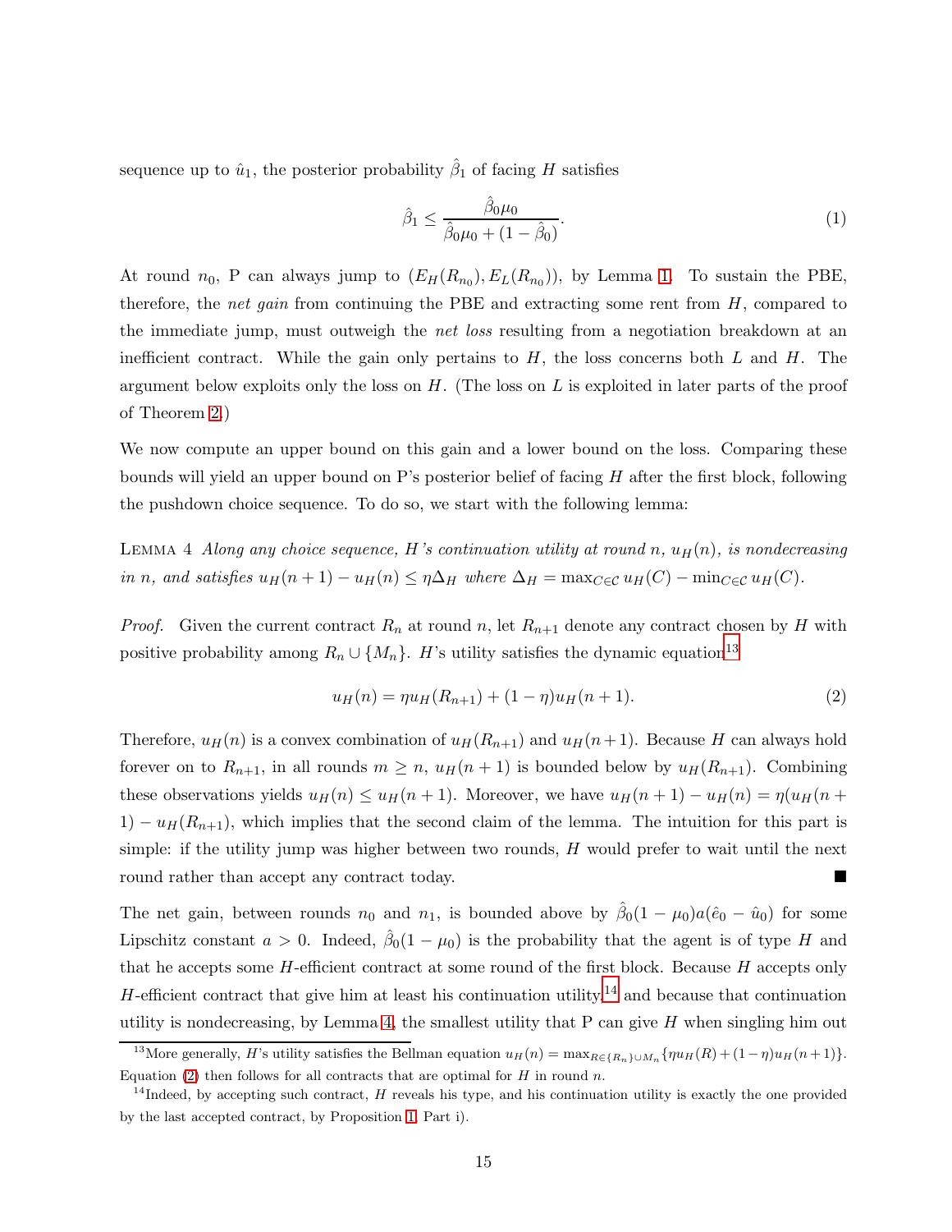sequence up to $\hat{u}_1$, the posterior probability $\hat{\beta}_1$ of facing $H$ satisfies

$$\hat{\beta}_1 \leq \frac{\hat{\beta}_0 \mu_0}{\hat{\beta}_0 \mu_0 + (1 - \hat{\beta}_0)}. \tag{1}$$

At round $n_0$, P can always jump to $(E_H(R_{n_0}), E_L(R_{n_0}))$, by Lemma 1. To sustain the PBE, therefore, the *net gain* from continuing the PBE and extracting some rent from $H$, compared to the immediate jump, must outweigh the *net loss* resulting from a negotiation breakdown at an inefficient contract. While the gain only pertains to $H$, the loss concerns both $L$ and $H$. The argument below exploits only the loss on $H$. (The loss on $L$ is exploited in later parts of the proof of Theorem 2.)

We now compute an upper bound on this gain and a lower bound on the loss. Comparing these bounds will yield an upper bound on P's posterior belief of facing $H$ after the first block, following the pushdown choice sequence. To do so, we start with the following lemma:

Lemma 4 *Along any choice sequence, H's continuation utility at round n, $u_H(n)$, is nondecreasing in n, and satisfies $u_H(n+1) - u_H(n) \leq \eta \Delta_H$ where $\Delta_H = \max_{C \in \mathcal{C}} u_H(C) - \min_{C \in \mathcal{C}} u_H(C)$.*

*Proof.* Given the current contract $R_n$ at round $n$, let $R_{n+1}$ denote any contract chosen by $H$ with positive probability among $R_n \cup \{M_n\}$. $H$'s utility satisfies the dynamic equation[13]

$$u_H(n) = \eta u_H(R_{n+1}) + (1 - \eta) u_H(n + 1). \tag{2}$$

Therefore, $u_H(n)$ is a convex combination of $u_H(R_{n+1})$ and $u_H(n+1)$. Because $H$ can always hold forever on to $R_{n+1}$, in all rounds $m \geq n$, $u_H(n+1)$ is bounded below by $u_H(R_{n+1})$. Combining these observations yields $u_H(n) \leq u_H(n+1)$. Moreover, we have $u_H(n+1) - u_H(n) = \eta(u_H(n+1) - u_H(R_{n+1}))$, which implies that the second claim of the lemma. The intuition for this part is simple: if the utility jump was higher between two rounds, $H$ would prefer to wait until the next round rather than accept any contract today. ■

The net gain, between rounds $n_0$ and $n_1$, is bounded above by $\hat{\beta}_0(1 - \mu_0) a(\hat{e}_0 - \hat{u}_0)$ for some Lipschitz constant $a > 0$. Indeed, $\hat{\beta}_0(1 - \mu_0)$ is the probability that the agent is of type $H$ and that he accepts some $H$-efficient contract at some round of the first block. Because $H$ accepts only $H$-efficient contract that give him at least his continuation utility,[14] and because that continuation utility is nondecreasing, by Lemma 4, the smallest utility that P can give $H$ when singling him out

[13] More generally, $H$'s utility satisfies the Bellman equation $u_H(n) = \max_{R \in \{R_n\} \cup M_n} \{\eta u_H(R) + (1 - \eta) u_H(n+1)\}$. Equation (2) then follows for all contracts that are optimal for $H$ in round $n$.

[14] Indeed, by accepting such contract, $H$ reveals his type, and his continuation utility is exactly the one provided by the last accepted contract, by Proposition 1, Part i).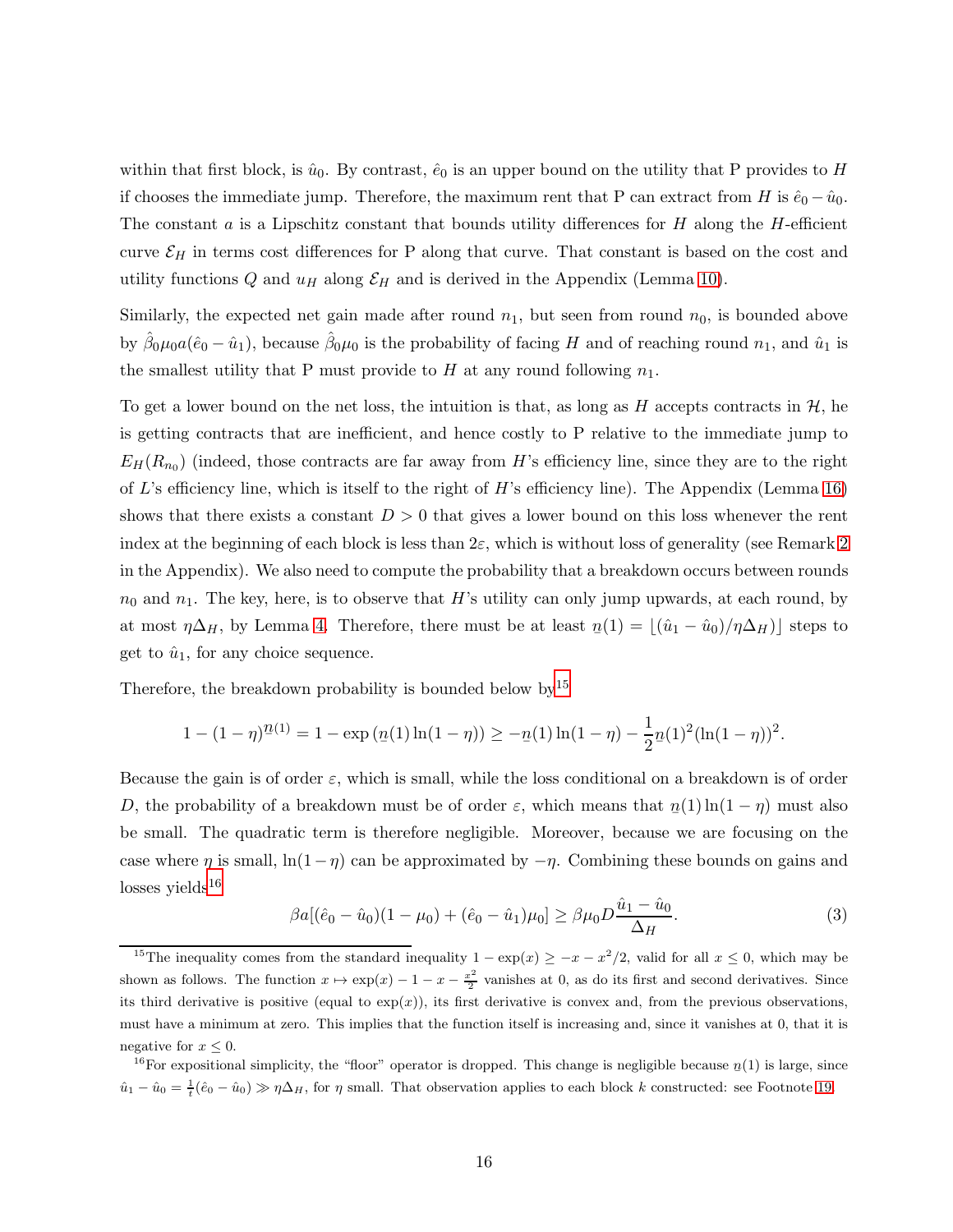within that first block, is $\hat{u}_0$. By contrast, $\hat{e}_0$ is an upper bound on the utility that P provides to $H$ if chooses the immediate jump. Therefore, the maximum rent that P can extract from $H$ is $\hat{e}_0 - \hat{u}_0$. The constant $a$ is a Lipschitz constant that bounds utility differences for $H$ along the $H$-efficient curve $\mathcal{E}_H$ in terms cost differences for P along that curve. That constant is based on the cost and utility functions $Q$ and $u_H$ along $\mathcal{E}_H$ and is derived in the Appendix (Lemma 10).

Similarly, the expected net gain made after round $n_1$, but seen from round $n_0$, is bounded above by $\hat{\beta}_0\mu_0 a(\hat{e}_0 - \hat{u}_1)$, because $\hat{\beta}_0\mu_0$ is the probability of facing $H$ and of reaching round $n_1$, and $\hat{u}_1$ is the smallest utility that P must provide to $H$ at any round following $n_1$.

To get a lower bound on the net loss, the intuition is that, as long as $H$ accepts contracts in $\mathcal{H}$, he is getting contracts that are inefficient, and hence costly to P relative to the immediate jump to $E_H(R_{n_0})$ (indeed, those contracts are far away from $H$'s efficiency line, since they are to the right of $L$'s efficiency line, which is itself to the right of $H$'s efficiency line). The Appendix (Lemma 16) shows that there exists a constant $D > 0$ that gives a lower bound on this loss whenever the rent index at the beginning of each block is less than $2\varepsilon$, which is without loss of generality (see Remark 2 in the Appendix). We also need to compute the probability that a breakdown occurs between rounds $n_0$ and $n_1$. The key, here, is to observe that $H$'s utility can only jump upwards, at each round, by at most $\eta\Delta_H$, by Lemma 4. Therefore, there must be at least $\underline{n}(1) = \lfloor(\hat{u}_1 - \hat{u}_0)/\eta\Delta_H)\rfloor$ steps to get to $\hat{u}_1$, for any choice sequence.

Therefore, the breakdown probability is bounded below by[15]

$$1 - (1-\eta)^{\underline{n}(1)} = 1 - \exp\left(\underline{n}(1)\ln(1-\eta)\right) \geq -\underline{n}(1)\ln(1-\eta) - \frac{1}{2}\underline{n}(1)^2(\ln(1-\eta))^2.$$

Because the gain is of order $\varepsilon$, which is small, while the loss conditional on a breakdown is of order $D$, the probability of a breakdown must be of order $\varepsilon$, which means that $\underline{n}(1)\ln(1-\eta)$ must also be small. The quadratic term is therefore negligible. Moreover, because we are focusing on the case where $\eta$ is small, $\ln(1-\eta)$ can be approximated by $-\eta$. Combining these bounds on gains and losses yields[16]

$$\beta a[(\hat{e}_0 - \hat{u}_0)(1-\mu_0) + (\hat{e}_0 - \hat{u}_1)\mu_0] \geq \beta\mu_0 D\frac{\hat{u}_1 - \hat{u}_0}{\Delta_H}. \tag{3}$$

[15] The inequality comes from the standard inequality $1 - \exp(x) \geq -x - x^2/2$, valid for all $x \leq 0$, which may be shown as follows. The function $x \mapsto \exp(x) - 1 - x - \frac{x^2}{2}$ vanishes at 0, as do its first and second derivatives. Since its third derivative is positive (equal to $\exp(x)$), its first derivative is convex and, from the previous observations, must have a minimum at zero. This implies that the function itself is increasing and, since it vanishes at 0, that it is negative for $x \leq 0$.

[16] For expositional simplicity, the "floor" operator is dropped. This change is negligible because $\underline{n}(1)$ is large, since $\hat{u}_1 - \hat{u}_0 = \frac{1}{t}(\hat{e}_0 - \hat{u}_0) \gg \eta\Delta_H$, for $\eta$ small. That observation applies to each block $k$ constructed: see Footnote 19.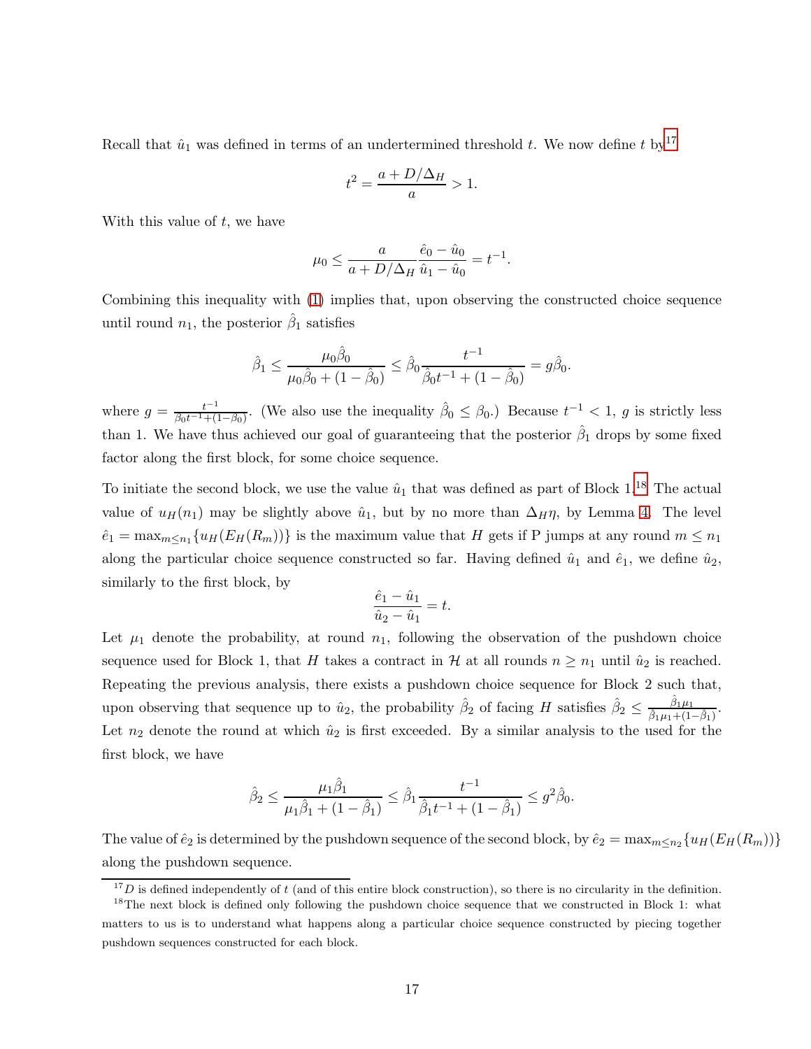Recall that $\hat{u}_1$ was defined in terms of an undertermined threshold $t$. We now define $t$ by[17]

$$t^2 = \frac{a + D/\Delta_H}{a} > 1.$$

With this value of $t$, we have

$$\mu_0 \leq \frac{a}{a + D/\Delta_H} \frac{\hat{e}_0 - \hat{u}_0}{\hat{u}_1 - \hat{u}_0} = t^{-1}.$$

Combining this inequality with (1) implies that, upon observing the constructed choice sequence until round $n_1$, the posterior $\hat{\beta}_1$ satisfies

$$\hat{\beta}_1 \leq \frac{\mu_0 \hat{\beta}_0}{\mu_0 \hat{\beta}_0 + (1 - \hat{\beta}_0)} \leq \hat{\beta}_0 \frac{t^{-1}}{\hat{\beta}_0 t^{-1} + (1 - \hat{\beta}_0)} = g \hat{\beta}_0.$$

where $g = \frac{t^{-1}}{\beta_0 t^{-1} + (1-\beta_0)}$. (We also use the inequality $\hat{\beta}_0 \leq \beta_0$.) Because $t^{-1} < 1$, $g$ is strictly less than 1. We have thus achieved our goal of guaranteeing that the posterior $\hat{\beta}_1$ drops by some fixed factor along the first block, for some choice sequence.

To initiate the second block, we use the value $\hat{u}_1$ that was defined as part of Block 1.[18] The actual value of $u_H(n_1)$ may be slightly above $\hat{u}_1$, but by no more than $\Delta_H \eta$, by Lemma 4. The level $\hat{e}_1 = \max_{m \leq n_1} \{u_H(E_H(R_m))\}$ is the maximum value that $H$ gets if P jumps at any round $m \leq n_1$ along the particular choice sequence constructed so far. Having defined $\hat{u}_1$ and $\hat{e}_1$, we define $\hat{u}_2$, similarly to the first block, by

$$\frac{\hat{e}_1 - \hat{u}_1}{\hat{u}_2 - \hat{u}_1} = t.$$

Let $\mu_1$ denote the probability, at round $n_1$, following the observation of the pushdown choice sequence used for Block 1, that $H$ takes a contract in $\mathcal{H}$ at all rounds $n \geq n_1$ until $\hat{u}_2$ is reached. Repeating the previous analysis, there exists a pushdown choice sequence for Block 2 such that, upon observing that sequence up to $\hat{u}_2$, the probability $\hat{\beta}_2$ of facing $H$ satisfies $\hat{\beta}_2 \leq \frac{\hat{\beta}_1 \mu_1}{\hat{\beta}_1 \mu_1 + (1 - \hat{\beta}_1)}$. Let $n_2$ denote the round at which $\hat{u}_2$ is first exceeded. By a similar analysis to the used for the first block, we have

$$\hat{\beta}_2 \leq \frac{\mu_1 \hat{\beta}_1}{\mu_1 \hat{\beta}_1 + (1 - \hat{\beta}_1)} \leq \hat{\beta}_1 \frac{t^{-1}}{\hat{\beta}_1 t^{-1} + (1 - \hat{\beta}_1)} \leq g^2 \hat{\beta}_0.$$

The value of $\hat{e}_2$ is determined by the pushdown sequence of the second block, by $\hat{e}_2 = \max_{m \leq n_2} \{u_H(E_H(R_m))\}$ along the pushdown sequence.

[17] $D$ is defined independently of $t$ (and of this entire block construction), so there is no circularity in the definition.

[18] The next block is defined only following the pushdown choice sequence that we constructed in Block 1: what matters to us is to understand what happens along a particular choice sequence constructed by piecing together pushdown sequences constructed for each block.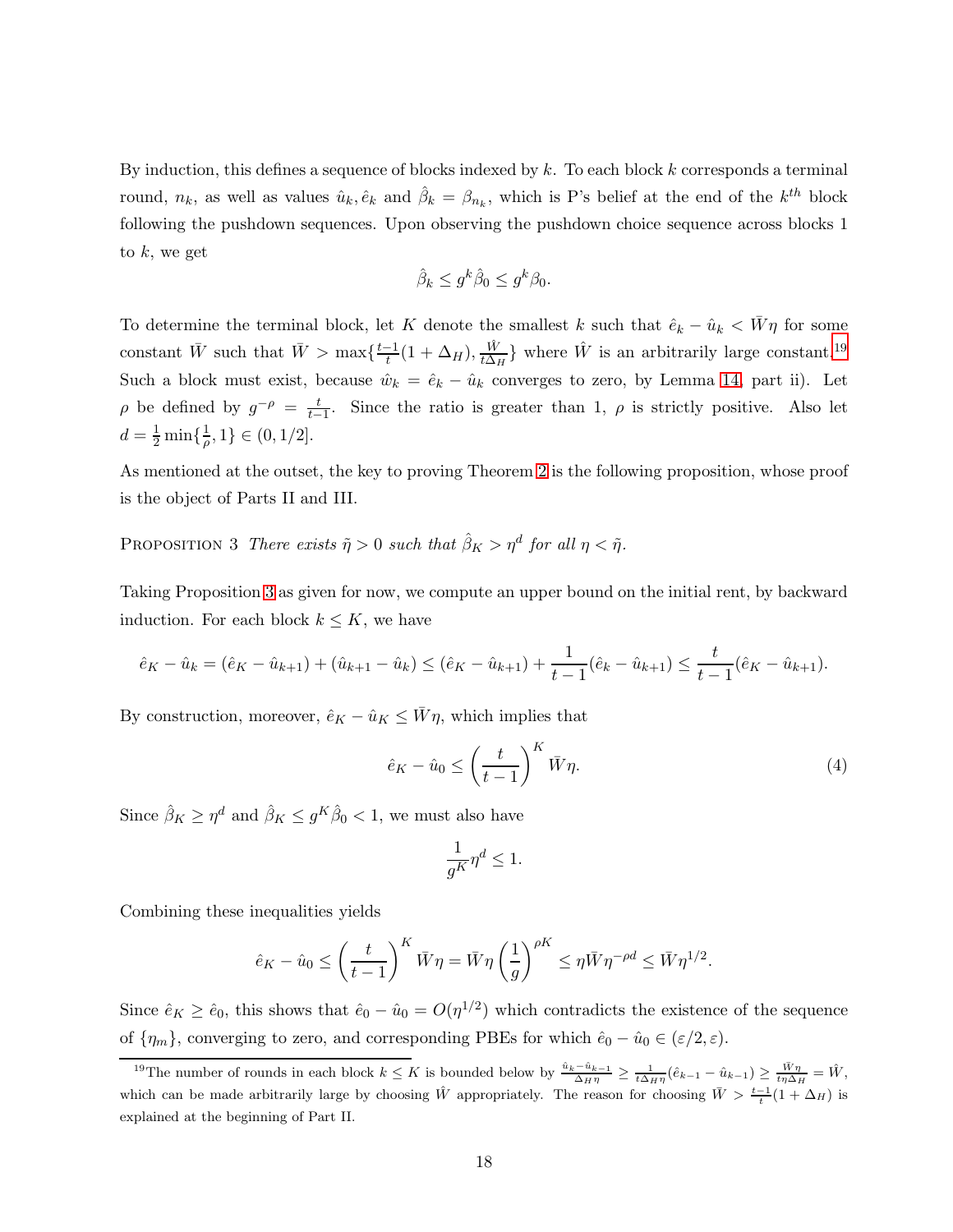By induction, this defines a sequence of blocks indexed by $k$. To each block $k$ corresponds a terminal round, $n_k$, as well as values $\hat{u}_k, \hat{e}_k$ and $\hat{\beta}_k = \beta_{n_k}$, which is P's belief at the end of the $k^{th}$ block following the pushdown sequences. Upon observing the pushdown choice sequence across blocks 1 to $k$, we get

$$\hat{\beta}_k \leq g^k \hat{\beta}_0 \leq g^k \beta_0.$$

To determine the terminal block, let $K$ denote the smallest $k$ such that $\hat{e}_k - \hat{u}_k < \bar{W}\eta$ for some constant $\bar{W}$ such that $\bar{W} > \max\{\frac{t-1}{t}(1+\Delta_H), \frac{\hat{W}}{t\Delta_H}\}$ where $\hat{W}$ is an arbitrarily large constant.[19] Such a block must exist, because $\hat{w}_k = \hat{e}_k - \hat{u}_k$ converges to zero, by Lemma 14, part ii). Let $\rho$ be defined by $g^{-\rho} = \frac{t}{t-1}$. Since the ratio is greater than 1, $\rho$ is strictly positive. Also let $d = \frac{1}{2}\min\{\frac{1}{\rho}, 1\} \in (0, 1/2]$.

As mentioned at the outset, the key to proving Theorem 2 is the following proposition, whose proof is the object of Parts II and III.

Proposition 3 *There exists $\tilde{\eta} > 0$ such that $\hat{\beta}_K > \eta^d$ for all $\eta < \tilde{\eta}$.*

Taking Proposition 3 as given for now, we compute an upper bound on the initial rent, by backward induction. For each block $k \leq K$, we have

$$\hat{e}_K - \hat{u}_k = (\hat{e}_K - \hat{u}_{k+1}) + (\hat{u}_{k+1} - \hat{u}_k) \leq (\hat{e}_K - \hat{u}_{k+1}) + \frac{1}{t-1}(\hat{e}_k - \hat{u}_{k+1}) \leq \frac{t}{t-1}(\hat{e}_K - \hat{u}_{k+1}).$$

By construction, moreover, $\hat{e}_K - \hat{u}_K \leq \bar{W}\eta$, which implies that

$$\hat{e}_K - \hat{u}_0 \leq \left(\frac{t}{t-1}\right)^K \bar{W}\eta. \tag{4}$$

Since $\hat{\beta}_K \geq \eta^d$ and $\hat{\beta}_K \leq g^K \hat{\beta}_0 < 1$, we must also have

$$\frac{1}{g^K}\eta^d \leq 1.$$

Combining these inequalities yields

$$\hat{e}_K - \hat{u}_0 \leq \left(\frac{t}{t-1}\right)^K \bar{W}\eta = \bar{W}\eta\left(\frac{1}{g}\right)^{\rho K} \leq \eta\bar{W}\eta^{-\rho d} \leq \bar{W}\eta^{1/2}.$$

Since $\hat{e}_K \geq \hat{e}_0$, this shows that $\hat{e}_0 - \hat{u}_0 = O(\eta^{1/2})$ which contradicts the existence of the sequence of $\{\eta_m\}$, converging to zero, and corresponding PBEs for which $\hat{e}_0 - \hat{u}_0 \in (\varepsilon/2, \varepsilon)$.

---

[19] The number of rounds in each block $k \leq K$ is bounded below by $\frac{\hat{u}_k - \hat{u}_{k-1}}{\Delta_H \eta} \geq \frac{1}{t\Delta_H \eta}(\hat{e}_{k-1} - \hat{u}_{k-1}) \geq \frac{\bar{W}\eta}{t\eta\Delta_H} = \hat{W}$, which can be made arbitrarily large by choosing $\hat{W}$ appropriately. The reason for choosing $\bar{W} > \frac{t-1}{t}(1+\Delta_H)$ is explained at the beginning of Part II.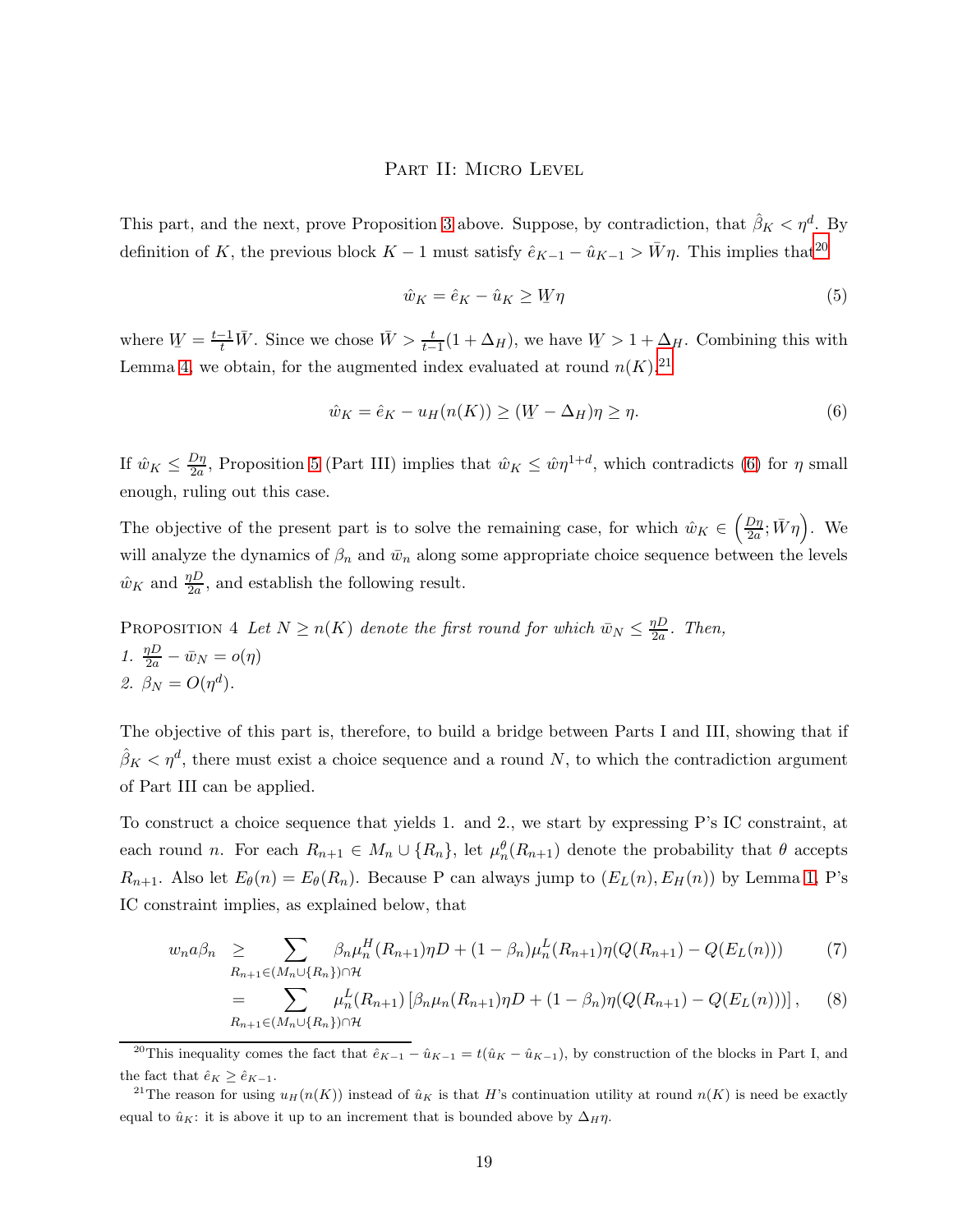## Part II: Micro Level

This part, and the next, prove Proposition 3 above. Suppose, by contradiction, that $\hat{\beta}_K < \eta^d$. By definition of $K$, the previous block $K-1$ must satisfy $\hat{e}_{K-1} - \hat{u}_{K-1} > \bar{W}\eta$. This implies that[20]

$$\hat{w}_K = \hat{e}_K - \hat{u}_K \geq \underline{W}\eta \tag{5}$$

where $\underline{W} = \frac{t-1}{t}\bar{W}$. Since we chose $\bar{W} > \frac{t}{t-1}(1+\Delta_H)$, we have $\underline{W} > 1 + \Delta_H$. Combining this with Lemma 4, we obtain, for the augmented index evaluated at round $n(K)$,[21]

$$\hat{w}_K = \hat{e}_K - u_H(n(K)) \geq (\underline{W} - \Delta_H)\eta \geq \eta. \tag{6}$$

If $\hat{w}_K \leq \frac{D\eta}{2a}$, Proposition 5 (Part III) implies that $\hat{w}_K \leq \hat{w}\eta^{1+d}$, which contradicts (6) for $\eta$ small enough, ruling out this case.

The objective of the present part is to solve the remaining case, for which $\hat{w}_K \in \left(\frac{D\eta}{2a}; \bar{W}\eta\right)$. We will analyze the dynamics of $\beta_n$ and $\bar{w}_n$ along some appropriate choice sequence between the levels $\hat{w}_K$ and $\frac{\eta D}{2a}$, and establish the following result.

Proposition 4 *Let $N \geq n(K)$ denote the first round for which $\bar{w}_N \leq \frac{\eta D}{2a}$. Then,*
1. $\frac{\eta D}{2a} - \bar{w}_N = o(\eta)$
2. $\beta_N = O(\eta^d)$.

The objective of this part is, therefore, to build a bridge between Parts I and III, showing that if $\hat{\beta}_K < \eta^d$, there must exist a choice sequence and a round $N$, to which the contradiction argument of Part III can be applied.

To construct a choice sequence that yields 1. and 2., we start by expressing P's IC constraint, at each round $n$. For each $R_{n+1} \in M_n \cup \{R_n\}$, let $\mu_n^\theta(R_{n+1})$ denote the probability that $\theta$ accepts $R_{n+1}$. Also let $E_\theta(n) = E_\theta(R_n)$. Because P can always jump to $(E_L(n), E_H(n))$ by Lemma 1, P's IC constraint implies, as explained below, that

$$\begin{aligned}
w_n a \beta_n &\geq \sum_{R_{n+1} \in (M_n \cup \{R_n\}) \cap \mathcal{H}} \beta_n \mu_n^H(R_{n+1})\eta D + (1-\beta_n)\mu_n^L(R_{n+1})\eta(Q(R_{n+1}) - Q(E_L(n))) \qquad (7) \\
&= \sum_{R_{n+1} \in (M_n \cup \{R_n\}) \cap \mathcal{H}} \mu_n^L(R_{n+1})\left[\beta_n \mu_n(R_{n+1})\eta D + (1-\beta_n)\eta(Q(R_{n+1}) - Q(E_L(n)))\right], \qquad (8)
\end{aligned}$$

[20] This inequality comes the fact that $\hat{e}_{K-1} - \hat{u}_{K-1} = t(\hat{u}_K - \hat{u}_{K-1})$, by construction of the blocks in Part I, and the fact that $\hat{e}_K \geq \hat{e}_{K-1}$.

[21] The reason for using $u_H(n(K))$ instead of $\hat{u}_K$ is that $H$'s continuation utility at round $n(K)$ is need be exactly equal to $\hat{u}_K$: it is above it up to an increment that is bounded above by $\Delta_H\eta$.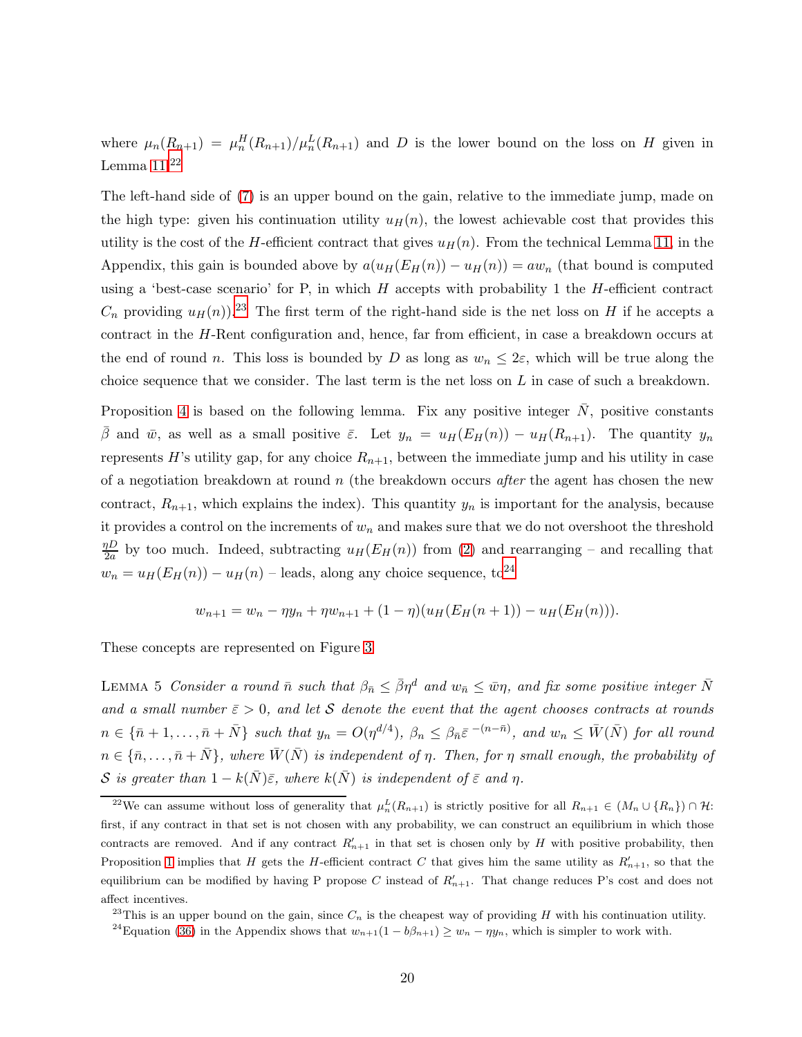where $\mu_n(R_{n+1}) = \mu_n^H(R_{n+1})/\mu_n^L(R_{n+1})$ and $D$ is the lower bound on the loss on $H$ given in Lemma 11.[22]

The left-hand side of (7) is an upper bound on the gain, relative to the immediate jump, made on the high type: given his continuation utility $u_H(n)$, the lowest achievable cost that provides this utility is the cost of the $H$-efficient contract that gives $u_H(n)$. From the technical Lemma 11, in the Appendix, this gain is bounded above by $a(u_H(E_H(n)) - u_H(n)) = aw_n$ (that bound is computed using a 'best-case scenario' for P, in which $H$ accepts with probability 1 the $H$-efficient contract $C_n$ providing $u_H(n)$).[23] The first term of the right-hand side is the net loss on $H$ if he accepts a contract in the $H$-Rent configuration and, hence, far from efficient, in case a breakdown occurs at the end of round $n$. This loss is bounded by $D$ as long as $w_n \leq 2\varepsilon$, which will be true along the choice sequence that we consider. The last term is the net loss on $L$ in case of such a breakdown.

Proposition 4 is based on the following lemma. Fix any positive integer $\bar{N}$, positive constants $\bar{\beta}$ and $\bar{w}$, as well as a small positive $\bar{\varepsilon}$. Let $y_n = u_H(E_H(n)) - u_H(R_{n+1})$. The quantity $y_n$ represents $H$'s utility gap, for any choice $R_{n+1}$, between the immediate jump and his utility in case of a negotiation breakdown at round $n$ (the breakdown occurs *after* the agent has chosen the new contract, $R_{n+1}$, which explains the index). This quantity $y_n$ is important for the analysis, because it provides a control on the increments of $w_n$ and makes sure that we do not overshoot the threshold $\frac{\eta D}{2a}$ by too much. Indeed, subtracting $u_H(E_H(n))$ from (2) and rearranging – and recalling that $w_n = u_H(E_H(n)) - u_H(n)$ – leads, along any choice sequence, to[24]

$$w_{n+1} = w_n - \eta y_n + \eta w_{n+1} + (1-\eta)(u_H(E_H(n+1)) - u_H(E_H(n))).$$

These concepts are represented on Figure 3.

LEMMA 5 *Consider a round $\bar{n}$ such that $\beta_{\bar{n}} \leq \bar{\beta}\eta^d$ and $w_{\bar{n}} \leq \bar{w}\eta$, and fix some positive integer $\bar{N}$ and a small number $\bar{\varepsilon} > 0$, and let $\mathcal{S}$ denote the event that the agent chooses contracts at rounds $n \in \{\bar{n}+1, \ldots, \bar{n}+\bar{N}\}$ such that $y_n = O(\eta^{d/4})$, $\beta_n \leq \beta_{\bar{n}}\bar{\varepsilon}^{\,-(n-\bar{n})}$, and $w_n \leq \bar{W}(\bar{N})$ for all round $n \in \{\bar{n}, \ldots, \bar{n}+\bar{N}\}$, where $\bar{W}(\bar{N})$ is independent of $\eta$. Then, for $\eta$ small enough, the probability of $\mathcal{S}$ is greater than $1 - k(\bar{N})\bar{\varepsilon}$, where $k(\bar{N})$ is independent of $\bar{\varepsilon}$ and $\eta$.*

[22] We can assume without loss of generality that $\mu_n^L(R_{n+1})$ is strictly positive for all $R_{n+1} \in (M_n \cup \{R_n\}) \cap \mathcal{H}$: first, if any contract in that set is not chosen with any probability, we can construct an equilibrium in which those contracts are removed. And if any contract $R'_{n+1}$ in that set is chosen only by $H$ with positive probability, then Proposition 1 implies that $H$ gets the $H$-efficient contract $C$ that gives him the same utility as $R'_{n+1}$, so that the equilibrium can be modified by having P propose $C$ instead of $R'_{n+1}$. That change reduces P's cost and does not affect incentives.

[23] This is an upper bound on the gain, since $C_n$ is the cheapest way of providing $H$ with his continuation utility.

[24] Equation (36) in the Appendix shows that $w_{n+1}(1 - b\beta_{n+1}) \geq w_n - \eta y_n$, which is simpler to work with.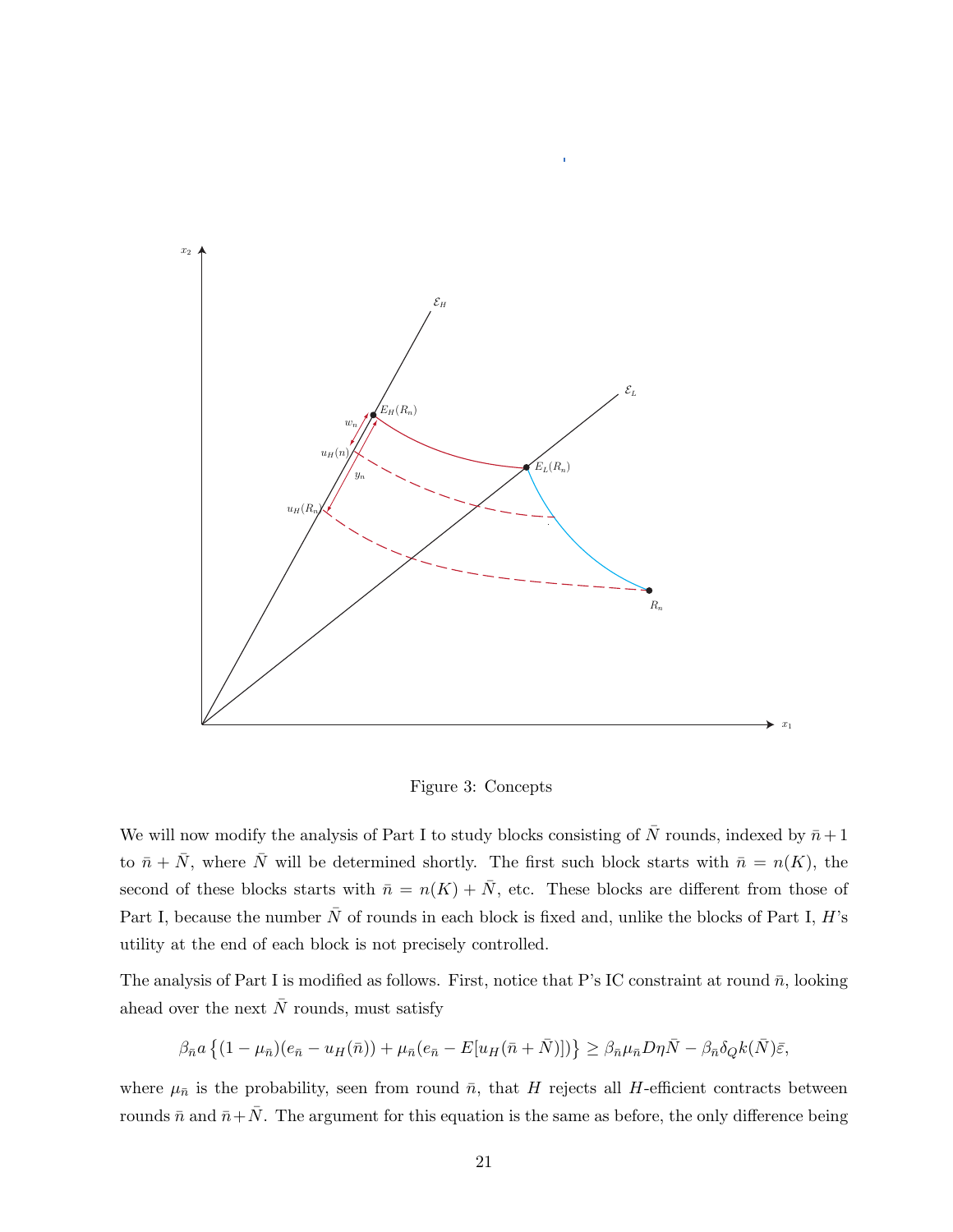Figure 3: Concepts

We will now modify the analysis of Part I to study blocks consisting of $\bar{N}$ rounds, indexed by $\bar{n}+1$ to $\bar{n}+\bar{N}$, where $\bar{N}$ will be determined shortly. The first such block starts with $\bar{n} = n(K)$, the second of these blocks starts with $\bar{n} = n(K) + \bar{N}$, etc. These blocks are different from those of Part I, because the number $\bar{N}$ of rounds in each block is fixed and, unlike the blocks of Part I, $H$'s utility at the end of each block is not precisely controlled.

The analysis of Part I is modified as follows. First, notice that P's IC constraint at round $\bar{n}$, looking ahead over the next $\bar{N}$ rounds, must satisfy

$$\beta_{\bar{n}} a \left\{(1-\mu_{\bar{n}})(e_{\bar{n}} - u_H(\bar{n})) + \mu_{\bar{n}}(e_{\bar{n}} - E[u_H(\bar{n}+\bar{N})])\right\} \geq \beta_{\bar{n}}\mu_{\bar{n}} D\eta\bar{N} - \beta_{\bar{n}}\delta_Q k(\bar{N})\bar{\varepsilon},$$

where $\mu_{\bar{n}}$ is the probability, seen from round $\bar{n}$, that $H$ rejects all $H$-efficient contracts between rounds $\bar{n}$ and $\bar{n}+\bar{N}$. The argument for this equation is the same as before, the only difference being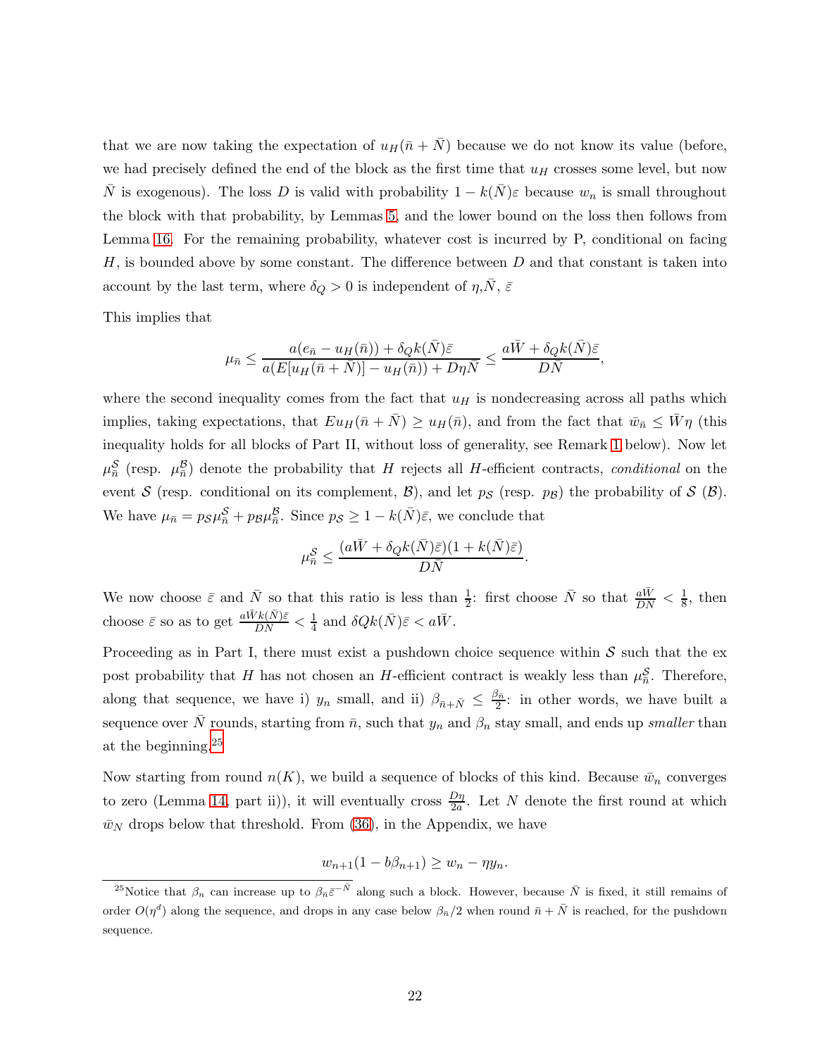that we are now taking the expectation of $u_H(\bar{n}+\bar{N})$ because we do not know its value (before, we had precisely defined the end of the block as the first time that $u_H$ crosses some level, but now $\bar{N}$ is exogenous). The loss $D$ is valid with probability $1-k(\bar{N})\varepsilon$ because $w_n$ is small throughout the block with that probability, by Lemmas 5, and the lower bound on the loss then follows from Lemma 16. For the remaining probability, whatever cost is incurred by P, conditional on facing $H$, is bounded above by some constant. The difference between $D$ and that constant is taken into account by the last term, where $\delta_Q > 0$ is independent of $\eta$,$\bar{N}$, $\bar{\varepsilon}$

This implies that

$$\mu_{\bar{n}} \leq \frac{a(e_{\bar{n}} - u_H(\bar{n})) + \delta_Q k(\bar{N})\bar{\varepsilon}}{a(E[u_H(\bar{n}+\bar{N})] - u_H(\bar{n})) + D\eta\bar{N}} \leq \frac{a\bar{W} + \delta_Q k(\bar{N})\bar{\varepsilon}}{D\bar{N}},$$

where the second inequality comes from the fact that $u_H$ is nondecreasing across all paths which implies, taking expectations, that $Eu_H(\bar{n}+\bar{N}) \geq u_H(\bar{n})$, and from the fact that $\bar{w}_{\bar{n}} \leq \bar{W}\eta$ (this inequality holds for all blocks of Part II, without loss of generality, see Remark 1 below). Now let $\mu^{\mathcal{S}}_{\bar{n}}$ (resp. $\mu^{\mathcal{B}}_{\bar{n}}$) denote the probability that $H$ rejects all $H$-efficient contracts, *conditional* on the event $\mathcal{S}$ (resp. conditional on its complement, $\mathcal{B}$), and let $p_{\mathcal{S}}$ (resp. $p_{\mathcal{B}}$) the probability of $\mathcal{S}$ ($\mathcal{B}$). We have $\mu_{\bar{n}} = p_{\mathcal{S}}\mu^{\mathcal{S}}_{\bar{n}} + p_{\mathcal{B}}\mu^{\mathcal{B}}_{\bar{n}}$. Since $p_{\mathcal{S}} \geq 1 - k(\bar{N})\bar{\varepsilon}$, we conclude that

$$\mu^{\mathcal{S}}_{\bar{n}} \leq \frac{(a\bar{W} + \delta_Q k(\bar{N})\bar{\varepsilon})(1 + k(\bar{N})\bar{\varepsilon})}{D\bar{N}}.$$

We now choose $\bar{\varepsilon}$ and $\bar{N}$ so that this ratio is less than $\frac{1}{2}$: first choose $\bar{N}$ so that $\frac{a\bar{W}}{DN} < \frac{1}{8}$, then choose $\bar{\varepsilon}$ so as to get $\frac{a\bar{W}k(\bar{N})\bar{\varepsilon}}{DN} < \frac{1}{4}$ and $\delta Q k(\bar{N})\bar{\varepsilon} < a\bar{W}$.

Proceeding as in Part I, there must exist a pushdown choice sequence within $\mathcal{S}$ such that the ex post probability that $H$ has not chosen an $H$-efficient contract is weakly less than $\mu^{\mathcal{S}}_{\bar{n}}$. Therefore, along that sequence, we have i) $y_n$ small, and ii) $\beta_{\bar{n}+\bar{N}} \leq \frac{\beta_{\bar{n}}}{2}$: in other words, we have built a sequence over $\bar{N}$ rounds, starting from $\bar{n}$, such that $y_n$ and $\beta_n$ stay small, and ends up *smaller* than at the beginning.[25]

Now starting from round $n(K)$, we build a sequence of blocks of this kind. Because $\bar{w}_n$ converges to zero (Lemma 14, part ii)), it will eventually cross $\frac{D\eta}{2a}$. Let $N$ denote the first round at which $\bar{w}_N$ drops below that threshold. From (36), in the Appendix, we have

$$w_{n+1}(1 - b\beta_{n+1}) \geq w_n - \eta y_n.$$

[25]Notice that $\beta_n$ can increase up to $\beta_{\bar{n}}\bar{\varepsilon}^{-\bar{N}}$ along such a block. However, because $\bar{N}$ is fixed, it still remains of order $O(\eta^d)$ along the sequence, and drops in any case below $\beta_{\bar{n}}/2$ when round $\bar{n}+\bar{N}$ is reached, for the pushdown sequence.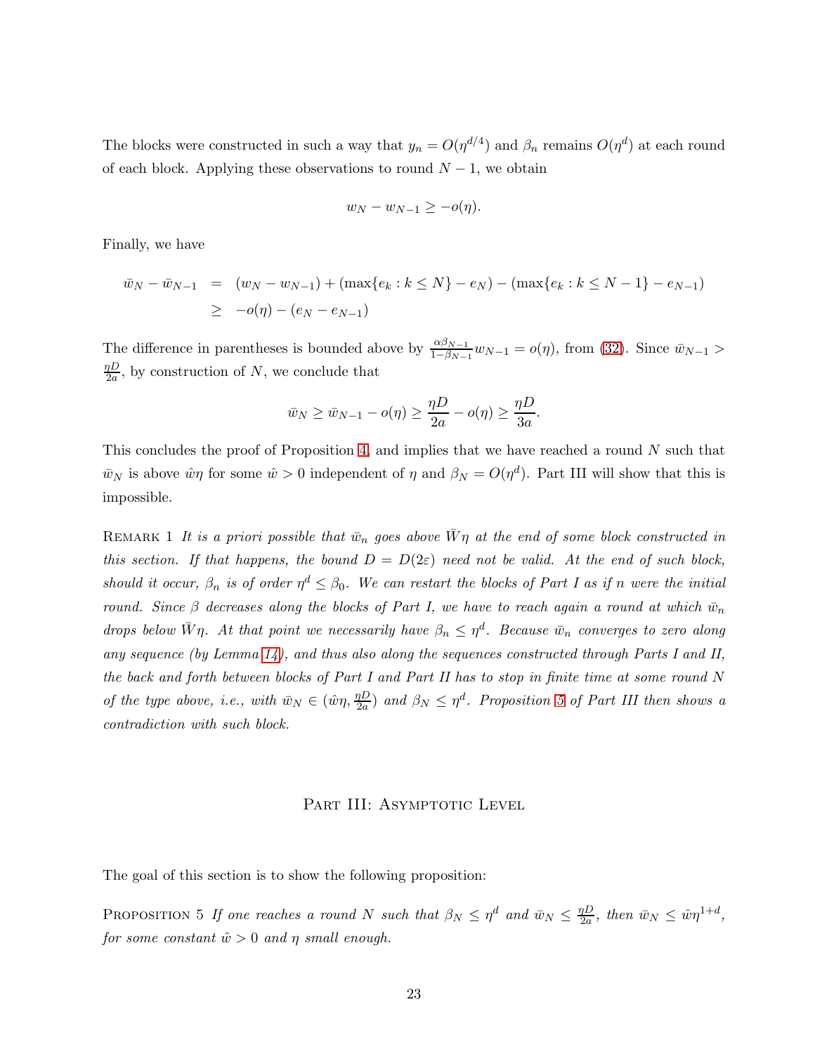The blocks were constructed in such a way that $y_n = O(\eta^{d/4})$ and $\beta_n$ remains $O(\eta^d)$ at each round of each block. Applying these observations to round $N-1$, we obtain

$$w_N - w_{N-1} \geq -o(\eta).$$

Finally, we have

$$\begin{aligned}
\bar{w}_N - \bar{w}_{N-1} &= (w_N - w_{N-1}) + (\max\{e_k : k \leq N\} - e_N) - (\max\{e_k : k \leq N-1\} - e_{N-1}) \\
&\geq -o(\eta) - (e_N - e_{N-1})
\end{aligned}$$

The difference in parentheses is bounded above by $\frac{\alpha \beta_{N-1}}{1-\beta_{N-1}} w_{N-1} = o(\eta)$, from (32). Since $\bar{w}_{N-1} > \frac{\eta D}{2a}$, by construction of $N$, we conclude that

$$\bar{w}_N \geq \bar{w}_{N-1} - o(\eta) \geq \frac{\eta D}{2a} - o(\eta) \geq \frac{\eta D}{3a}.$$

This concludes the proof of Proposition 4, and implies that we have reached a round $N$ such that $\bar{w}_N$ is above $\hat{w}\eta$ for some $\hat{w} > 0$ independent of $\eta$ and $\beta_N = O(\eta^d)$. Part III will show that this is impossible.

Remark 1 *It is a priori possible that $\bar{w}_n$ goes above $\bar{W}\eta$ at the end of some block constructed in this section. If that happens, the bound $D = D(2\varepsilon)$ need not be valid. At the end of such block, should it occur, $\beta_n$ is of order $\eta^d \leq \beta_0$. We can restart the blocks of Part I as if $n$ were the initial round. Since $\beta$ decreases along the blocks of Part I, we have to reach again a round at which $\bar{w}_n$ drops below $\bar{W}\eta$. At that point we necessarily have $\beta_n \leq \eta^d$. Because $\bar{w}_n$ converges to zero along any sequence (by Lemma 14), and thus also along the sequences constructed through Parts I and II, the back and forth between blocks of Part I and Part II has to stop in finite time at some round $N$ of the type above, i.e., with $\bar{w}_N \in (\hat{w}\eta, \frac{\eta D}{2a})$ and $\beta_N \leq \eta^d$. Proposition 5 of Part III then shows a contradiction with such block.*

## Part III: Asymptotic Level

The goal of this section is to show the following proposition:

Proposition 5 *If one reaches a round $N$ such that $\beta_N \leq \eta^d$ and $\bar{w}_N \leq \frac{\eta D}{2a}$, then $\bar{w}_N \leq \hat{w}\eta^{1+d}$, for some constant $\hat{w} > 0$ and $\eta$ small enough.*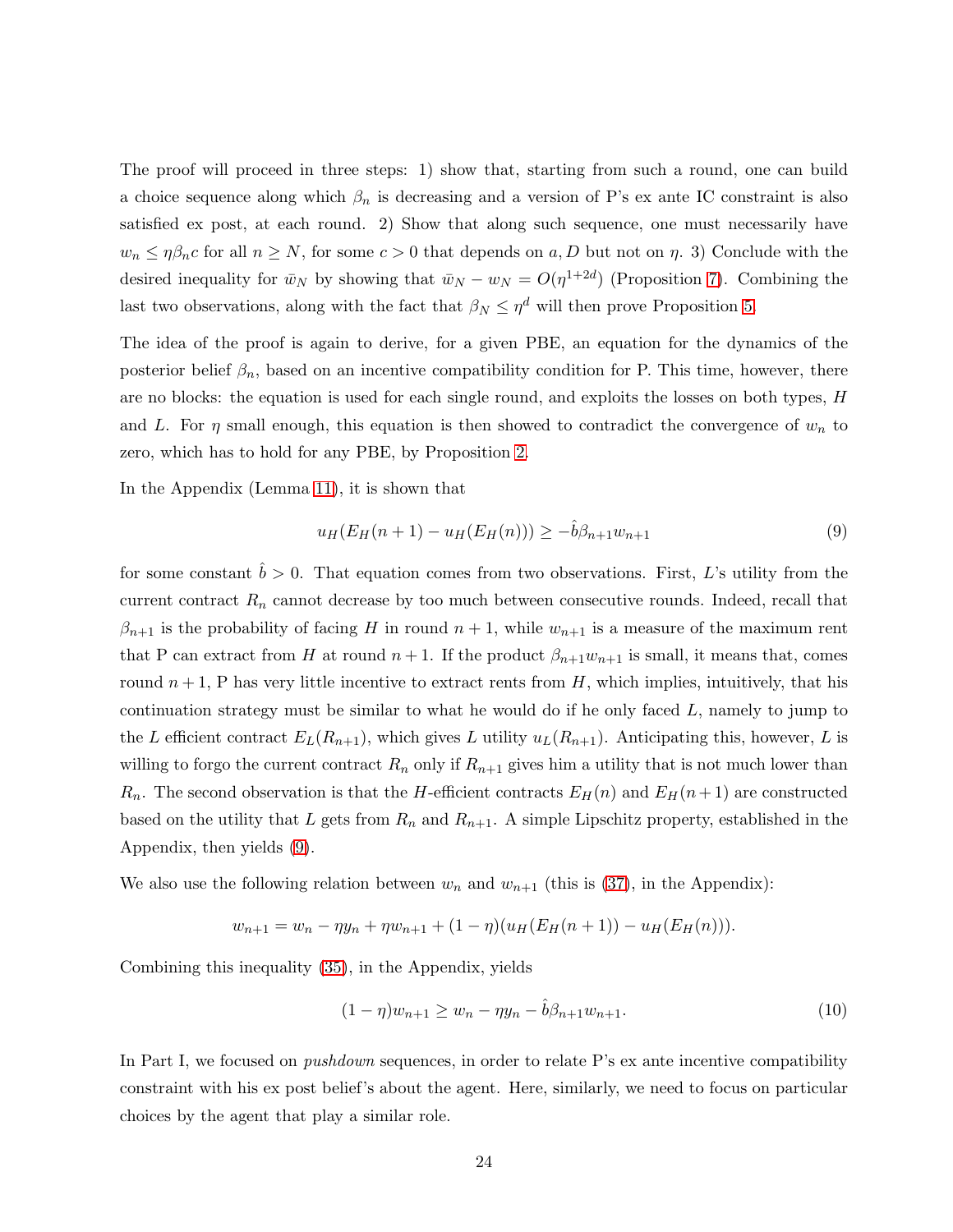The proof will proceed in three steps: 1) show that, starting from such a round, one can build a choice sequence along which $\beta_n$ is decreasing and a version of P's ex ante IC constraint is also satisfied ex post, at each round. 2) Show that along such sequence, one must necessarily have $w_n \leq \eta\beta_n c$ for all $n \geq N$, for some $c > 0$ that depends on $a, D$ but not on $\eta$. 3) Conclude with the desired inequality for $\bar{w}_N$ by showing that $\bar{w}_N - w_N = O(\eta^{1+2d})$ (Proposition 7). Combining the last two observations, along with the fact that $\beta_N \leq \eta^d$ will then prove Proposition 5.

The idea of the proof is again to derive, for a given PBE, an equation for the dynamics of the posterior belief $\beta_n$, based on an incentive compatibility condition for P. This time, however, there are no blocks: the equation is used for each single round, and exploits the losses on both types, $H$ and $L$. For $\eta$ small enough, this equation is then showed to contradict the convergence of $w_n$ to zero, which has to hold for any PBE, by Proposition 2.

In the Appendix (Lemma 11), it is shown that

$$u_H(E_H(n+1) - u_H(E_H(n))) \geq -\hat{b}\beta_{n+1}w_{n+1} \tag{9}$$

for some constant $\hat{b} > 0$. That equation comes from two observations. First, $L$'s utility from the current contract $R_n$ cannot decrease by too much between consecutive rounds. Indeed, recall that $\beta_{n+1}$ is the probability of facing $H$ in round $n+1$, while $w_{n+1}$ is a measure of the maximum rent that P can extract from $H$ at round $n+1$. If the product $\beta_{n+1}w_{n+1}$ is small, it means that, comes round $n+1$, P has very little incentive to extract rents from $H$, which implies, intuitively, that his continuation strategy must be similar to what he would do if he only faced $L$, namely to jump to the $L$ efficient contract $E_L(R_{n+1})$, which gives $L$ utility $u_L(R_{n+1})$. Anticipating this, however, $L$ is willing to forgo the current contract $R_n$ only if $R_{n+1}$ gives him a utility that is not much lower than $R_n$. The second observation is that the $H$-efficient contracts $E_H(n)$ and $E_H(n+1)$ are constructed based on the utility that $L$ gets from $R_n$ and $R_{n+1}$. A simple Lipschitz property, established in the Appendix, then yields (9).

We also use the following relation between $w_n$ and $w_{n+1}$ (this is (37), in the Appendix):

$$w_{n+1} = w_n - \eta y_n + \eta w_{n+1} + (1-\eta)(u_H(E_H(n+1)) - u_H(E_H(n))).$$

Combining this inequality (35), in the Appendix, yields

$$(1-\eta)w_{n+1} \geq w_n - \eta y_n - \hat{b}\beta_{n+1}w_{n+1}. \tag{10}$$

In Part I, we focused on *pushdown* sequences, in order to relate P's ex ante incentive compatibility constraint with his ex post belief's about the agent. Here, similarly, we need to focus on particular choices by the agent that play a similar role.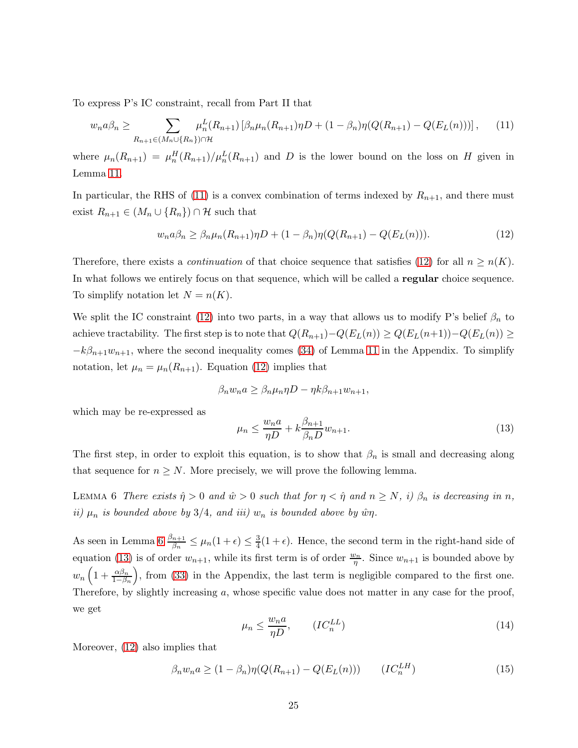To express P's IC constraint, recall from Part II that

$$w_n a \beta_n \geq \sum_{R_{n+1} \in (M_n \cup \{R_n\}) \cap \mathcal{H}} \mu_n^L(R_{n+1}) \left[ \beta_n \mu_n(R_{n+1}) \eta D + (1-\beta_n)\eta (Q(R_{n+1}) - Q(E_L(n))) \right], \qquad (11)$$

where $\mu_n(R_{n+1}) = \mu_n^H(R_{n+1})/\mu_n^L(R_{n+1})$ and $D$ is the lower bound on the loss on $H$ given in Lemma 11.

In particular, the RHS of (11) is a convex combination of terms indexed by $R_{n+1}$, and there must exist $R_{n+1} \in (M_n \cup \{R_n\}) \cap \mathcal{H}$ such that

$$w_n a \beta_n \geq \beta_n \mu_n(R_{n+1}) \eta D + (1-\beta_n)\eta (Q(R_{n+1}) - Q(E_L(n))). \qquad (12)$$

Therefore, there exists a *continuation* of that choice sequence that satisfies (12) for all $n \geq n(K)$. In what follows we entirely focus on that sequence, which will be called a **regular** choice sequence. To simplify notation let $N = n(K)$.

We split the IC constraint (12) into two parts, in a way that allows us to modify P's belief $\beta_n$ to achieve tractability. The first step is to note that $Q(R_{n+1}) - Q(E_L(n)) \geq Q(E_L(n+1)) - Q(E_L(n)) \geq -k\beta_{n+1}w_{n+1}$, where the second inequality comes (34) of Lemma 11 in the Appendix. To simplify notation, let $\mu_n = \mu_n(R_{n+1})$. Equation (12) implies that

$$\beta_n w_n a \geq \beta_n \mu_n \eta D - \eta k \beta_{n+1} w_{n+1},$$

which may be re-expressed as

$$\mu_n \leq \frac{w_n a}{\eta D} + k \frac{\beta_{n+1}}{\beta_n D} w_{n+1}. \qquad (13)$$

The first step, in order to exploit this equation, is to show that $\beta_n$ is small and decreasing along that sequence for $n \geq N$. More precisely, we will prove the following lemma.

Lemma 6 *There exists $\hat{\eta} > 0$ and $\hat{w} > 0$ such that for $\eta < \hat{\eta}$ and $n \geq N$, i) $\beta_n$ is decreasing in $n$, ii) $\mu_n$ is bounded above by $3/4$, and iii) $w_n$ is bounded above by $\hat{w}\eta$.*

As seen in Lemma 6 $\frac{\beta_{n+1}}{\beta_n} \leq \mu_n(1+\epsilon) \leq \frac{3}{4}(1+\epsilon)$. Hence, the second term in the right-hand side of equation (13) is of order $w_{n+1}$, while its first term is of order $\frac{w_n}{\eta}$. Since $w_{n+1}$ is bounded above by $w_n \left(1 + \frac{\alpha \beta_n}{1-\beta_n}\right)$, from (33) in the Appendix, the last term is negligible compared to the first one. Therefore, by slightly increasing $a$, whose specific value does not matter in any case for the proof, we get

$$\mu_n \leq \frac{w_n a}{\eta D}, \qquad (IC_n^{LL}) \qquad (14)$$

Moreover, (12) also implies that

$$\beta_n w_n a \geq (1-\beta_n)\eta(Q(R_{n+1}) - Q(E_L(n))) \qquad (IC_n^{LH}) \qquad (15)$$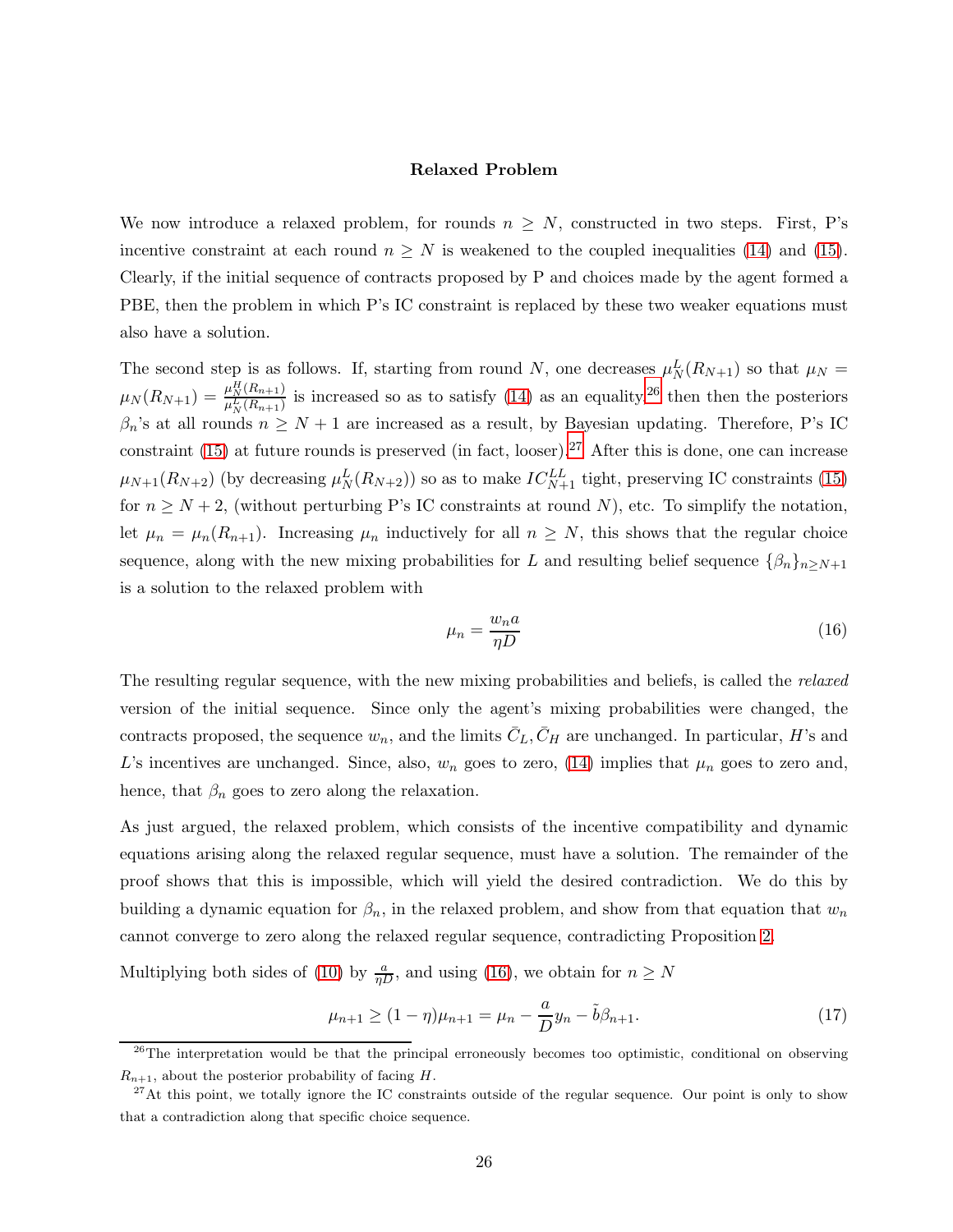### Relaxed Problem

We now introduce a relaxed problem, for rounds $n \geq N$, constructed in two steps. First, P's incentive constraint at each round $n \geq N$ is weakened to the coupled inequalities (14) and (15). Clearly, if the initial sequence of contracts proposed by P and choices made by the agent formed a PBE, then the problem in which P's IC constraint is replaced by these two weaker equations must also have a solution.

The second step is as follows. If, starting from round $N$, one decreases $\mu_N^L(R_{N+1})$ so that $\mu_N = \mu_N(R_{N+1}) = \frac{\mu_N^H(R_{n+1})}{\mu_N^L(R_{n+1})}$ is increased so as to satisfy (14) as an equality,[26] then then the posteriors $\beta_n$'s at all rounds $n \geq N+1$ are increased as a result, by Bayesian updating. Therefore, P's IC constraint (15) at future rounds is preserved (in fact, looser).[27] After this is done, one can increase $\mu_{N+1}(R_{N+2})$ (by decreasing $\mu_N^L(R_{N+2})$) so as to make $IC_{N+1}^{LL}$ tight, preserving IC constraints (15) for $n \geq N+2$, (without perturbing P's IC constraints at round $N$), etc. To simplify the notation, let $\mu_n = \mu_n(R_{n+1})$. Increasing $\mu_n$ inductively for all $n \geq N$, this shows that the regular choice sequence, along with the new mixing probabilities for $L$ and resulting belief sequence $\{\beta_n\}_{n \geq N+1}$ is a solution to the relaxed problem with

$$\mu_n = \frac{w_n a}{\eta D} \tag{16}$$

The resulting regular sequence, with the new mixing probabilities and beliefs, is called the *relaxed* version of the initial sequence. Since only the agent's mixing probabilities were changed, the contracts proposed, the sequence $w_n$, and the limits $\bar{C}_L, \bar{C}_H$ are unchanged. In particular, $H$'s and $L$'s incentives are unchanged. Since, also, $w_n$ goes to zero, (14) implies that $\mu_n$ goes to zero and, hence, that $\beta_n$ goes to zero along the relaxation.

As just argued, the relaxed problem, which consists of the incentive compatibility and dynamic equations arising along the relaxed regular sequence, must have a solution. The remainder of the proof shows that this is impossible, which will yield the desired contradiction. We do this by building a dynamic equation for $\beta_n$, in the relaxed problem, and show from that equation that $w_n$ cannot converge to zero along the relaxed regular sequence, contradicting Proposition 2.

Multiplying both sides of (10) by $\frac{a}{\eta D}$, and using (16), we obtain for $n \geq N$

$$\mu_{n+1} \geq (1-\eta)\mu_{n+1} = \mu_n - \frac{a}{D} y_n - \tilde{b}\beta_{n+1}. \tag{17}$$

[26] The interpretation would be that the principal erroneously becomes too optimistic, conditional on observing $R_{n+1}$, about the posterior probability of facing $H$.

[27] At this point, we totally ignore the IC constraints outside of the regular sequence. Our point is only to show that a contradiction along that specific choice sequence.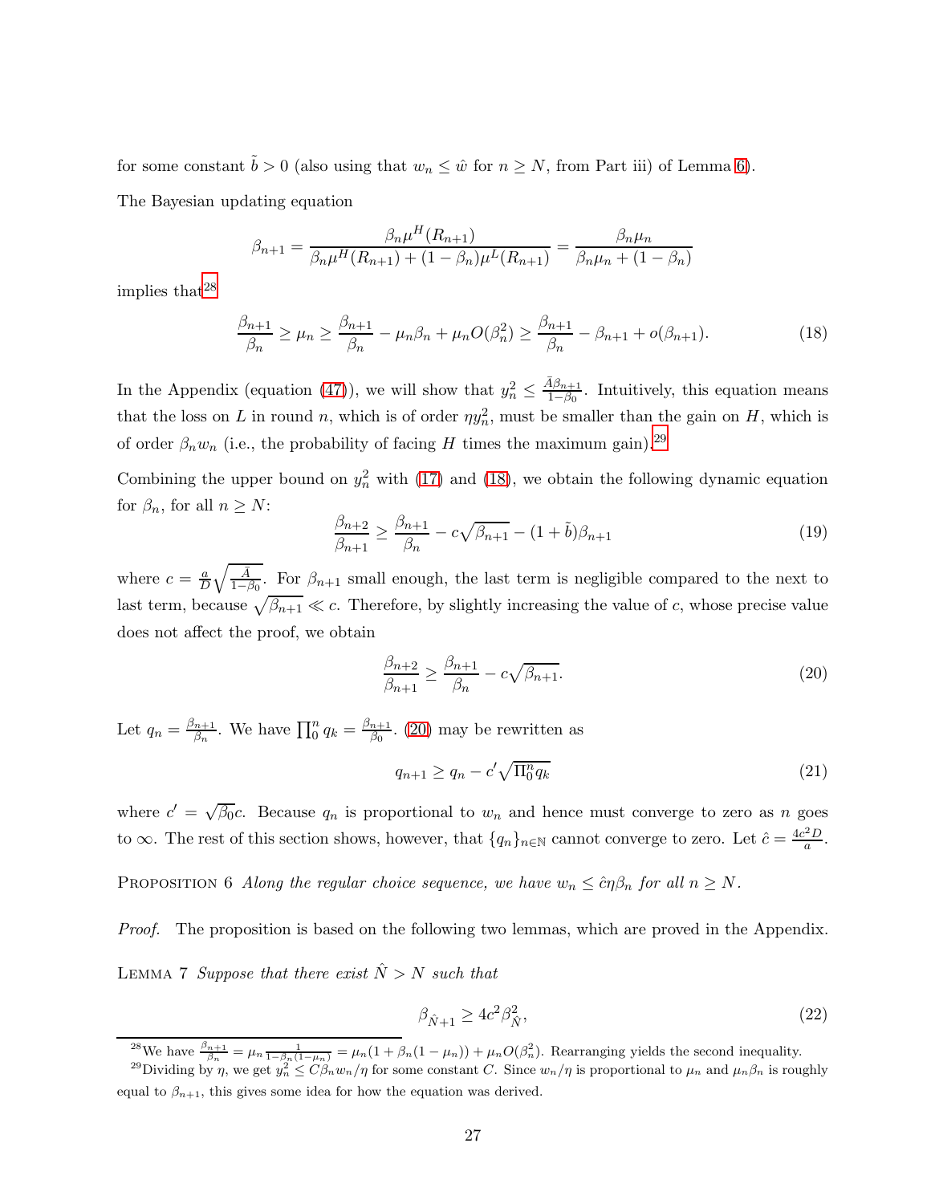for some constant $\tilde{b} > 0$ (also using that $w_n \leq \hat{w}$ for $n \geq N$, from Part iii) of Lemma 6).

The Bayesian updating equation

$$\beta_{n+1} = \frac{\beta_n \mu^H(R_{n+1})}{\beta_n \mu^H(R_{n+1}) + (1-\beta_n)\mu^L(R_{n+1})} = \frac{\beta_n \mu_n}{\beta_n \mu_n + (1-\beta_n)}$$

implies that[28]

$$\frac{\beta_{n+1}}{\beta_n} \geq \mu_n \geq \frac{\beta_{n+1}}{\beta_n} - \mu_n \beta_n + \mu_n O(\beta_n^2) \geq \frac{\beta_{n+1}}{\beta_n} - \beta_{n+1} + o(\beta_{n+1}). \tag{18}$$

In the Appendix (equation (47)), we will show that $y_n^2 \leq \frac{\bar{A}\beta_{n+1}}{1-\beta_0}$. Intuitively, this equation means that the loss on $L$ in round $n$, which is of order $\eta y_n^2$, must be smaller than the gain on $H$, which is of order $\beta_n w_n$ (i.e., the probability of facing $H$ times the maximum gain).[29]

Combining the upper bound on $y_n^2$ with (17) and (18), we obtain the following dynamic equation for $\beta_n$, for all $n \geq N$:

$$\frac{\beta_{n+2}}{\beta_{n+1}} \geq \frac{\beta_{n+1}}{\beta_n} - c\sqrt{\beta_{n+1}} - (1+\tilde{b})\beta_{n+1} \tag{19}$$

where $c = \frac{a}{D}\sqrt{\frac{\bar{A}}{1-\beta_0}}$. For $\beta_{n+1}$ small enough, the last term is negligible compared to the next to last term, because $\sqrt{\beta_{n+1}} \ll c$. Therefore, by slightly increasing the value of $c$, whose precise value does not affect the proof, we obtain

$$\frac{\beta_{n+2}}{\beta_{n+1}} \geq \frac{\beta_{n+1}}{\beta_n} - c\sqrt{\beta_{n+1}}. \tag{20}$$

Let $q_n = \frac{\beta_{n+1}}{\beta_n}$. We have $\prod_0^n q_k = \frac{\beta_{n+1}}{\beta_0}$. (20) may be rewritten as

$$q_{n+1} \geq q_n - c'\sqrt{\Pi_0^n q_k} \tag{21}$$

where $c' = \sqrt{\beta_0}c$. Because $q_n$ is proportional to $w_n$ and hence must converge to zero as $n$ goes to $\infty$. The rest of this section shows, however, that $\{q_n\}_{n\in\mathbb{N}}$ cannot converge to zero. Let $\hat{c} = \frac{4c^2 D}{a}$.

Proposition 6 *Along the regular choice sequence, we have $w_n \leq \hat{c}\eta\beta_n$ for all $n \geq N$.*

*Proof.* The proposition is based on the following two lemmas, which are proved in the Appendix.

Lemma 7 *Suppose that there exist $\hat{N} > N$ such that*

$$\beta_{\hat{N}+1} \geq 4c^2\beta_{\hat{N}}^2, \tag{22}$$

---

[28] We have $\frac{\beta_{n+1}}{\beta_n} = \mu_n \frac{1}{1-\beta_n(1-\mu_n)} = \mu_n(1+\beta_n(1-\mu_n)) + \mu_n O(\beta_n^2)$. Rearranging yields the second inequality.

[29] Dividing by $\eta$, we get $y_n^2 \leq C\beta_n w_n/\eta$ for some constant $C$. Since $w_n/\eta$ is proportional to $\mu_n$ and $\mu_n\beta_n$ is roughly equal to $\beta_{n+1}$, this gives some idea for how the equation was derived.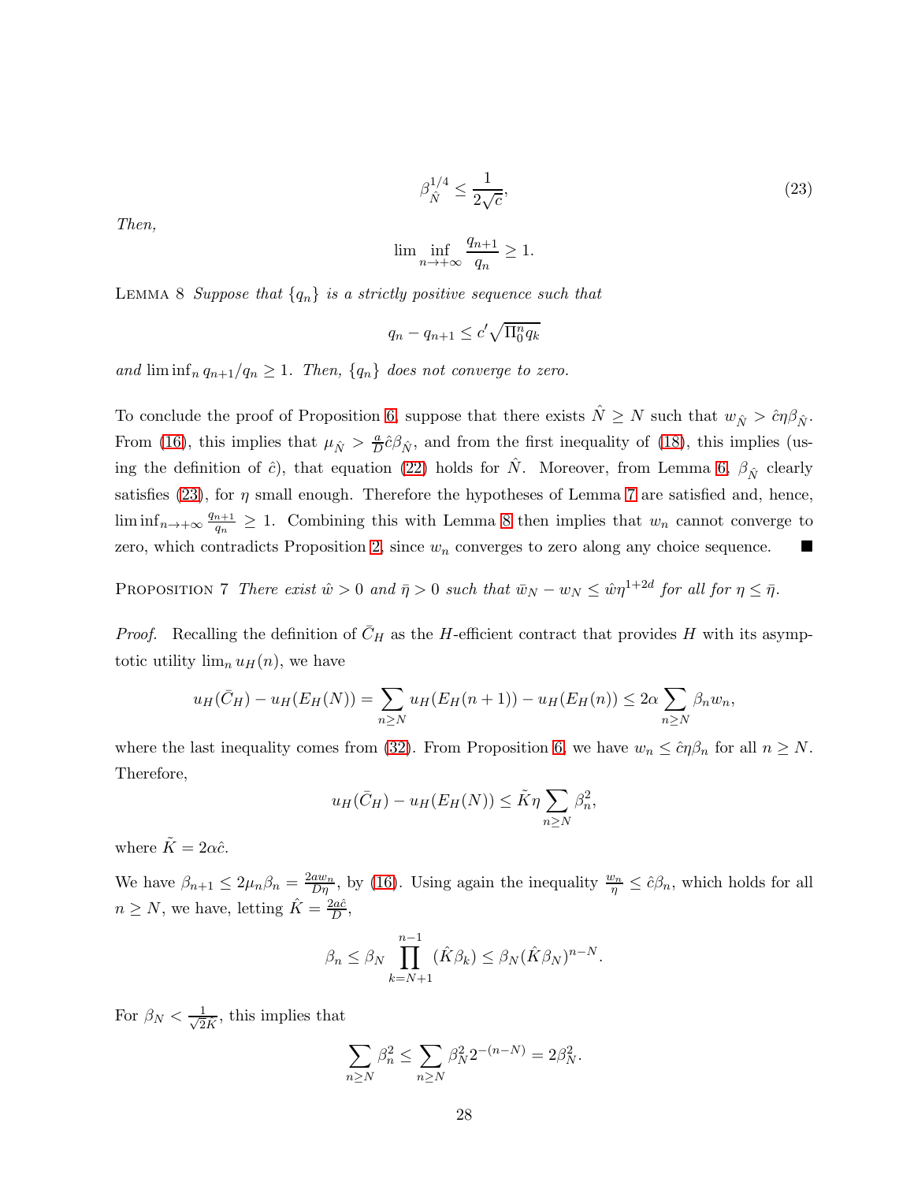$$\beta_{\hat{N}}^{1/4} \leq \frac{1}{2\sqrt{c}}, \tag{23}$$

*Then,*

$$\liminf_{n\to+\infty} \frac{q_{n+1}}{q_n} \geq 1.$$

LEMMA 8 *Suppose that $\{q_n\}$ is a strictly positive sequence such that*

$$q_n - q_{n+1} \leq c' \sqrt{\Pi_0^n q_k}$$

*and $\liminf_n q_{n+1}/q_n \geq 1$. Then, $\{q_n\}$ does not converge to zero.*

To conclude the proof of Proposition 6, suppose that there exists $\hat{N} \geq N$ such that $w_{\hat{N}} > \hat{c}\eta\beta_{\hat{N}}$. From (16), this implies that $\mu_{\hat{N}} > \frac{a}{D}\hat{c}\beta_{\hat{N}}$, and from the first inequality of (18), this implies (using the definition of $\hat{c}$), that equation (22) holds for $\hat{N}$. Moreover, from Lemma 6, $\beta_{\hat{N}}$ clearly satisfies (23), for $\eta$ small enough. Therefore the hypotheses of Lemma 7 are satisfied and, hence, $\liminf_{n\to+\infty} \frac{q_{n+1}}{q_n} \geq 1$. Combining this with Lemma 8 then implies that $w_n$ cannot converge to zero, which contradicts Proposition 2, since $w_n$ converges to zero along any choice sequence. ■

PROPOSITION 7 *There exist $\hat{w} > 0$ and $\bar{\eta} > 0$ such that $\bar{w}_N - w_N \leq \hat{w}\eta^{1+2d}$ for all for $\eta \leq \bar{\eta}$.*

*Proof.* Recalling the definition of $\bar{C}_H$ as the $H$-efficient contract that provides $H$ with its asymptotic utility $\lim_n u_H(n)$, we have

$$u_H(\bar{C}_H) - u_H(E_H(N)) = \sum_{n\geq N} u_H(E_H(n+1)) - u_H(E_H(n)) \leq 2\alpha \sum_{n\geq N} \beta_n w_n,$$

where the last inequality comes from (32). From Proposition 6, we have $w_n \leq \hat{c}\eta\beta_n$ for all $n \geq N$. Therefore,

$$u_H(\bar{C}_H) - u_H(E_H(N)) \leq \tilde{K}\eta \sum_{n\geq N} \beta_n^2,$$

where $\tilde{K} = 2\alpha\hat{c}$.

We have $\beta_{n+1} \leq 2\mu_n\beta_n = \frac{2aw_n}{D\eta}$, by (16). Using again the inequality $\frac{w_n}{\eta} \leq \hat{c}\beta_n$, which holds for all $n \geq N$, we have, letting $\hat{K} = \frac{2a\hat{c}}{D}$,

$$\beta_n \leq \beta_N \prod_{k=N+1}^{n-1} (\hat{K}\beta_k) \leq \beta_N(\hat{K}\beta_N)^{n-N}.$$

For $\beta_N < \frac{1}{\sqrt{2}\hat{K}}$, this implies that

$$\sum_{n\geq N} \beta_n^2 \leq \sum_{n\geq N} \beta_N^2 2^{-(n-N)} = 2\beta_N^2.$$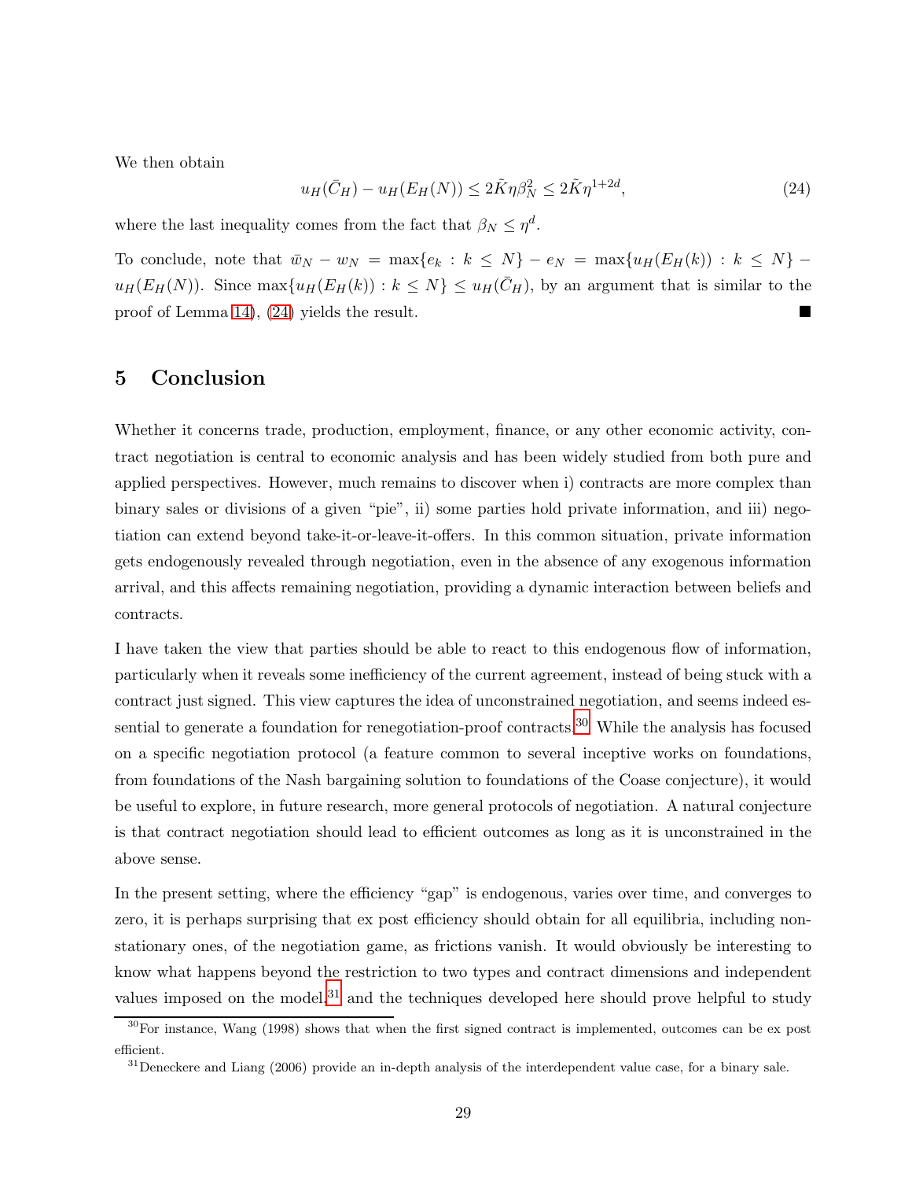We then obtain

$$u_H(\bar{C}_H) - u_H(E_H(N)) \leq 2\tilde{K}\eta\beta_N^2 \leq 2\tilde{K}\eta^{1+2d}, \tag{24}$$

where the last inequality comes from the fact that $\beta_N \leq \eta^d$.

To conclude, note that $\bar{w}_N - w_N = \max\{e_k : k \leq N\} - e_N = \max\{u_H(E_H(k)) : k \leq N\} - u_H(E_H(N))$. Since $\max\{u_H(E_H(k)) : k \leq N\} \leq u_H(\bar{C}_H)$, by an argument that is similar to the proof of Lemma 14), (24) yields the result. ■

# 5 Conclusion

Whether it concerns trade, production, employment, finance, or any other economic activity, contract negotiation is central to economic analysis and has been widely studied from both pure and applied perspectives. However, much remains to discover when i) contracts are more complex than binary sales or divisions of a given "pie", ii) some parties hold private information, and iii) negotiation can extend beyond take-it-or-leave-it-offers. In this common situation, private information gets endogenously revealed through negotiation, even in the absence of any exogenous information arrival, and this affects remaining negotiation, providing a dynamic interaction between beliefs and contracts.

I have taken the view that parties should be able to react to this endogenous flow of information, particularly when it reveals some inefficiency of the current agreement, instead of being stuck with a contract just signed. This view captures the idea of unconstrained negotiation, and seems indeed essential to generate a foundation for renegotiation-proof contracts.[30] While the analysis has focused on a specific negotiation protocol (a feature common to several inceptive works on foundations, from foundations of the Nash bargaining solution to foundations of the Coase conjecture), it would be useful to explore, in future research, more general protocols of negotiation. A natural conjecture is that contract negotiation should lead to efficient outcomes as long as it is unconstrained in the above sense.

In the present setting, where the efficiency "gap" is endogenous, varies over time, and converges to zero, it is perhaps surprising that ex post efficiency should obtain for all equilibria, including non-stationary ones, of the negotiation game, as frictions vanish. It would obviously be interesting to know what happens beyond the restriction to two types and contract dimensions and independent values imposed on the model,[31] and the techniques developed here should prove helpful to study

[30] For instance, Wang (1998) shows that when the first signed contract is implemented, outcomes can be ex post efficient.

[31] Deneckere and Liang (2006) provide an in-depth analysis of the interdependent value case, for a binary sale.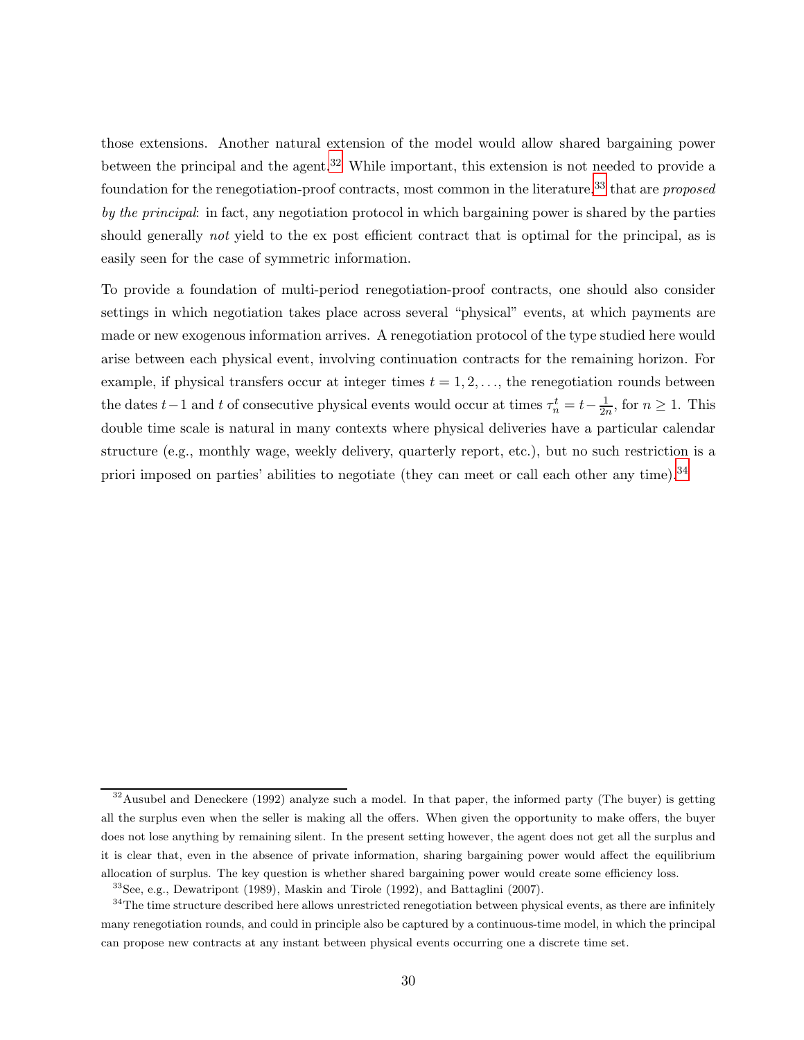those extensions. Another natural extension of the model would allow shared bargaining power between the principal and the agent.[32] While important, this extension is not needed to provide a foundation for the renegotiation-proof contracts, most common in the literature,[33] that are *proposed by the principal*: in fact, any negotiation protocol in which bargaining power is shared by the parties should generally *not* yield to the ex post efficient contract that is optimal for the principal, as is easily seen for the case of symmetric information.

To provide a foundation of multi-period renegotiation-proof contracts, one should also consider settings in which negotiation takes place across several "physical" events, at which payments are made or new exogenous information arrives. A renegotiation protocol of the type studied here would arise between each physical event, involving continuation contracts for the remaining horizon. For example, if physical transfers occur at integer times $t = 1, 2, \ldots$, the renegotiation rounds between the dates $t-1$ and $t$ of consecutive physical events would occur at times $\tau_n^t = t - \frac{1}{2n}$, for $n \geq 1$. This double time scale is natural in many contexts where physical deliveries have a particular calendar structure (e.g., monthly wage, weekly delivery, quarterly report, etc.), but no such restriction is a priori imposed on parties' abilities to negotiate (they can meet or call each other any time).[34]

---

[32] Ausubel and Deneckere (1992) analyze such a model. In that paper, the informed party (The buyer) is getting all the surplus even when the seller is making all the offers. When given the opportunity to make offers, the buyer does not lose anything by remaining silent. In the present setting however, the agent does not get all the surplus and it is clear that, even in the absence of private information, sharing bargaining power would affect the equilibrium allocation of surplus. The key question is whether shared bargaining power would create some efficiency loss.

[33] See, e.g., Dewatripont (1989), Maskin and Tirole (1992), and Battaglini (2007).

[34] The time structure described here allows unrestricted renegotiation between physical events, as there are infinitely many renegotiation rounds, and could in principle also be captured by a continuous-time model, in which the principal can propose new contracts at any instant between physical events occurring one a discrete time set.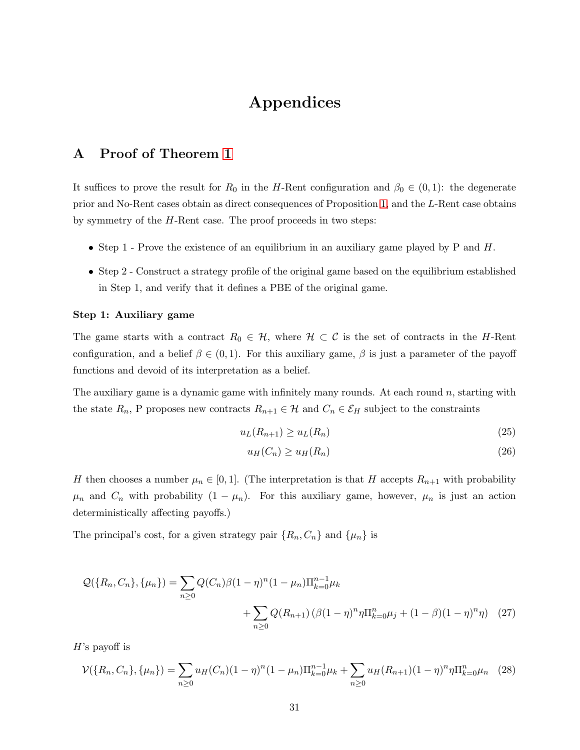# Appendices

## A Proof of Theorem 1

It suffices to prove the result for $R_0$ in the $H$-Rent configuration and $\beta_0 \in (0, 1)$: the degenerate prior and No-Rent cases obtain as direct consequences of Proposition 1, and the $L$-Rent case obtains by symmetry of the $H$-Rent case. The proof proceeds in two steps:

- Step 1 - Prove the existence of an equilibrium in an auxiliary game played by P and $H$.
- Step 2 - Construct a strategy profile of the original game based on the equilibrium established in Step 1, and verify that it defines a PBE of the original game.

**Step 1: Auxiliary game**

The game starts with a contract $R_0 \in \mathcal{H}$, where $\mathcal{H} \subset \mathcal{C}$ is the set of contracts in the $H$-Rent configuration, and a belief $\beta \in (0, 1)$. For this auxiliary game, $\beta$ is just a parameter of the payoff functions and devoid of its interpretation as a belief.

The auxiliary game is a dynamic game with infinitely many rounds. At each round $n$, starting with the state $R_n$, P proposes new contracts $R_{n+1} \in \mathcal{H}$ and $C_n \in \mathcal{E}_H$ subject to the constraints

$$u_L(R_{n+1}) \geq u_L(R_n) \tag{25}$$

$$u_H(C_n) \geq u_H(R_n) \tag{26}$$

$H$ then chooses a number $\mu_n \in [0, 1]$. (The interpretation is that $H$ accepts $R_{n+1}$ with probability $\mu_n$ and $C_n$ with probability $(1 - \mu_n)$. For this auxiliary game, however, $\mu_n$ is just an action deterministically affecting payoffs.)

The principal's cost, for a given strategy pair $\{R_n, C_n\}$ and $\{\mu_n\}$ is

$$\mathcal{Q}(\{R_n, C_n\}, \{\mu_n\}) = \sum_{n \geq 0} Q(C_n)\beta(1-\eta)^n(1-\mu_n)\Pi_{k=0}^{n-1}\mu_k$$
$$+ \sum_{n \geq 0} Q(R_{n+1})\left(\beta(1-\eta)^n\eta\Pi_{k=0}^{n}\mu_j + (1-\beta)(1-\eta)^n\eta\right) \tag{27}$$

$H$'s payoff is

$$\mathcal{V}(\{R_n, C_n\}, \{\mu_n\}) = \sum_{n \geq 0} u_H(C_n)(1-\eta)^n(1-\mu_n)\Pi_{k=0}^{n-1}\mu_k + \sum_{n \geq 0} u_H(R_{n+1})(1-\eta)^n\eta\Pi_{k=0}^{n}\mu_n \tag{28}$$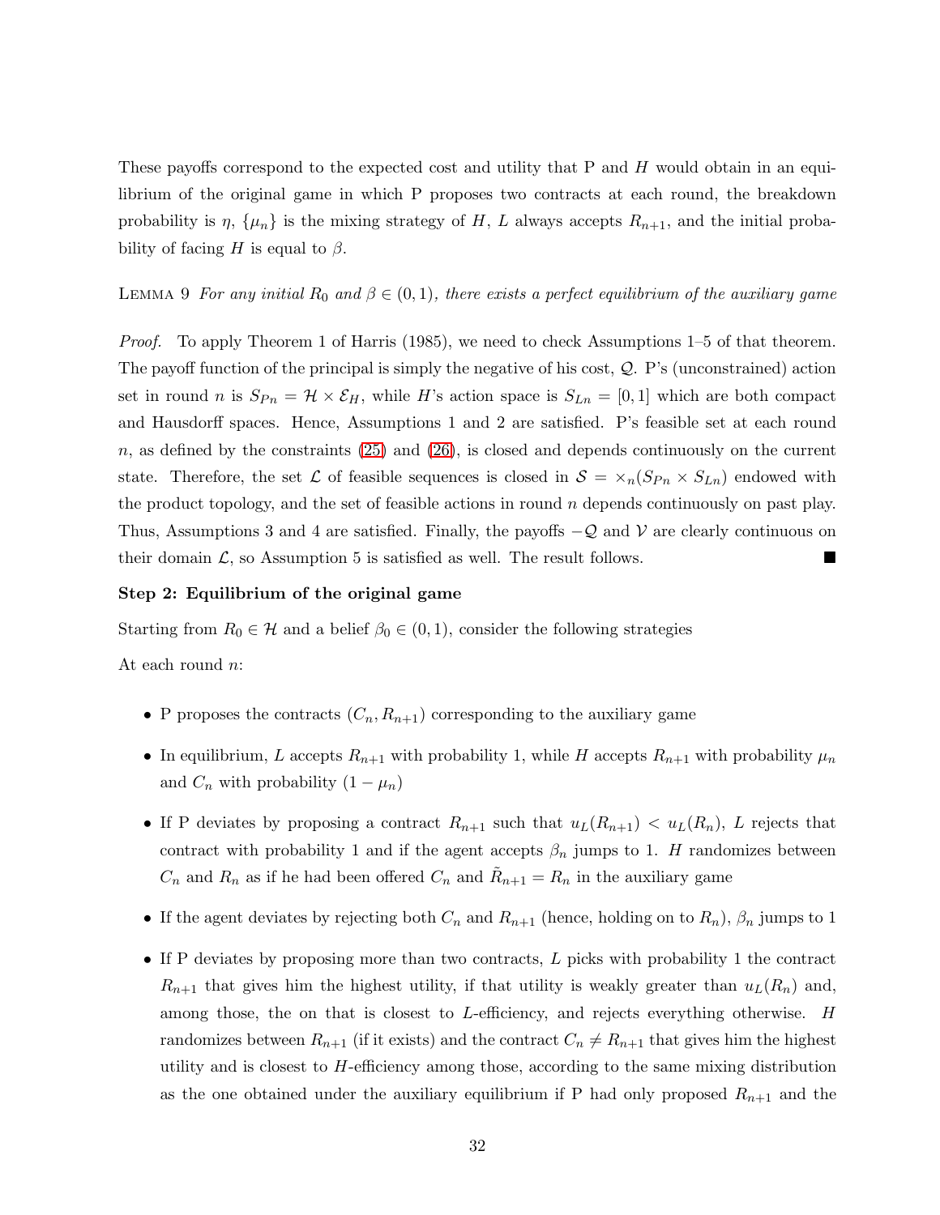These payoffs correspond to the expected cost and utility that P and $H$ would obtain in an equilibrium of the original game in which P proposes two contracts at each round, the breakdown probability is $\eta$, $\{\mu_n\}$ is the mixing strategy of $H$, $L$ always accepts $R_{n+1}$, and the initial probability of facing $H$ is equal to $\beta$.

Lemma 9 *For any initial $R_0$ and $\beta \in (0,1)$, there exists a perfect equilibrium of the auxiliary game*

*Proof.* To apply Theorem 1 of Harris (1985), we need to check Assumptions 1–5 of that theorem. The payoff function of the principal is simply the negative of his cost, $\mathcal{Q}$. P's (unconstrained) action set in round $n$ is $S_{Pn} = \mathcal{H} \times \mathcal{E}_H$, while $H$'s action space is $S_{Ln} = [0,1]$ which are both compact and Hausdorff spaces. Hence, Assumptions 1 and 2 are satisfied. P's feasible set at each round $n$, as defined by the constraints (25) and (26), is closed and depends continuously on the current state. Therefore, the set $\mathcal{L}$ of feasible sequences is closed in $\mathcal{S} = \times_n (S_{Pn} \times S_{Ln})$ endowed with the product topology, and the set of feasible actions in round $n$ depends continuously on past play. Thus, Assumptions 3 and 4 are satisfied. Finally, the payoffs $-\mathcal{Q}$ and $\mathcal{V}$ are clearly continuous on their domain $\mathcal{L}$, so Assumption 5 is satisfied as well. The result follows. ■

**Step 2: Equilibrium of the original game**

Starting from $R_0 \in \mathcal{H}$ and a belief $\beta_0 \in (0,1)$, consider the following strategies

At each round $n$:

- P proposes the contracts $(C_n, R_{n+1})$ corresponding to the auxiliary game
- In equilibrium, $L$ accepts $R_{n+1}$ with probability 1, while $H$ accepts $R_{n+1}$ with probability $\mu_n$ and $C_n$ with probability $(1-\mu_n)$
- If P deviates by proposing a contract $R_{n+1}$ such that $u_L(R_{n+1}) < u_L(R_n)$, $L$ rejects that contract with probability 1 and if the agent accepts $\beta_n$ jumps to 1. $H$ randomizes between $C_n$ and $R_n$ as if he had been offered $C_n$ and $\tilde{R}_{n+1} = R_n$ in the auxiliary game
- If the agent deviates by rejecting both $C_n$ and $R_{n+1}$ (hence, holding on to $R_n$), $\beta_n$ jumps to 1
- If P deviates by proposing more than two contracts, $L$ picks with probability 1 the contract $R_{n+1}$ that gives him the highest utility, if that utility is weakly greater than $u_L(R_n)$ and, among those, the on that is closest to $L$-efficiency, and rejects everything otherwise. $H$ randomizes between $R_{n+1}$ (if it exists) and the contract $C_n \neq R_{n+1}$ that gives him the highest utility and is closest to $H$-efficiency among those, according to the same mixing distribution as the one obtained under the auxiliary equilibrium if P had only proposed $R_{n+1}$ and the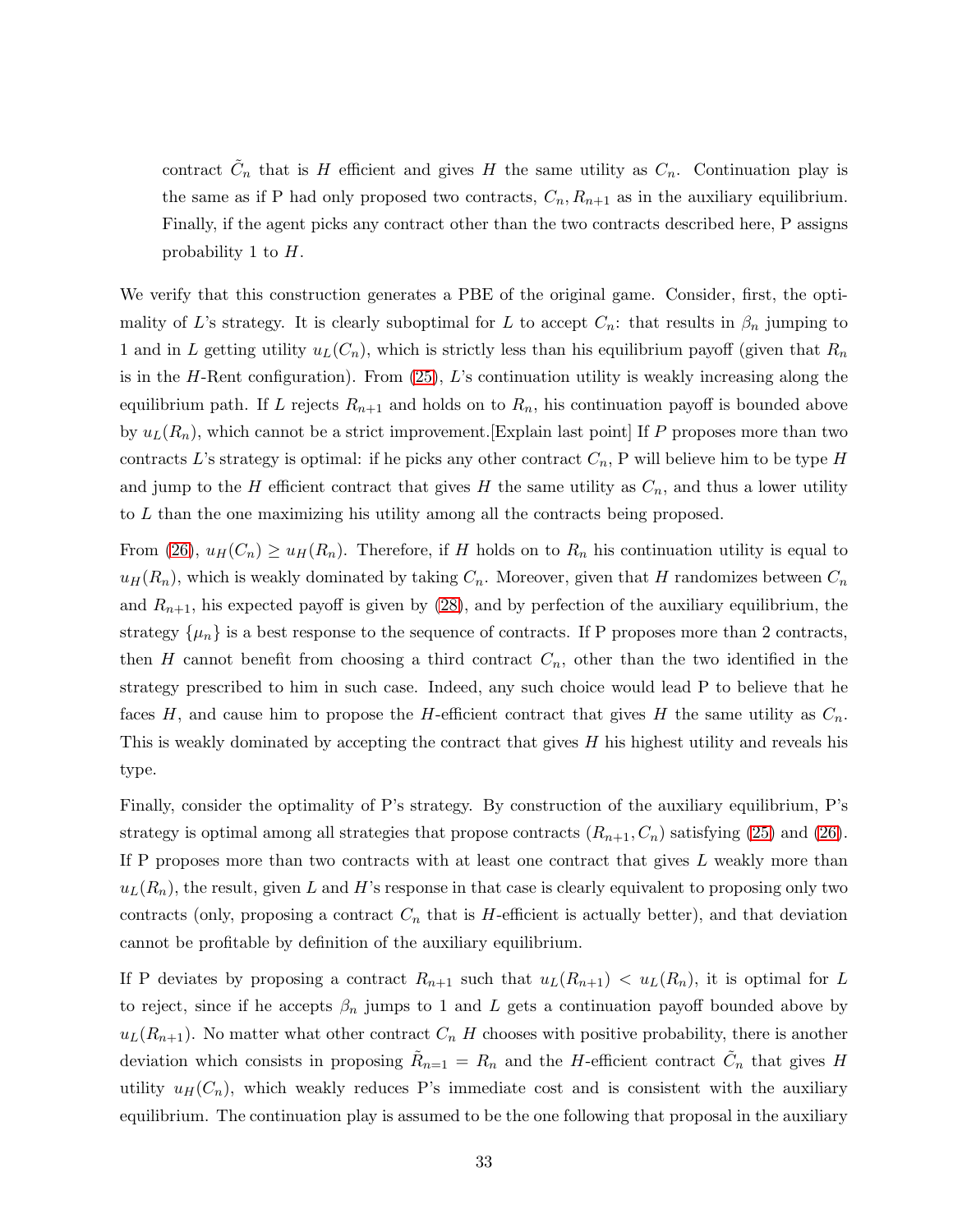contract $\tilde{C}_n$ that is $H$ efficient and gives $H$ the same utility as $C_n$. Continuation play is the same as if P had only proposed two contracts, $C_n, R_{n+1}$ as in the auxiliary equilibrium. Finally, if the agent picks any contract other than the two contracts described here, P assigns probability 1 to $H$.

We verify that this construction generates a PBE of the original game. Consider, first, the optimality of $L$'s strategy. It is clearly suboptimal for $L$ to accept $C_n$: that results in $\beta_n$ jumping to 1 and in $L$ getting utility $u_L(C_n)$, which is strictly less than his equilibrium payoff (given that $R_n$ is in the $H$-Rent configuration). From (25), $L$'s continuation utility is weakly increasing along the equilibrium path. If $L$ rejects $R_{n+1}$ and holds on to $R_n$, his continuation payoff is bounded above by $u_L(R_n)$, which cannot be a strict improvement.[Explain last point] If $P$ proposes more than two contracts $L$'s strategy is optimal: if he picks any other contract $C_n$, P will believe him to be type $H$ and jump to the $H$ efficient contract that gives $H$ the same utility as $C_n$, and thus a lower utility to $L$ than the one maximizing his utility among all the contracts being proposed.

From (26), $u_H(C_n) \geq u_H(R_n)$. Therefore, if $H$ holds on to $R_n$ his continuation utility is equal to $u_H(R_n)$, which is weakly dominated by taking $C_n$. Moreover, given that $H$ randomizes between $C_n$ and $R_{n+1}$, his expected payoff is given by (28), and by perfection of the auxiliary equilibrium, the strategy $\{\mu_n\}$ is a best response to the sequence of contracts. If P proposes more than 2 contracts, then $H$ cannot benefit from choosing a third contract $C_n$, other than the two identified in the strategy prescribed to him in such case. Indeed, any such choice would lead P to believe that he faces $H$, and cause him to propose the $H$-efficient contract that gives $H$ the same utility as $C_n$. This is weakly dominated by accepting the contract that gives $H$ his highest utility and reveals his type.

Finally, consider the optimality of P's strategy. By construction of the auxiliary equilibrium, P's strategy is optimal among all strategies that propose contracts $(R_{n+1}, C_n)$ satisfying (25) and (26). If P proposes more than two contracts with at least one contract that gives $L$ weakly more than $u_L(R_n)$, the result, given $L$ and $H$'s response in that case is clearly equivalent to proposing only two contracts (only, proposing a contract $C_n$ that is $H$-efficient is actually better), and that deviation cannot be profitable by definition of the auxiliary equilibrium.

If P deviates by proposing a contract $R_{n+1}$ such that $u_L(R_{n+1}) < u_L(R_n)$, it is optimal for $L$ to reject, since if he accepts $\beta_n$ jumps to 1 and $L$ gets a continuation payoff bounded above by $u_L(R_{n+1})$. No matter what other contract $C_n$ $H$ chooses with positive probability, there is another deviation which consists in proposing $\tilde{R}_{n=1} = R_n$ and the $H$-efficient contract $\tilde{C}_n$ that gives $H$ utility $u_H(C_n)$, which weakly reduces P's immediate cost and is consistent with the auxiliary equilibrium. The continuation play is assumed to be the one following that proposal in the auxiliary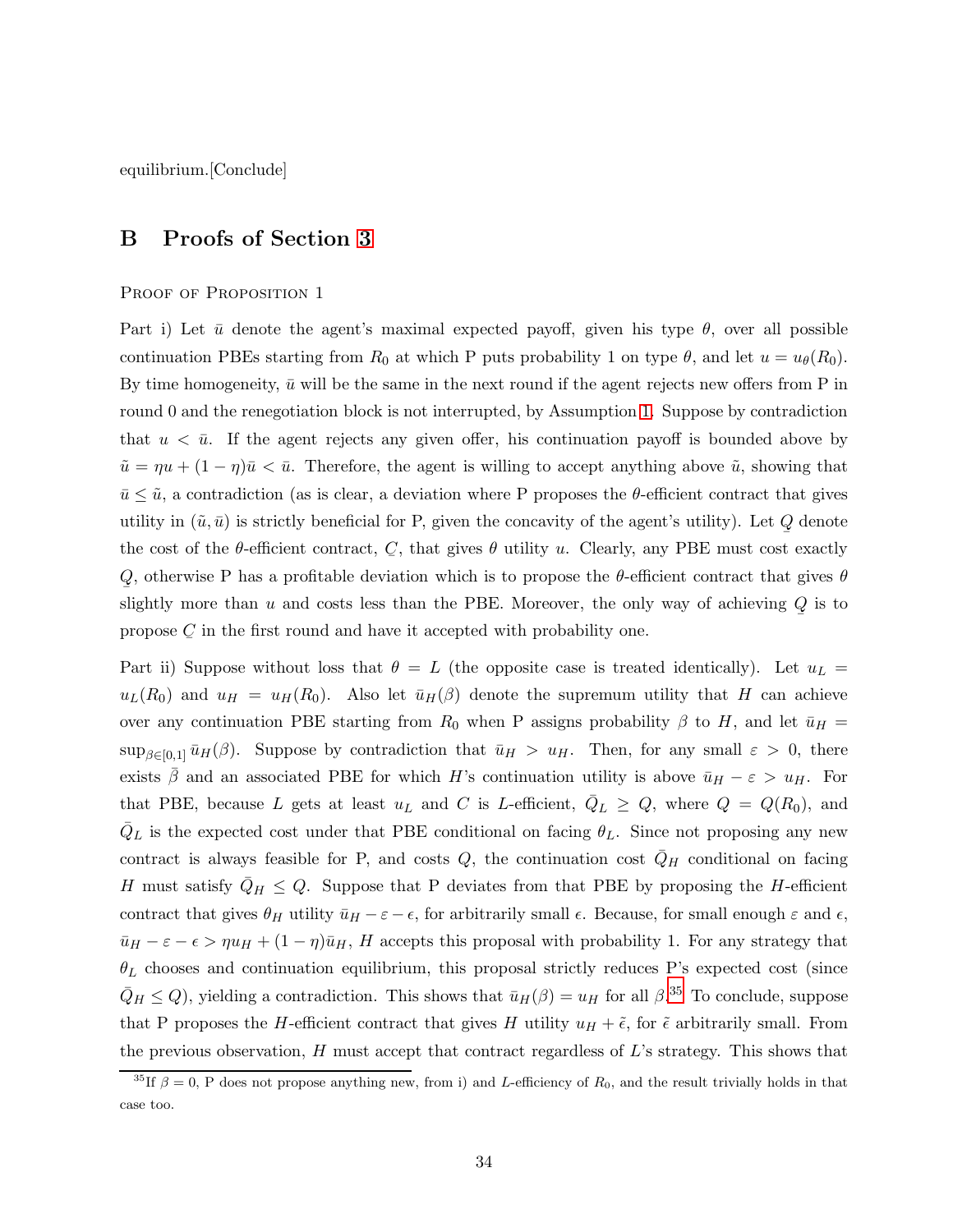equilibrium.[Conclude]

## B Proofs of Section 3

Proof of Proposition 1

Part i) Let $\bar{u}$ denote the agent's maximal expected payoff, given his type $\theta$, over all possible continuation PBEs starting from $R_0$ at which P puts probability 1 on type $\theta$, and let $u = u_\theta(R_0)$. By time homogeneity, $\bar{u}$ will be the same in the next round if the agent rejects new offers from P in round 0 and the renegotiation block is not interrupted, by Assumption 1. Suppose by contradiction that $u < \bar{u}$. If the agent rejects any given offer, his continuation payoff is bounded above by $\tilde{u} = \eta u + (1-\eta)\bar{u} < \bar{u}$. Therefore, the agent is willing to accept anything above $\tilde{u}$, showing that $\bar{u} \leq \tilde{u}$, a contradiction (as is clear, a deviation where P proposes the $\theta$-efficient contract that gives utility in $(\tilde{u}, \bar{u})$ is strictly beneficial for P, given the concavity of the agent's utility). Let $\underaccent{\tilde}{Q}$ denote the cost of the $\theta$-efficient contract, $\underaccent{\tilde}{C}$, that gives $\theta$ utility $u$. Clearly, any PBE must cost exactly $\underaccent{\tilde}{Q}$, otherwise P has a profitable deviation which is to propose the $\theta$-efficient contract that gives $\theta$ slightly more than $u$ and costs less than the PBE. Moreover, the only way of achieving $\underaccent{\tilde}{Q}$ is to propose $\underaccent{\tilde}{C}$ in the first round and have it accepted with probability one.

Part ii) Suppose without loss that $\theta = L$ (the opposite case is treated identically). Let $u_L = u_L(R_0)$ and $u_H = u_H(R_0)$. Also let $\bar{u}_H(\beta)$ denote the supremum utility that $H$ can achieve over any continuation PBE starting from $R_0$ when P assigns probability $\beta$ to $H$, and let $\bar{u}_H = \sup_{\beta \in [0,1]} \bar{u}_H(\beta)$. Suppose by contradiction that $\bar{u}_H > u_H$. Then, for any small $\varepsilon > 0$, there exists $\bar{\beta}$ and an associated PBE for which $H$'s continuation utility is above $\bar{u}_H - \varepsilon > u_H$. For that PBE, because $L$ gets at least $u_L$ and $C$ is $L$-efficient, $\bar{Q}_L \geq Q$, where $Q = Q(R_0)$, and $\bar{Q}_L$ is the expected cost under that PBE conditional on facing $\theta_L$. Since not proposing any new contract is always feasible for P, and costs $Q$, the continuation cost $\bar{Q}_H$ conditional on facing $H$ must satisfy $\bar{Q}_H \leq Q$. Suppose that P deviates from that PBE by proposing the $H$-efficient contract that gives $\theta_H$ utility $\bar{u}_H - \varepsilon - \epsilon$, for arbitrarily small $\epsilon$. Because, for small enough $\varepsilon$ and $\epsilon$, $\bar{u}_H - \varepsilon - \epsilon > \eta u_H + (1-\eta)\bar{u}_H$, $H$ accepts this proposal with probability 1. For any strategy that $\theta_L$ chooses and continuation equilibrium, this proposal strictly reduces P's expected cost (since $\bar{Q}_H \leq Q$), yielding a contradiction. This shows that $\bar{u}_H(\beta) = u_H$ for all $\beta$.[35] To conclude, suppose that P proposes the $H$-efficient contract that gives $H$ utility $u_H + \tilde{\epsilon}$, for $\tilde{\epsilon}$ arbitrarily small. From the previous observation, $H$ must accept that contract regardless of $L$'s strategy. This shows that

[35] If $\beta = 0$, P does not propose anything new, from i) and $L$-efficiency of $R_0$, and the result trivially holds in that case too.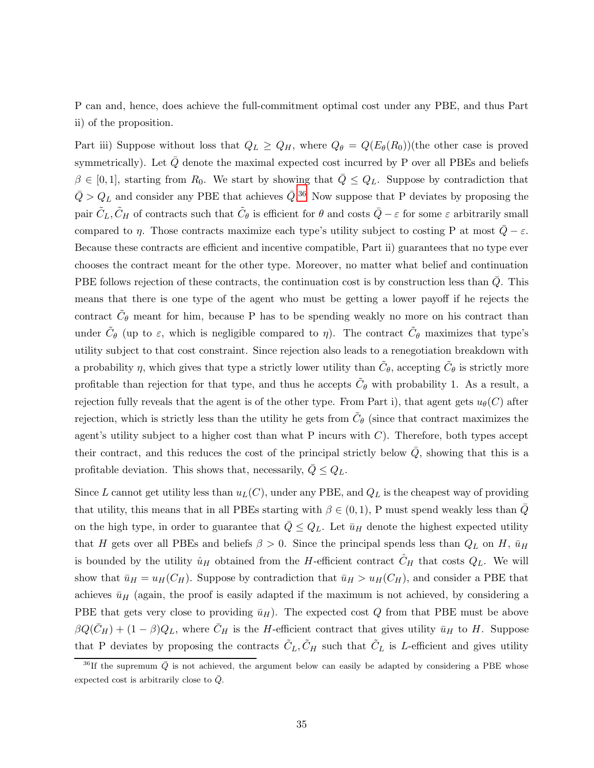P can and, hence, does achieve the full-commitment optimal cost under any PBE, and thus Part ii) of the proposition.

Part iii) Suppose without loss that $Q_L \geq Q_H$, where $Q_\theta = Q(E_\theta(R_0))$(the other case is proved symmetrically). Let $\bar{Q}$ denote the maximal expected cost incurred by P over all PBEs and beliefs $\beta \in [0,1]$, starting from $R_0$. We start by showing that $\bar{Q} \leq Q_L$. Suppose by contradiction that $\bar{Q} > Q_L$ and consider any PBE that achieves $\bar{Q}$.[36] Now suppose that P deviates by proposing the pair $\tilde{C}_L, \tilde{C}_H$ of contracts such that $\tilde{C}_\theta$ is efficient for $\theta$ and costs $\bar{Q} - \varepsilon$ for some $\varepsilon$ arbitrarily small compared to $\eta$. Those contracts maximize each type's utility subject to costing P at most $\bar{Q} - \varepsilon$. Because these contracts are efficient and incentive compatible, Part ii) guarantees that no type ever chooses the contract meant for the other type. Moreover, no matter what belief and continuation PBE follows rejection of these contracts, the continuation cost is by construction less than $\bar{Q}$. This means that there is one type of the agent who must be getting a lower payoff if he rejects the contract $\tilde{C}_\theta$ meant for him, because P has to be spending weakly no more on his contract than under $\tilde{C}_\theta$ (up to $\varepsilon$, which is negligible compared to $\eta$). The contract $\tilde{C}_\theta$ maximizes that type's utility subject to that cost constraint. Since rejection also leads to a renegotiation breakdown with a probability $\eta$, which gives that type a strictly lower utility than $\tilde{C}_\theta$, accepting $\tilde{C}_\theta$ is strictly more profitable than rejection for that type, and thus he accepts $\tilde{C}_\theta$ with probability 1. As a result, a rejection fully reveals that the agent is of the other type. From Part i), that agent gets $u_\theta(C)$ after rejection, which is strictly less than the utility he gets from $\tilde{C}_\theta$ (since that contract maximizes the agent's utility subject to a higher cost than what P incurs with $C$). Therefore, both types accept their contract, and this reduces the cost of the principal strictly below $\bar{Q}$, showing that this is a profitable deviation. This shows that, necessarily, $\bar{Q} \leq Q_L$.

Since $L$ cannot get utility less than $u_L(C)$, under any PBE, and $Q_L$ is the cheapest way of providing that utility, this means that in all PBEs starting with $\beta \in (0,1)$, P must spend weakly less than $\bar{Q}$ on the high type, in order to guarantee that $\bar{Q} \leq Q_L$. Let $\bar{u}_H$ denote the highest expected utility that $H$ gets over all PBEs and beliefs $\beta > 0$. Since the principal spends less than $Q_L$ on $H$, $\bar{u}_H$ is bounded by the utility $\hat{u}_H$ obtained from the $H$-efficient contract $\hat{C}_H$ that costs $Q_L$. We will show that $\bar{u}_H = u_H(C_H)$. Suppose by contradiction that $\bar{u}_H > u_H(C_H)$, and consider a PBE that achieves $\bar{u}_H$ (again, the proof is easily adapted if the maximum is not achieved, by considering a PBE that gets very close to providing $\bar{u}_H$). The expected cost $Q$ from that PBE must be above $\beta Q(\bar{C}_H) + (1-\beta)Q_L$, where $\bar{C}_H$ is the $H$-efficient contract that gives utility $\bar{u}_H$ to $H$. Suppose that P deviates by proposing the contracts $\tilde{C}_L, \tilde{C}_H$ such that $\tilde{C}_L$ is $L$-efficient and gives utility

[36] If the supremum $\bar{Q}$ is not achieved, the argument below can easily be adapted by considering a PBE whose expected cost is arbitrarily close to $\bar{Q}$.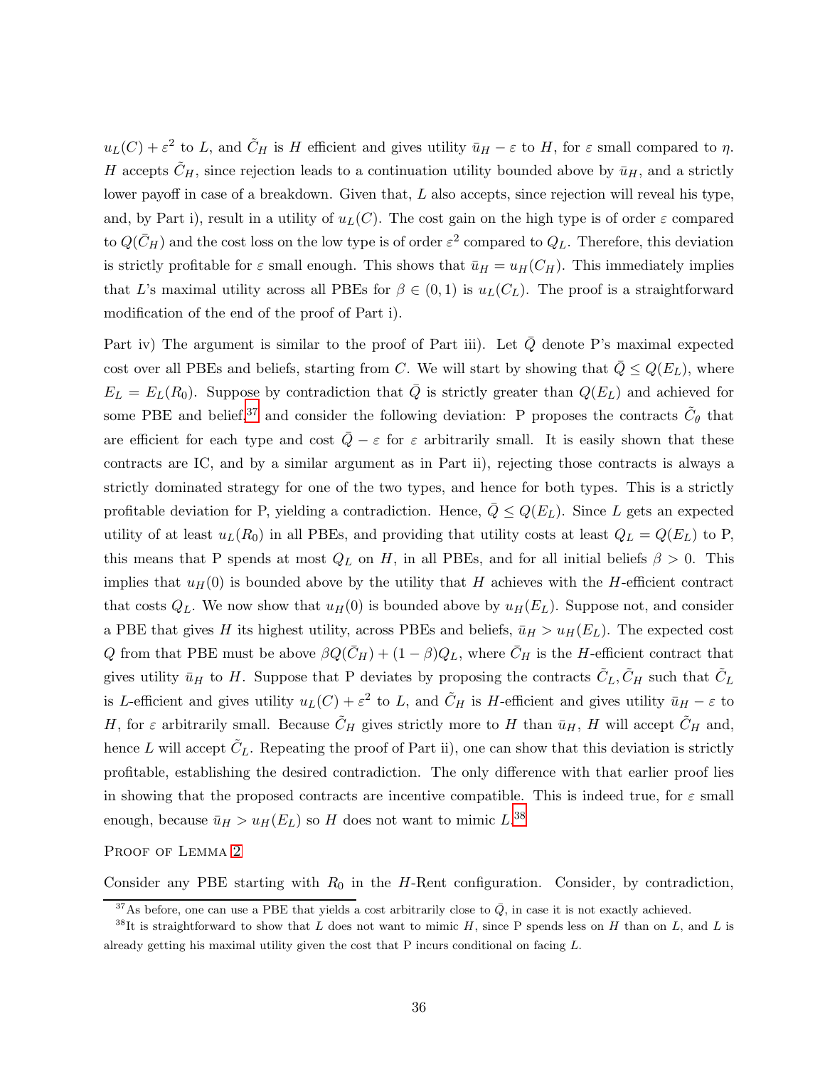$u_L(C) + \varepsilon^2$ to $L$, and $\tilde{C}_H$ is $H$ efficient and gives utility $\bar{u}_H - \varepsilon$ to $H$, for $\varepsilon$ small compared to $\eta$. $H$ accepts $\tilde{C}_H$, since rejection leads to a continuation utility bounded above by $\bar{u}_H$, and a strictly lower payoff in case of a breakdown. Given that, $L$ also accepts, since rejection will reveal his type, and, by Part i), result in a utility of $u_L(C)$. The cost gain on the high type is of order $\varepsilon$ compared to $Q(\bar{C}_H)$ and the cost loss on the low type is of order $\varepsilon^2$ compared to $Q_L$. Therefore, this deviation is strictly profitable for $\varepsilon$ small enough. This shows that $\bar{u}_H = u_H(C_H)$. This immediately implies that $L$'s maximal utility across all PBEs for $\beta \in (0,1)$ is $u_L(C_L)$. The proof is a straightforward modification of the end of the proof of Part i).

Part iv) The argument is similar to the proof of Part iii). Let $\bar{Q}$ denote P's maximal expected cost over all PBEs and beliefs, starting from $C$. We will start by showing that $\bar{Q} \leq Q(E_L)$, where $E_L = E_L(R_0)$. Suppose by contradiction that $\bar{Q}$ is strictly greater than $Q(E_L)$ and achieved for some PBE and belief,[37] and consider the following deviation: P proposes the contracts $\tilde{C}_\theta$ that are efficient for each type and cost $\bar{Q} - \varepsilon$ for $\varepsilon$ arbitrarily small. It is easily shown that these contracts are IC, and by a similar argument as in Part ii), rejecting those contracts is always a strictly dominated strategy for one of the two types, and hence for both types. This is a strictly profitable deviation for P, yielding a contradiction. Hence, $\bar{Q} \leq Q(E_L)$. Since $L$ gets an expected utility of at least $u_L(R_0)$ in all PBEs, and providing that utility costs at least $Q_L = Q(E_L)$ to P, this means that P spends at most $Q_L$ on $H$, in all PBEs, and for all initial beliefs $\beta > 0$. This implies that $u_H(0)$ is bounded above by the utility that $H$ achieves with the $H$-efficient contract that costs $Q_L$. We now show that $u_H(0)$ is bounded above by $u_H(E_L)$. Suppose not, and consider a PBE that gives $H$ its highest utility, across PBEs and beliefs, $\bar{u}_H > u_H(E_L)$. The expected cost $Q$ from that PBE must be above $\beta Q(\bar{C}_H) + (1-\beta)Q_L$, where $\bar{C}_H$ is the $H$-efficient contract that gives utility $\bar{u}_H$ to $H$. Suppose that P deviates by proposing the contracts $\tilde{C}_L, \tilde{C}_H$ such that $\tilde{C}_L$ is $L$-efficient and gives utility $u_L(C) + \varepsilon^2$ to $L$, and $\tilde{C}_H$ is $H$-efficient and gives utility $\bar{u}_H - \varepsilon$ to $H$, for $\varepsilon$ arbitrarily small. Because $\tilde{C}_H$ gives strictly more to $H$ than $\bar{u}_H$, $H$ will accept $\tilde{C}_H$ and, hence $L$ will accept $\tilde{C}_L$. Repeating the proof of Part ii), one can show that this deviation is strictly profitable, establishing the desired contradiction. The only difference with that earlier proof lies in showing that the proposed contracts are incentive compatible. This is indeed true, for $\varepsilon$ small enough, because $\bar{u}_H > u_H(E_L)$ so $H$ does not want to mimic $L$.[38]

Proof of Lemma 2

Consider any PBE starting with $R_0$ in the $H$-Rent configuration. Consider, by contradiction,

[37] As before, one can use a PBE that yields a cost arbitrarily close to $\bar{Q}$, in case it is not exactly achieved.

[38] It is straightforward to show that $L$ does not want to mimic $H$, since P spends less on $H$ than on $L$, and $L$ is already getting his maximal utility given the cost that P incurs conditional on facing $L$.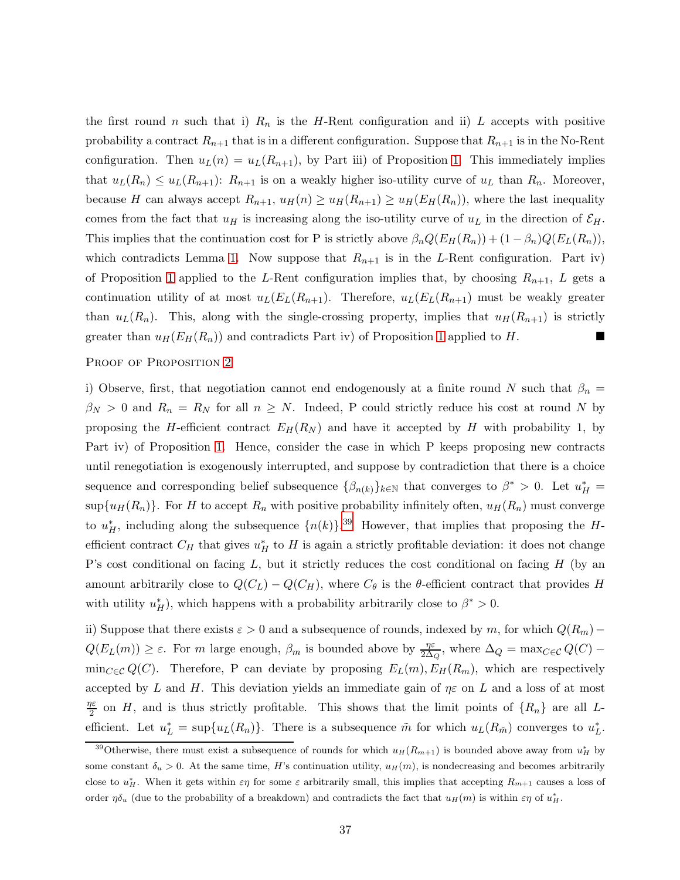the first round $n$ such that i) $R_n$ is the $H$-Rent configuration and ii) $L$ accepts with positive probability a contract $R_{n+1}$ that is in a different configuration. Suppose that $R_{n+1}$ is in the No-Rent configuration. Then $u_L(n) = u_L(R_{n+1})$, by Part iii) of Proposition 1. This immediately implies that $u_L(R_n) \le u_L(R_{n+1})$: $R_{n+1}$ is on a weakly higher iso-utility curve of $u_L$ than $R_n$. Moreover, because $H$ can always accept $R_{n+1}$, $u_H(n) \ge u_H(R_{n+1}) \ge u_H(E_H(R_n))$, where the last inequality comes from the fact that $u_H$ is increasing along the iso-utility curve of $u_L$ in the direction of $\mathcal{E}_H$. This implies that the continuation cost for P is strictly above $\beta_n Q(E_H(R_n)) + (1-\beta_n)Q(E_L(R_n))$, which contradicts Lemma 1. Now suppose that $R_{n+1}$ is in the $L$-Rent configuration. Part iv) of Proposition 1 applied to the $L$-Rent configuration implies that, by choosing $R_{n+1}$, $L$ gets a continuation utility of at most $u_L(E_L(R_{n+1})$. Therefore, $u_L(E_L(R_{n+1})$ must be weakly greater than $u_L(R_n)$. This, along with the single-crossing property, implies that $u_H(R_{n+1})$ is strictly greater than $u_H(E_H(R_n))$ and contradicts Part iv) of Proposition 1 applied to $H$. ■

Proof of Proposition 2

i) Observe, first, that negotiation cannot end endogenously at a finite round $N$ such that $\beta_n = \beta_N > 0$ and $R_n = R_N$ for all $n \ge N$. Indeed, P could strictly reduce his cost at round $N$ by proposing the $H$-efficient contract $E_H(R_N)$ and have it accepted by $H$ with probability 1, by Part iv) of Proposition 1. Hence, consider the case in which P keeps proposing new contracts until renegotiation is exogenously interrupted, and suppose by contradiction that there is a choice sequence and corresponding belief subsequence $\{\beta_{n(k)}\}_{k\in\mathbb{N}}$ that converges to $\beta^* > 0$. Let $u_H^* = \sup\{u_H(R_n)\}$. For $H$ to accept $R_n$ with positive probability infinitely often, $u_H(R_n)$ must converge to $u_H^*$, including along the subsequence $\{n(k)\}$.[39] However, that implies that proposing the $H$-efficient contract $C_H$ that gives $u_H^*$ to $H$ is again a strictly profitable deviation: it does not change P's cost conditional on facing $L$, but it strictly reduces the cost conditional on facing $H$ (by an amount arbitrarily close to $Q(C_L) - Q(C_H)$, where $C_\theta$ is the $\theta$-efficient contract that provides $H$ with utility $u_H^*$), which happens with a probability arbitrarily close to $\beta^* > 0$.

ii) Suppose that there exists $\varepsilon > 0$ and a subsequence of rounds, indexed by $m$, for which $Q(R_m) - Q(E_L(m)) \ge \varepsilon$. For $m$ large enough, $\beta_m$ is bounded above by $\frac{\eta\varepsilon}{2\Delta_Q}$, where $\Delta_Q = \max_{C\in\mathcal{C}} Q(C) - \min_{C\in\mathcal{C}} Q(C)$. Therefore, P can deviate by proposing $E_L(m), E_H(R_m)$, which are respectively accepted by $L$ and $H$. This deviation yields an immediate gain of $\eta\varepsilon$ on $L$ and a loss of at most $\frac{\eta\varepsilon}{2}$ on $H$, and is thus strictly profitable. This shows that the limit points of $\{R_n\}$ are all $L$-efficient. Let $u_L^* = \sup\{u_L(R_n)\}$. There is a subsequence $\tilde{m}$ for which $u_L(R_{\tilde{m}})$ converges to $u_L^*$.

[39] Otherwise, there must exist a subsequence of rounds for which $u_H(R_{m+1})$ is bounded above away from $u_H^*$ by some constant $\delta_u > 0$. At the same time, $H$'s continuation utility, $u_H(m)$, is nondecreasing and becomes arbitrarily close to $u_H^*$. When it gets within $\varepsilon\eta$ for some $\varepsilon$ arbitrarily small, this implies that accepting $R_{m+1}$ causes a loss of order $\eta\delta_u$ (due to the probability of a breakdown) and contradicts the fact that $u_H(m)$ is within $\varepsilon\eta$ of $u_H^*$.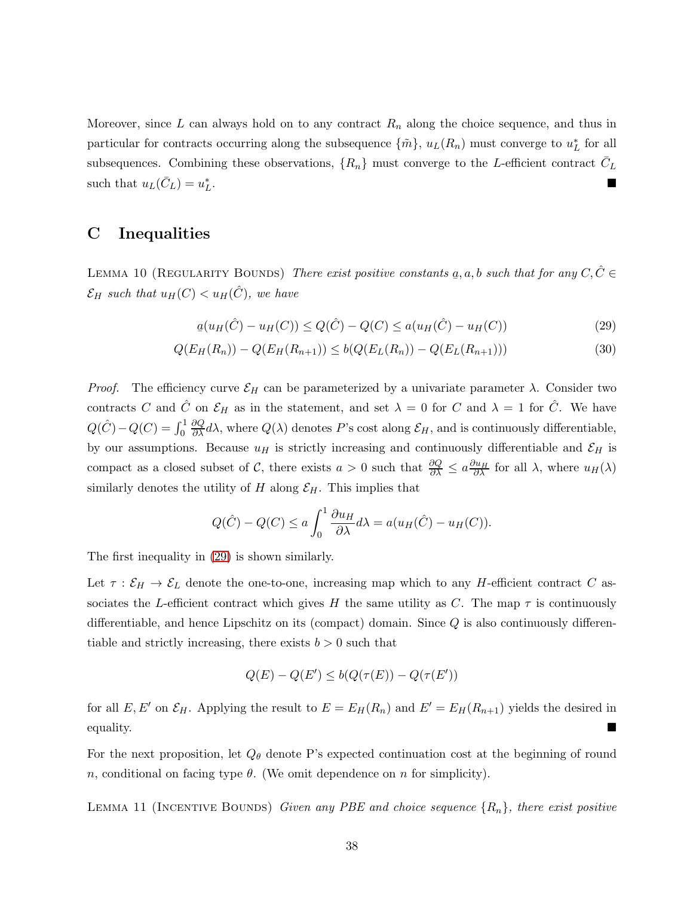Moreover, since $L$ can always hold on to any contract $R_n$ along the choice sequence, and thus in particular for contracts occurring along the subsequence $\{\tilde{m}\}$, $u_L(R_n)$ must converge to $u_L^*$ for all subsequences. Combining these observations, $\{R_n\}$ must converge to the $L$-efficient contract $\bar{C}_L$ such that $u_L(\bar{C}_L) = u_L^*$. ■

# C Inequalities

Lemma 10 (Regularity Bounds) *There exist positive constants $\underline{a}, a, b$ such that for any $C, \hat{C} \in \mathcal{E}_H$ such that $u_H(C) < u_H(\hat{C})$, we have*

$$\underline{a}(u_H(\hat{C}) - u_H(C)) \leq Q(\hat{C}) - Q(C) \leq a(u_H(\hat{C}) - u_H(C)) \tag{29}$$

$$Q(E_H(R_n)) - Q(E_H(R_{n+1})) \leq b(Q(E_L(R_n)) - Q(E_L(R_{n+1}))) \tag{30}$$

*Proof.* The efficiency curve $\mathcal{E}_H$ can be parameterized by a univariate parameter $\lambda$. Consider two contracts $C$ and $\hat{C}$ on $\mathcal{E}_H$ as in the statement, and set $\lambda = 0$ for $C$ and $\lambda = 1$ for $\hat{C}$. We have $Q(\hat{C}) - Q(C) = \int_0^1 \frac{\partial Q}{\partial \lambda} d\lambda$, where $Q(\lambda)$ denotes $P$'s cost along $\mathcal{E}_H$, and is continuously differentiable, by our assumptions. Because $u_H$ is strictly increasing and continuously differentiable and $\mathcal{E}_H$ is compact as a closed subset of $\mathcal{C}$, there exists $a > 0$ such that $\frac{\partial Q}{\partial \lambda} \leq a \frac{\partial u_H}{\partial \lambda}$ for all $\lambda$, where $u_H(\lambda)$ similarly denotes the utility of $H$ along $\mathcal{E}_H$. This implies that

$$Q(\hat{C}) - Q(C) \leq a \int_0^1 \frac{\partial u_H}{\partial \lambda} d\lambda = a(u_H(\hat{C}) - u_H(C)).$$

The first inequality in (29) is shown similarly.

Let $\tau : \mathcal{E}_H \to \mathcal{E}_L$ denote the one-to-one, increasing map which to any $H$-efficient contract $C$ associates the $L$-efficient contract which gives $H$ the same utility as $C$. The map $\tau$ is continuously differentiable, and hence Lipschitz on its (compact) domain. Since $Q$ is also continuously differentiable and strictly increasing, there exists $b > 0$ such that

$$Q(E) - Q(E') \leq b(Q(\tau(E)) - Q(\tau(E'))$$

for all $E, E'$ on $\mathcal{E}_H$. Applying the result to $E = E_H(R_n)$ and $E' = E_H(R_{n+1})$ yields the desired inequality. ■

For the next proposition, let $Q_\theta$ denote P's expected continuation cost at the beginning of round $n$, conditional on facing type $\theta$. (We omit dependence on $n$ for simplicity).

Lemma 11 (Incentive Bounds) *Given any PBE and choice sequence $\{R_n\}$, there exist positive*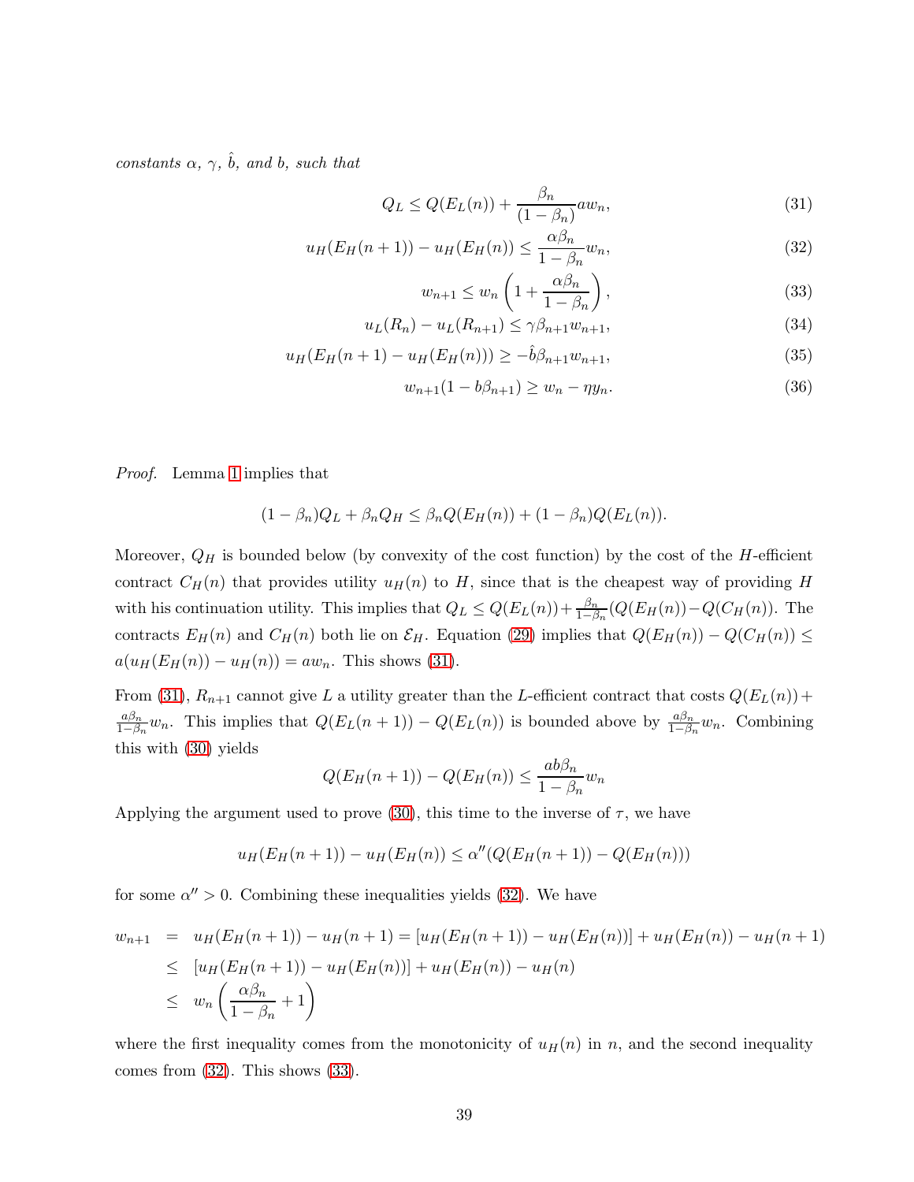*constants $\alpha$, $\gamma$, $\hat{b}$, and $b$, such that*

$$Q_L \leq Q(E_L(n)) + \frac{\beta_n}{(1-\beta_n)} a w_n, \tag{31}$$

$$u_H(E_H(n+1)) - u_H(E_H(n)) \leq \frac{\alpha\beta_n}{1-\beta_n} w_n, \tag{32}$$

$$w_{n+1} \leq w_n \left(1 + \frac{\alpha\beta_n}{1-\beta_n}\right), \tag{33}$$

$$u_L(R_n) - u_L(R_{n+1}) \leq \gamma\beta_{n+1} w_{n+1}, \tag{34}$$

$$u_H(E_H(n+1) - u_H(E_H(n))) \geq -\hat{b}\beta_{n+1} w_{n+1}, \tag{35}$$

$$w_{n+1}(1 - b\beta_{n+1}) \geq w_n - \eta y_n. \tag{36}$$

*Proof.* Lemma 1 implies that

$$(1-\beta_n)Q_L + \beta_n Q_H \leq \beta_n Q(E_H(n)) + (1-\beta_n)Q(E_L(n)).$$

Moreover, $Q_H$ is bounded below (by convexity of the cost function) by the cost of the $H$-efficient contract $C_H(n)$ that provides utility $u_H(n)$ to $H$, since that is the cheapest way of providing $H$ with his continuation utility. This implies that $Q_L \leq Q(E_L(n)) + \frac{\beta_n}{1-\beta_n}(Q(E_H(n)) - Q(C_H(n))$. The contracts $E_H(n)$ and $C_H(n)$ both lie on $\mathcal{E}_H$. Equation (29) implies that $Q(E_H(n)) - Q(C_H(n)) \leq a(u_H(E_H(n)) - u_H(n)) = a w_n$. This shows (31).

From (31), $R_{n+1}$ cannot give $L$ a utility greater than the $L$-efficient contract that costs $Q(E_L(n)) + \frac{a\beta_n}{1-\beta_n} w_n$. This implies that $Q(E_L(n+1)) - Q(E_L(n))$ is bounded above by $\frac{a\beta_n}{1-\beta_n} w_n$. Combining this with (30) yields

$$Q(E_H(n+1)) - Q(E_H(n)) \leq \frac{ab\beta_n}{1-\beta_n} w_n$$

Applying the argument used to prove (30), this time to the inverse of $\tau$, we have

$$u_H(E_H(n+1)) - u_H(E_H(n)) \leq \alpha''(Q(E_H(n+1)) - Q(E_H(n)))$$

for some $\alpha'' > 0$. Combining these inequalities yields (32). We have

$$\begin{aligned}
w_{n+1} &= u_H(E_H(n+1)) - u_H(n+1) = [u_H(E_H(n+1)) - u_H(E_H(n))] + u_H(E_H(n)) - u_H(n+1) \\
&\leq [u_H(E_H(n+1)) - u_H(E_H(n))] + u_H(E_H(n)) - u_H(n) \\
&\leq w_n \left(\frac{\alpha\beta_n}{1-\beta_n} + 1\right)
\end{aligned}$$

where the first inequality comes from the monotonicity of $u_H(n)$ in $n$, and the second inequality comes from (32). This shows (33).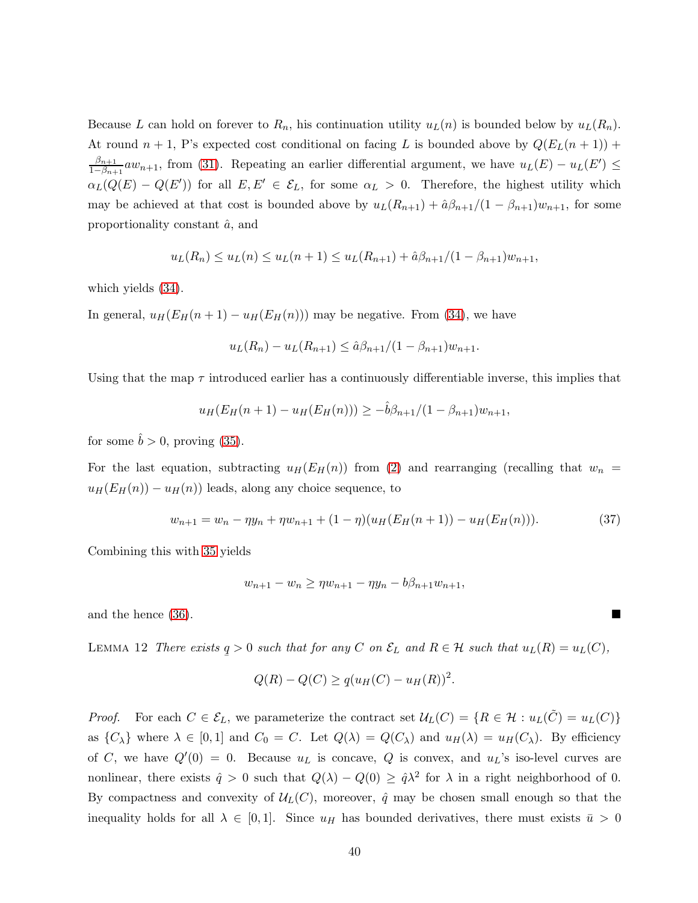Because $L$ can hold on forever to $R_n$, his continuation utility $u_L(n)$ is bounded below by $u_L(R_n)$. At round $n+1$, P's expected cost conditional on facing $L$ is bounded above by $Q(E_L(n+1)) + \frac{\beta_{n+1}}{1-\beta_{n+1}}aw_{n+1}$, from (31). Repeating an earlier differential argument, we have $u_L(E) - u_L(E') \leq \alpha_L(Q(E) - Q(E'))$ for all $E, E' \in \mathcal{E}_L$, for some $\alpha_L > 0$. Therefore, the highest utility which may be achieved at that cost is bounded above by $u_L(R_{n+1}) + \hat{a}\beta_{n+1}/(1-\beta_{n+1})w_{n+1}$, for some proportionality constant $\hat{a}$, and

$$u_L(R_n) \leq u_L(n) \leq u_L(n+1) \leq u_L(R_{n+1}) + \hat{a}\beta_{n+1}/(1-\beta_{n+1})w_{n+1},$$

which yields (34).

In general, $u_H(E_H(n+1) - u_H(E_H(n)))$ may be negative. From (34), we have

$$u_L(R_n) - u_L(R_{n+1}) \leq \hat{a}\beta_{n+1}/(1-\beta_{n+1})w_{n+1}.$$

Using that the map $\tau$ introduced earlier has a continuously differentiable inverse, this implies that

$$u_H(E_H(n+1) - u_H(E_H(n))) \geq -\hat{b}\beta_{n+1}/(1-\beta_{n+1})w_{n+1},$$

for some $\hat{b} > 0$, proving (35).

For the last equation, subtracting $u_H(E_H(n))$ from (2) and rearranging (recalling that $w_n = u_H(E_H(n)) - u_H(n)$) leads, along any choice sequence, to

$$w_{n+1} = w_n - \eta y_n + \eta w_{n+1} + (1-\eta)(u_H(E_H(n+1)) - u_H(E_H(n))). \tag{37}$$

Combining this with 35 yields

$$w_{n+1} - w_n \geq \eta w_{n+1} - \eta y_n - b\beta_{n+1}w_{n+1},$$

and the hence (36). ■

Lemma 12 *There exists $\underline{q} > 0$ such that for any $C$ on $\mathcal{E}_L$ and $R \in \mathcal{H}$ such that $u_L(R) = u_L(C)$,*

$$Q(R) - Q(C) \geq \underline{q}(u_H(C) - u_H(R))^2.$$

*Proof.* For each $C \in \mathcal{E}_L$, we parameterize the contract set $\mathcal{U}_L(C) = \{R \in \mathcal{H} : u_L(\tilde{C}) = u_L(C)\}$ as $\{C_\lambda\}$ where $\lambda \in [0,1]$ and $C_0 = C$. Let $Q(\lambda) = Q(C_\lambda)$ and $u_H(\lambda) = u_H(C_\lambda)$. By efficiency of $C$, we have $Q'(0) = 0$. Because $u_L$ is concave, $Q$ is convex, and $u_L$'s iso-level curves are nonlinear, there exists $\hat{q} > 0$ such that $Q(\lambda) - Q(0) \geq \hat{q}\lambda^2$ for $\lambda$ in a right neighborhood of 0. By compactness and convexity of $\mathcal{U}_L(C)$, moreover, $\hat{q}$ may be chosen small enough so that the inequality holds for all $\lambda \in [0,1]$. Since $u_H$ has bounded derivatives, there must exists $\bar{u} > 0$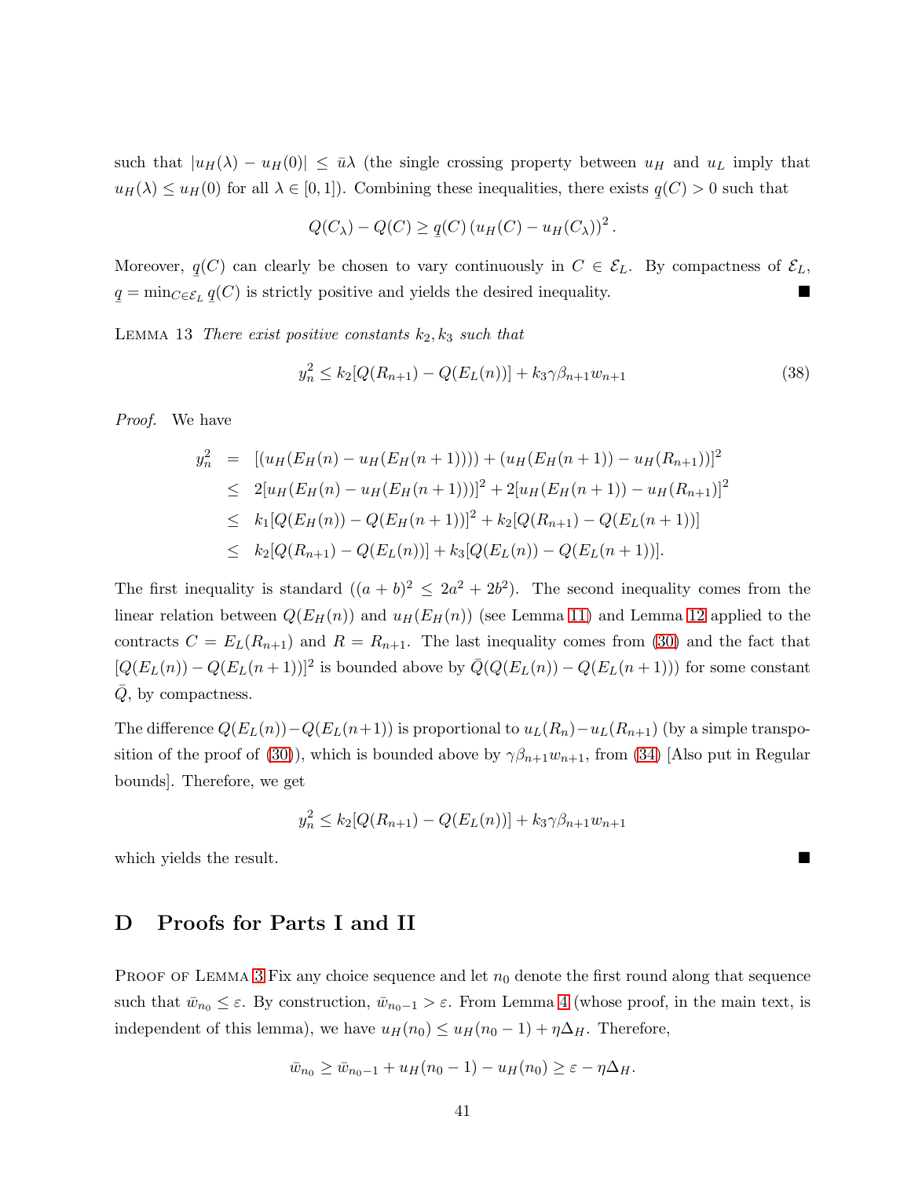such that $|u_H(\lambda) - u_H(0)| \leq \bar{u}\lambda$ (the single crossing property between $u_H$ and $u_L$ imply that $u_H(\lambda) \leq u_H(0)$ for all $\lambda \in [0,1]$). Combining these inequalities, there exists $\underline{q}(C) > 0$ such that

$$Q(C_\lambda) - Q(C) \geq \underline{q}(C) \left(u_H(C) - u_H(C_\lambda)\right)^2.$$

Moreover, $\underline{q}(C)$ can clearly be chosen to vary continuously in $C \in \mathcal{E}_L$. By compactness of $\mathcal{E}_L$, $\underline{q} = \min_{C \in \mathcal{E}_L} \underline{q}(C)$ is strictly positive and yields the desired inequality. ■

Lemma 13 *There exist positive constants $k_2, k_3$ such that*

$$y_n^2 \leq k_2[Q(R_{n+1}) - Q(E_L(n))] + k_3\gamma\beta_{n+1}w_{n+1} \tag{38}$$

*Proof.* We have

$$\begin{aligned}
y_n^2 &= [(u_H(E_H(n) - u_H(E_H(n+1)))) + (u_H(E_H(n+1)) - u_H(R_{n+1}))]^2 \\
&\leq 2[u_H(E_H(n) - u_H(E_H(n+1)))]^2 + 2[u_H(E_H(n+1)) - u_H(R_{n+1})]^2 \\
&\leq k_1[Q(E_H(n)) - Q(E_H(n+1))]^2 + k_2[Q(R_{n+1}) - Q(E_L(n+1))] \\
&\leq k_2[Q(R_{n+1}) - Q(E_L(n))] + k_3[Q(E_L(n)) - Q(E_L(n+1))].
\end{aligned}$$

The first inequality is standard ($(a+b)^2 \leq 2a^2 + 2b^2$). The second inequality comes from the linear relation between $Q(E_H(n))$ and $u_H(E_H(n))$ (see Lemma 11) and Lemma 12 applied to the contracts $C = E_L(R_{n+1})$ and $R = R_{n+1}$. The last inequality comes from (30) and the fact that $[Q(E_L(n)) - Q(E_L(n+1))]^2$ is bounded above by $\bar{Q}(Q(E_L(n)) - Q(E_L(n+1)))$ for some constant $\bar{Q}$, by compactness.

The difference $Q(E_L(n)) - Q(E_L(n+1))$ is proportional to $u_L(R_n) - u_L(R_{n+1})$ (by a simple transposition of the proof of (30)), which is bounded above by $\gamma\beta_{n+1}w_{n+1}$, from (34) [Also put in Regular bounds]. Therefore, we get

$$y_n^2 \leq k_2[Q(R_{n+1}) - Q(E_L(n))] + k_3\gamma\beta_{n+1}w_{n+1}$$

which yields the result. ■

## D Proofs for Parts I and II

Proof of Lemma 3 Fix any choice sequence and let $n_0$ denote the first round along that sequence such that $\bar{w}_{n_0} \leq \varepsilon$. By construction, $\bar{w}_{n_0-1} > \varepsilon$. From Lemma 4 (whose proof, in the main text, is independent of this lemma), we have $u_H(n_0) \leq u_H(n_0 - 1) + \eta\Delta_H$. Therefore,

$$\bar{w}_{n_0} \geq \bar{w}_{n_0-1} + u_H(n_0 - 1) - u_H(n_0) \geq \varepsilon - \eta\Delta_H.$$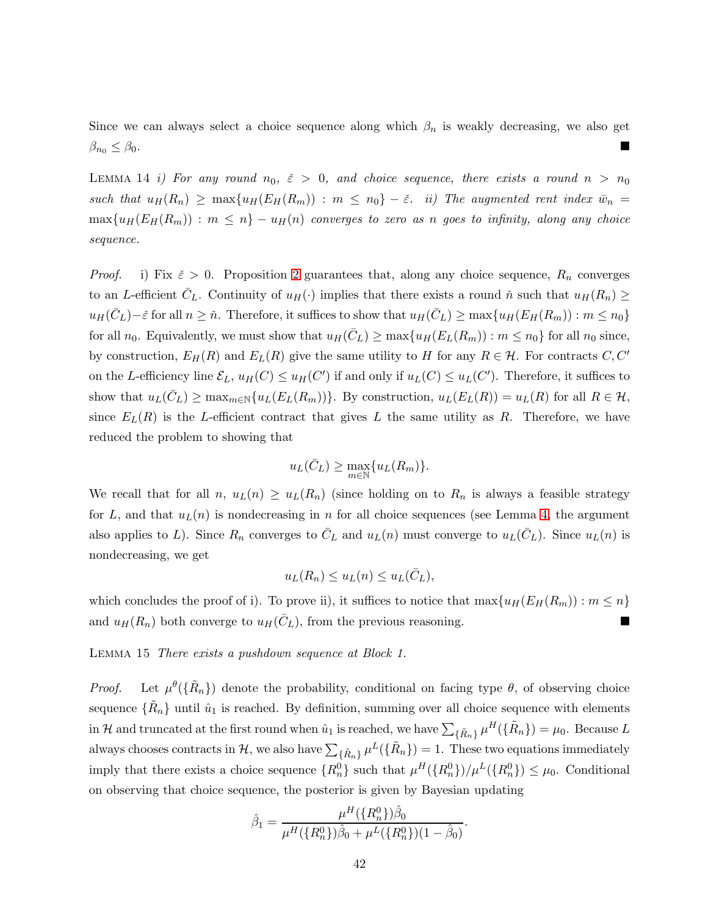Since we can always select a choice sequence along which $\beta_n$ is weakly decreasing, we also get $\beta_{n_0} \leq \beta_0$. ■

LEMMA 14 *i) For any round $n_0$, $\breve{\varepsilon} > 0$, and choice sequence, there exists a round $n > n_0$ such that $u_H(R_n) \geq \max\{u_H(E_H(R_m)) : m \leq n_0\} - \breve{\varepsilon}$. ii) The augmented rent index $\bar{w}_n = \max\{u_H(E_H(R_m)) : m \leq n\} - u_H(n)$ converges to zero as n goes to infinity, along any choice sequence.*

*Proof.* i) Fix $\breve{\varepsilon} > 0$. Proposition 2 guarantees that, along any choice sequence, $R_n$ converges to an $L$-efficient $\bar{C}_L$. Continuity of $u_H(\cdot)$ implies that there exists a round $\breve{n}$ such that $u_H(R_n) \geq u_H(\bar{C}_L) - \breve{\varepsilon}$ for all $n \geq \breve{n}$. Therefore, it suffices to show that $u_H(\bar{C}_L) \geq \max\{u_H(E_H(R_m)) : m \leq n_0\}$ for all $n_0$. Equivalently, we must show that $u_H(\bar{C}_L) \geq \max\{u_H(E_L(R_m)) : m \leq n_0\}$ for all $n_0$ since, by construction, $E_H(R)$ and $E_L(R)$ give the same utility to $H$ for any $R \in \mathcal{H}$. For contracts $C, C'$ on the $L$-efficiency line $\mathcal{E}_L$, $u_H(C) \leq u_H(C')$ if and only if $u_L(C) \leq u_L(C')$. Therefore, it suffices to show that $u_L(\bar{C}_L) \geq \max_{m\in\mathbb{N}}\{u_L(E_L(R_m))\}$. By construction, $u_L(E_L(R)) = u_L(R)$ for all $R \in \mathcal{H}$, since $E_L(R)$ is the $L$-efficient contract that gives $L$ the same utility as $R$. Therefore, we have reduced the problem to showing that

$$u_L(\bar{C}_L) \geq \max_{m\in\mathbb{N}}\{u_L(R_m)\}.$$

We recall that for all $n$, $u_L(n) \geq u_L(R_n)$ (since holding on to $R_n$ is always a feasible strategy for $L$, and that $u_L(n)$ is nondecreasing in $n$ for all choice sequences (see Lemma 4, the argument also applies to $L$). Since $R_n$ converges to $\bar{C}_L$ and $u_L(n)$ must converge to $u_L(\bar{C}_L)$. Since $u_L(n)$ is nondecreasing, we get

$$u_L(R_n) \leq u_L(n) \leq u_L(\bar{C}_L),$$

which concludes the proof of i). To prove ii), it suffices to notice that $\max\{u_H(E_H(R_m)) : m \leq n\}$ and $u_H(R_n)$ both converge to $u_H(\bar{C}_L)$, from the previous reasoning. ■

LEMMA 15 *There exists a pushdown sequence at Block 1.*

*Proof.* Let $\mu^\theta(\{\tilde{R}_n\})$ denote the probability, conditional on facing type $\theta$, of observing choice sequence $\{\tilde{R}_n\}$ until $\hat{u}_1$ is reached. By definition, summing over all choice sequence with elements in $\mathcal{H}$ and truncated at the first round when $\hat{u}_1$ is reached, we have $\sum_{\{\tilde{R}_n\}} \mu^H(\{\tilde{R}_n\}) = \mu_0$. Because $L$ always chooses contracts in $\mathcal{H}$, we also have $\sum_{\{\tilde{R}_n\}} \mu^L(\{\tilde{R}_n\}) = 1$. These two equations immediately imply that there exists a choice sequence $\{R^0_n\}$ such that $\mu^H(\{R^0_n\})/\mu^L(\{R^0_n\}) \leq \mu_0$. Conditional on observing that choice sequence, the posterior is given by Bayesian updating

$$\hat{\beta}_1 = \frac{\mu^H(\{R^0_n\})\hat{\beta}_0}{\mu^H(\{R^0_n\})\hat{\beta}_0 + \mu^L(\{R^0_n\})(1-\hat{\beta}_0)}.$$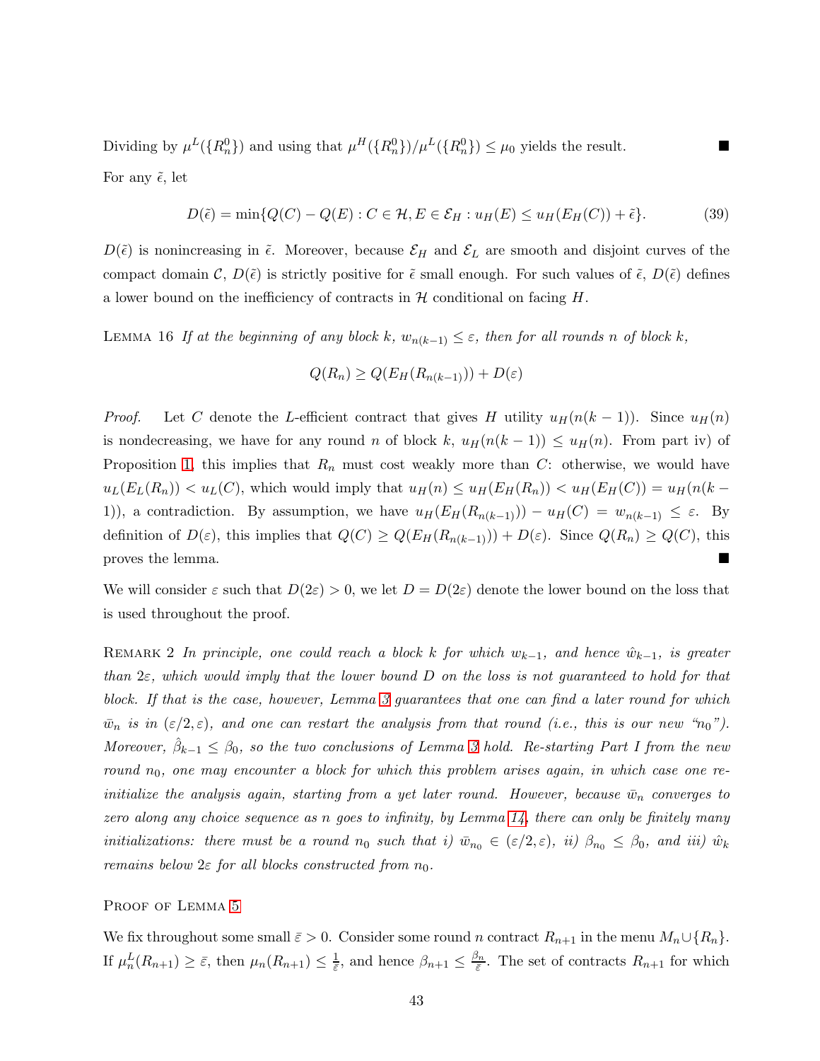Dividing by $\mu^L(\{R_n^0\})$ and using that $\mu^H(\{R_n^0\})/\mu^L(\{R_n^0\}) \leq \mu_0$ yields the result. ■

For any $\tilde{\epsilon}$, let

$$D(\tilde{\epsilon}) = \min\{Q(C) - Q(E) : C \in \mathcal{H}, E \in \mathcal{E}_H : u_H(E) \leq u_H(E_H(C)) + \tilde{\epsilon}\}. \tag{39}$$

$D(\tilde{\epsilon})$ is nonincreasing in $\tilde{\epsilon}$. Moreover, because $\mathcal{E}_H$ and $\mathcal{E}_L$ are smooth and disjoint curves of the compact domain $\mathcal{C}$, $D(\tilde{\epsilon})$ is strictly positive for $\tilde{\epsilon}$ small enough. For such values of $\tilde{\epsilon}$, $D(\tilde{\epsilon})$ defines a lower bound on the inefficiency of contracts in $\mathcal{H}$ conditional on facing $H$.

Lemma 16 *If at the beginning of any block $k$, $w_{n(k-1)} \leq \varepsilon$, then for all rounds $n$ of block $k$,*

$$Q(R_n) \geq Q(E_H(R_{n(k-1)})) + D(\varepsilon)$$

*Proof.* Let $C$ denote the $L$-efficient contract that gives $H$ utility $u_H(n(k-1))$. Since $u_H(n)$ is nondecreasing, we have for any round $n$ of block $k$, $u_H(n(k-1)) \leq u_H(n)$. From part iv) of Proposition 1, this implies that $R_n$ must cost weakly more than $C$: otherwise, we would have $u_L(E_L(R_n)) < u_L(C)$, which would imply that $u_H(n) \leq u_H(E_H(R_n)) < u_H(E_H(C)) = u_H(n(k-1))$, a contradiction. By assumption, we have $u_H(E_H(R_{n(k-1)})) - u_H(C) = w_{n(k-1)} \leq \varepsilon$. By definition of $D(\varepsilon)$, this implies that $Q(C) \geq Q(E_H(R_{n(k-1)})) + D(\varepsilon)$. Since $Q(R_n) \geq Q(C)$, this proves the lemma. ■

We will consider $\varepsilon$ such that $D(2\varepsilon) > 0$, we let $D = D(2\varepsilon)$ denote the lower bound on the loss that is used throughout the proof.

Remark 2 *In principle, one could reach a block $k$ for which $w_{k-1}$, and hence $\hat{w}_{k-1}$, is greater than $2\varepsilon$, which would imply that the lower bound $D$ on the loss is not guaranteed to hold for that block. If that is the case, however, Lemma 3 guarantees that one can find a later round for which $\bar{w}_n$ is in $(\varepsilon/2, \varepsilon)$, and one can restart the analysis from that round (i.e., this is our new "$n_0$"). Moreover, $\hat{\beta}_{k-1} \leq \beta_0$, so the two conclusions of Lemma 3 hold. Re-starting Part I from the new round $n_0$, one may encounter a block for which this problem arises again, in which case one re-initialize the analysis again, starting from a yet later round. However, because $\bar{w}_n$ converges to zero along any choice sequence as $n$ goes to infinity, by Lemma 14, there can only be finitely many initializations: there must be a round $n_0$ such that i) $\bar{w}_{n_0} \in (\varepsilon/2, \varepsilon)$, ii) $\beta_{n_0} \leq \beta_0$, and iii) $\hat{w}_k$ remains below $2\varepsilon$ for all blocks constructed from $n_0$.*

Proof of Lemma 5

We fix throughout some small $\bar{\varepsilon} > 0$. Consider some round $n$ contract $R_{n+1}$ in the menu $M_n \cup \{R_n\}$. If $\mu_n^L(R_{n+1}) \geq \bar{\varepsilon}$, then $\mu_n(R_{n+1}) \leq \frac{1}{\bar{\varepsilon}}$, and hence $\beta_{n+1} \leq \frac{\beta_n}{\bar{\varepsilon}}$. The set of contracts $R_{n+1}$ for which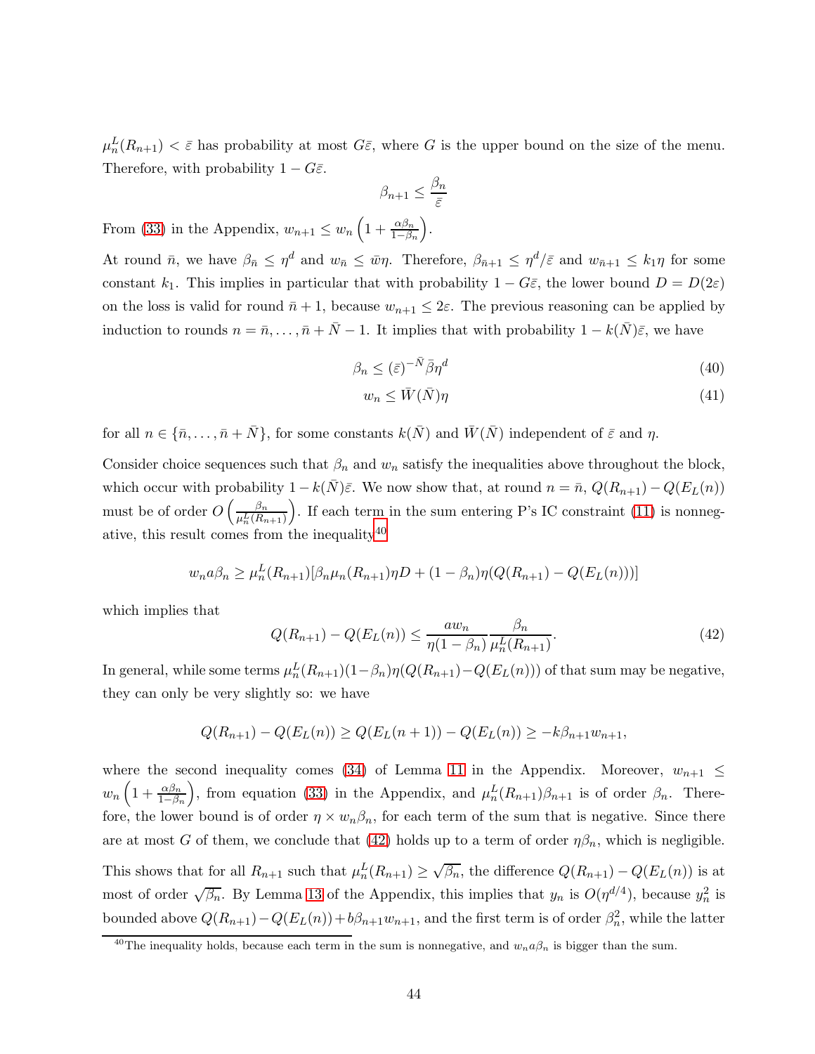$\mu_n^L(R_{n+1}) < \bar{\varepsilon}$ has probability at most $G\bar{\varepsilon}$, where $G$ is the upper bound on the size of the menu. Therefore, with probability $1 - G\bar{\varepsilon}$.

$$\beta_{n+1} \leq \frac{\beta_n}{\bar{\varepsilon}}$$

From (33) in the Appendix, $w_{n+1} \leq w_n \left(1 + \frac{\alpha\beta_n}{1-\beta_n}\right)$.

At round $\bar{n}$, we have $\beta_{\bar{n}} \leq \eta^d$ and $w_{\bar{n}} \leq \bar{w}\eta$. Therefore, $\beta_{\bar{n}+1} \leq \eta^d/\bar{\varepsilon}$ and $w_{\bar{n}+1} \leq k_1\eta$ for some constant $k_1$. This implies in particular that with probability $1 - G\bar{\varepsilon}$, the lower bound $D = D(2\varepsilon)$ on the loss is valid for round $\bar{n}+1$, because $w_{n+1} \leq 2\varepsilon$. The previous reasoning can be applied by induction to rounds $n = \bar{n}, \ldots, \bar{n}+\bar{N}-1$. It implies that with probability $1 - k(\bar{N})\bar{\varepsilon}$, we have

$$\beta_n \leq (\bar{\varepsilon})^{-\bar{N}}\bar{\beta}\eta^d \tag{40}$$

$$w_n \leq \bar{W}(\bar{N})\eta \tag{41}$$

for all $n \in \{\bar{n}, \ldots, \bar{n}+\bar{N}\}$, for some constants $k(\bar{N})$ and $\bar{W}(\bar{N})$ independent of $\bar{\varepsilon}$ and $\eta$.

Consider choice sequences such that $\beta_n$ and $w_n$ satisfy the inequalities above throughout the block, which occur with probability $1 - k(\bar{N})\bar{\varepsilon}$. We now show that, at round $n = \bar{n}$, $Q(R_{n+1}) - Q(E_L(n))$ must be of order $O\left(\frac{\beta_n}{\mu_n^L(R_{n+1})}\right)$. If each term in the sum entering P's IC constraint (11) is nonnegative, this result comes from the inequality[40]

$$w_n a\beta_n \geq \mu_n^L(R_{n+1})[\beta_n\mu_n(R_{n+1})\eta D + (1-\beta_n)\eta(Q(R_{n+1}) - Q(E_L(n)))]$$

which implies that

$$Q(R_{n+1}) - Q(E_L(n)) \leq \frac{aw_n}{\eta(1-\beta_n)}\frac{\beta_n}{\mu_n^L(R_{n+1})}. \tag{42}$$

In general, while some terms $\mu_n^L(R_{n+1})(1-\beta_n)\eta(Q(R_{n+1}) - Q(E_L(n)))$ of that sum may be negative, they can only be very slightly so: we have

$$Q(R_{n+1}) - Q(E_L(n)) \geq Q(E_L(n+1)) - Q(E_L(n)) \geq -k\beta_{n+1}w_{n+1},$$

where the second inequality comes (34) of Lemma 11 in the Appendix. Moreover, $w_{n+1} \leq w_n\left(1 + \frac{\alpha\beta_n}{1-\beta_n}\right)$, from equation (33) in the Appendix, and $\mu_n^L(R_{n+1})\beta_{n+1}$ is of order $\beta_n$. Therefore, the lower bound is of order $\eta \times w_n\beta_n$, for each term of the sum that is negative. Since there are at most $G$ of them, we conclude that (42) holds up to a term of order $\eta\beta_n$, which is negligible.

This shows that for all $R_{n+1}$ such that $\mu_n^L(R_{n+1}) \geq \sqrt{\beta_n}$, the difference $Q(R_{n+1}) - Q(E_L(n))$ is at most of order $\sqrt{\beta_n}$. By Lemma 13 of the Appendix, this implies that $y_n$ is $O(\eta^{d/4})$, because $y_n^2$ is bounded above $Q(R_{n+1}) - Q(E_L(n)) + b\beta_{n+1}w_{n+1}$, and the first term is of order $\beta_n^2$, while the latter

[40] The inequality holds, because each term in the sum is nonnegative, and $w_n a\beta_n$ is bigger than the sum.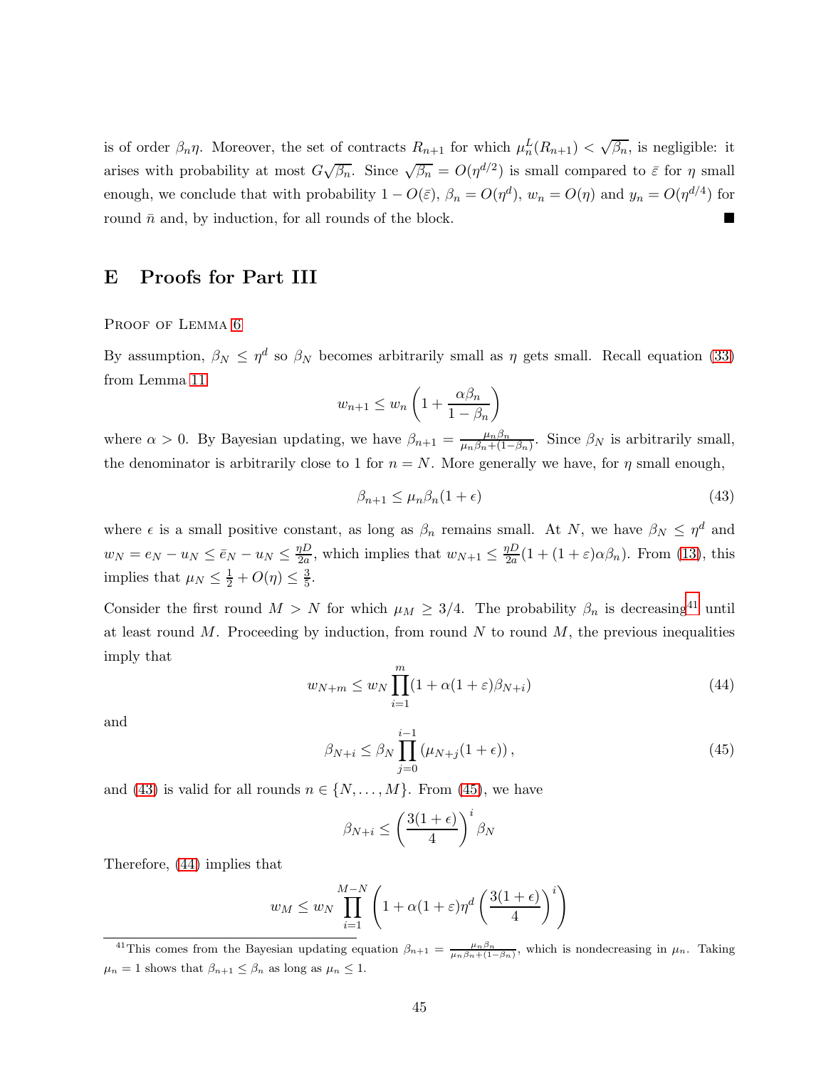is of order $\beta_n \eta$. Moreover, the set of contracts $R_{n+1}$ for which $\mu_n^L(R_{n+1}) < \sqrt{\beta_n}$, is negligible: it arises with probability at most $G\sqrt{\beta_n}$. Since $\sqrt{\beta_n} = O(\eta^{d/2})$ is small compared to $\bar{\varepsilon}$ for $\eta$ small enough, we conclude that with probability $1 - O(\bar{\varepsilon})$, $\beta_n = O(\eta^d)$, $w_n = O(\eta)$ and $y_n = O(\eta^{d/4})$ for round $\bar{n}$ and, by induction, for all rounds of the block. ∎

# E Proofs for Part III

Proof of Lemma 6

By assumption, $\beta_N \leq \eta^d$ so $\beta_N$ becomes arbitrarily small as $\eta$ gets small. Recall equation (33) from Lemma 11

$$w_{n+1} \leq w_n \left(1 + \frac{\alpha \beta_n}{1 - \beta_n}\right)$$

where $\alpha > 0$. By Bayesian updating, we have $\beta_{n+1} = \frac{\mu_n \beta_n}{\mu_n \beta_n + (1-\beta_n)}$. Since $\beta_N$ is arbitrarily small, the denominator is arbitrarily close to 1 for $n = N$. More generally we have, for $\eta$ small enough,

$$\beta_{n+1} \leq \mu_n \beta_n (1 + \epsilon) \tag{43}$$

where $\epsilon$ is a small positive constant, as long as $\beta_n$ remains small. At $N$, we have $\beta_N \leq \eta^d$ and $w_N = e_N - u_N \leq \bar{e}_N - u_N \leq \frac{\eta D}{2a}$, which implies that $w_{N+1} \leq \frac{\eta D}{2a}(1 + (1+\varepsilon)\alpha\beta_n)$. From (13), this implies that $\mu_N \leq \frac{1}{2} + O(\eta) \leq \frac{3}{5}$.

Consider the first round $M > N$ for which $\mu_M \geq 3/4$. The probability $\beta_n$ is decreasing[41] until at least round $M$. Proceeding by induction, from round $N$ to round $M$, the previous inequalities imply that

$$w_{N+m} \leq w_N \prod_{i=1}^{m} (1 + \alpha(1+\varepsilon)\beta_{N+i}) \tag{44}$$

and

$$\beta_{N+i} \leq \beta_N \prod_{j=0}^{i-1} (\mu_{N+j}(1+\epsilon)), \tag{45}$$

and (43) is valid for all rounds $n \in \{N, \ldots, M\}$. From (45), we have

$$\beta_{N+i} \leq \left(\frac{3(1+\epsilon)}{4}\right)^i \beta_N$$

Therefore, (44) implies that

$$w_M \leq w_N \prod_{i=1}^{M-N} \left(1 + \alpha(1+\varepsilon)\eta^d \left(\frac{3(1+\epsilon)}{4}\right)^i\right)$$

[41] This comes from the Bayesian updating equation $\beta_{n+1} = \frac{\mu_n \beta_n}{\mu_n \beta_n + (1-\beta_n)}$, which is nondecreasing in $\mu_n$. Taking $\mu_n = 1$ shows that $\beta_{n+1} \leq \beta_n$ as long as $\mu_n \leq 1$.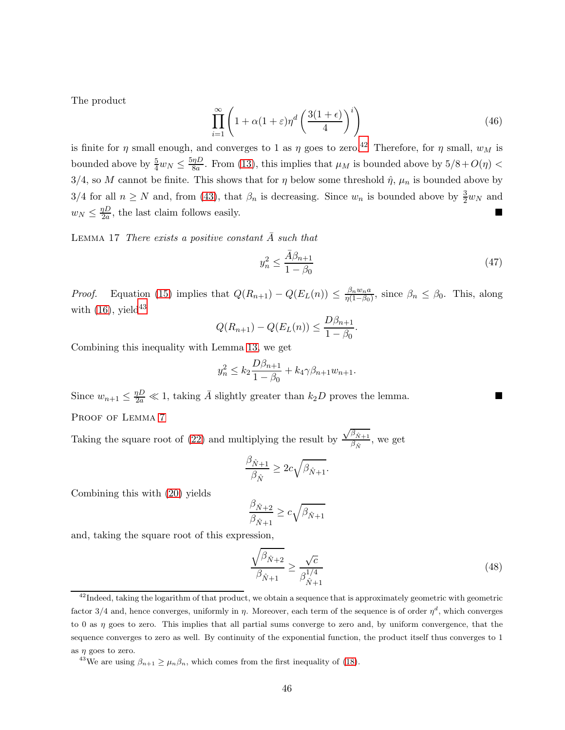The product

$$\prod_{i=1}^{\infty} \left(1 + \alpha(1+\varepsilon)\eta^d \left(\frac{3(1+\epsilon)}{4}\right)^i\right) \tag{46}$$

is finite for $\eta$ small enough, and converges to 1 as $\eta$ goes to zero.[42] Therefore, for $\eta$ small, $w_M$ is bounded above by $\frac{5}{4}w_N \le \frac{5\eta D}{8a}$. From (13), this implies that $\mu_M$ is bounded above by $5/8 + O(\eta) < 3/4$, so $M$ cannot be finite. This shows that for $\eta$ below some threshold $\hat{\eta}$, $\mu_n$ is bounded above by 3/4 for all $n \ge N$ and, from (43), that $\beta_n$ is decreasing. Since $w_n$ is bounded above by $\frac{3}{2}w_N$ and $w_N \le \frac{\eta D}{2a}$, the last claim follows easily. ■

Lemma 17 *There exists a positive constant $\bar{A}$ such that*

$$y_n^2 \le \frac{\bar{A}\beta_{n+1}}{1-\beta_0} \tag{47}$$

*Proof.* Equation (15) implies that $Q(R_{n+1}) - Q(E_L(n)) \le \frac{\beta_n w_n a}{\eta(1-\beta_0)}$, since $\beta_n \le \beta_0$. This, along with (16), yield[43]

$$Q(R_{n+1}) - Q(E_L(n)) \le \frac{D\beta_{n+1}}{1-\beta_0}.$$

Combining this inequality with Lemma 13, we get

$$y_n^2 \le k_2 \frac{D\beta_{n+1}}{1-\beta_0} + k_4\gamma\beta_{n+1}w_{n+1}.$$

Since $w_{n+1} \le \frac{\eta D}{2a} \ll 1$, taking $\bar{A}$ slightly greater than $k_2 D$ proves the lemma. ■

Proof of Lemma 7

Taking the square root of (22) and multiplying the result by $\frac{\sqrt{\beta_{\hat{N}+1}}}{\beta_{\hat{N}}}$, we get

$$\frac{\beta_{\hat{N}+1}}{\beta_{\hat{N}}} \ge 2c\sqrt{\beta_{\hat{N}+1}}.$$

Combining this with (20) yields

$$\frac{\beta_{\hat{N}+2}}{\beta_{\hat{N}+1}} \ge c\sqrt{\beta_{\hat{N}+1}}$$

and, taking the square root of this expression,

$$\frac{\sqrt{\beta_{\hat{N}+2}}}{\beta_{\hat{N}+1}} \ge \frac{\sqrt{c}}{\beta_{\hat{N}+1}^{1/4}} \tag{48}$$

---

[42] Indeed, taking the logarithm of that product, we obtain a sequence that is approximately geometric with geometric factor 3/4 and, hence converges, uniformly in $\eta$. Moreover, each term of the sequence is of order $\eta^d$, which converges to 0 as $\eta$ goes to zero. This implies that all partial sums converge to zero and, by uniform convergence, that the sequence converges to zero as well. By continuity of the exponential function, the product itself thus converges to 1 as $\eta$ goes to zero.

[43] We are using $\beta_{n+1} \ge \mu_n\beta_n$, which comes from the first inequality of (18).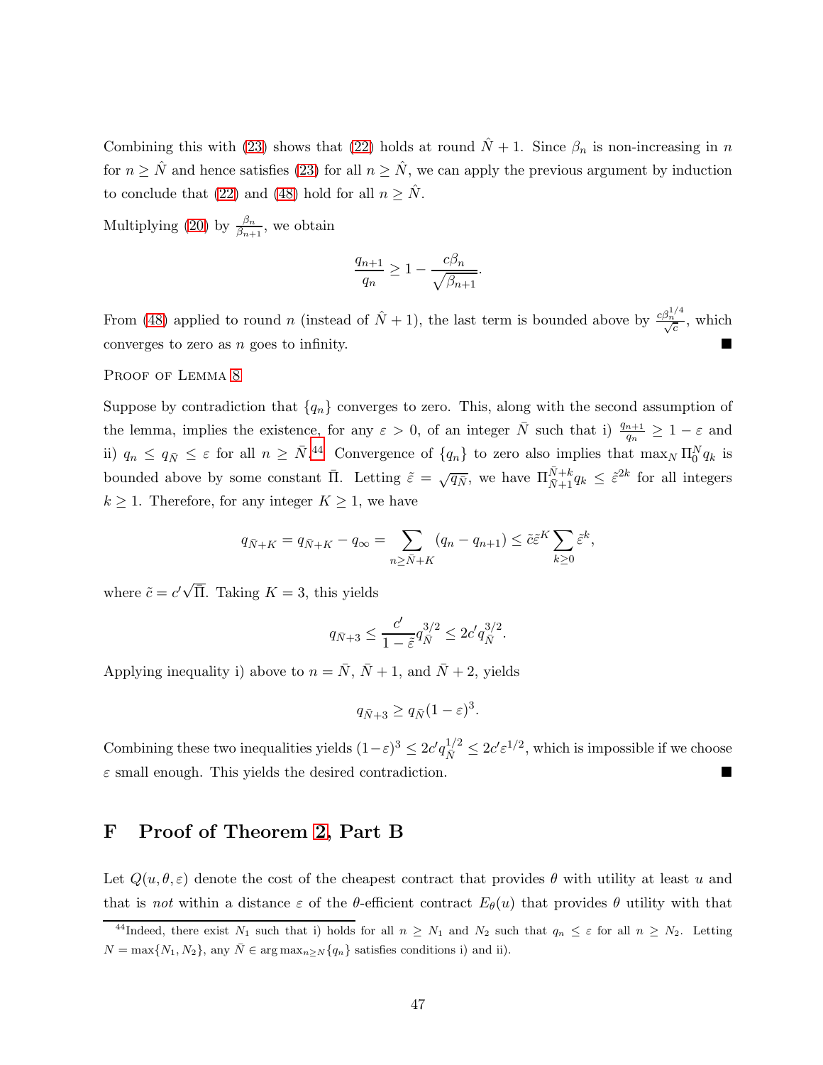Combining this with (23) shows that (22) holds at round $\hat{N}+1$. Since $\beta_n$ is non-increasing in $n$ for $n \geq \hat{N}$ and hence satisfies (23) for all $n \geq \hat{N}$, we can apply the previous argument by induction to conclude that (22) and (48) hold for all $n \geq \hat{N}$.

Multiplying (20) by $\frac{\beta_n}{\beta_{n+1}}$, we obtain

$$\frac{q_{n+1}}{q_n} \geq 1 - \frac{c\beta_n}{\sqrt{\beta_{n+1}}}.$$

From (48) applied to round $n$ (instead of $\hat{N}+1$), the last term is bounded above by $\frac{c\beta_n^{1/4}}{\sqrt{c}}$, which converges to zero as $n$ goes to infinity. ■

Proof of Lemma 8

Suppose by contradiction that $\{q_n\}$ converges to zero. This, along with the second assumption of the lemma, implies the existence, for any $\varepsilon > 0$, of an integer $\bar{N}$ such that i) $\frac{q_{n+1}}{q_n} \geq 1 - \varepsilon$ and ii) $q_n \leq q_{\bar{N}} \leq \varepsilon$ for all $n \geq \bar{N}$.[44] Convergence of $\{q_n\}$ to zero also implies that $\max_N \Pi_0^N q_k$ is bounded above by some constant $\bar{\Pi}$. Letting $\tilde{\varepsilon} = \sqrt{q_{\bar{N}}}$, we have $\Pi_{\bar{N}+1}^{\bar{N}+k} q_k \leq \tilde{\varepsilon}^{2k}$ for all integers $k \geq 1$. Therefore, for any integer $K \geq 1$, we have

$$q_{\bar{N}+K} = q_{\bar{N}+K} - q_\infty = \sum_{n \geq \bar{N}+K} (q_n - q_{n+1}) \leq \tilde{c}\tilde{\varepsilon}^K \sum_{k \geq 0} \tilde{\varepsilon}^k,$$

where $\tilde{c} = c'\sqrt{\bar{\Pi}}$. Taking $K = 3$, this yields

$$q_{\bar{N}+3} \leq \frac{c'}{1-\tilde{\varepsilon}} q_{\bar{N}}^{3/2} \leq 2c' q_{\bar{N}}^{3/2}.$$

Applying inequality i) above to $n = \bar{N}$, $\bar{N}+1$, and $\bar{N}+2$, yields

$$q_{\bar{N}+3} \geq q_{\bar{N}}(1-\varepsilon)^3.$$

Combining these two inequalities yields $(1-\varepsilon)^3 \leq 2c' q_{\bar{N}}^{1/2} \leq 2c'\varepsilon^{1/2}$, which is impossible if we choose $\varepsilon$ small enough. This yields the desired contradiction. ■

# F Proof of Theorem 2, Part B

Let $Q(u, \theta, \varepsilon)$ denote the cost of the cheapest contract that provides $\theta$ with utility at least $u$ and that is *not* within a distance $\varepsilon$ of the $\theta$-efficient contract $E_\theta(u)$ that provides $\theta$ utility with that

[44] Indeed, there exist $N_1$ such that i) holds for all $n \geq N_1$ and $N_2$ such that $q_n \leq \varepsilon$ for all $n \geq N_2$. Letting $N = \max\{N_1, N_2\}$, any $\bar{N} \in \arg\max_{n \geq N}\{q_n\}$ satisfies conditions i) and ii).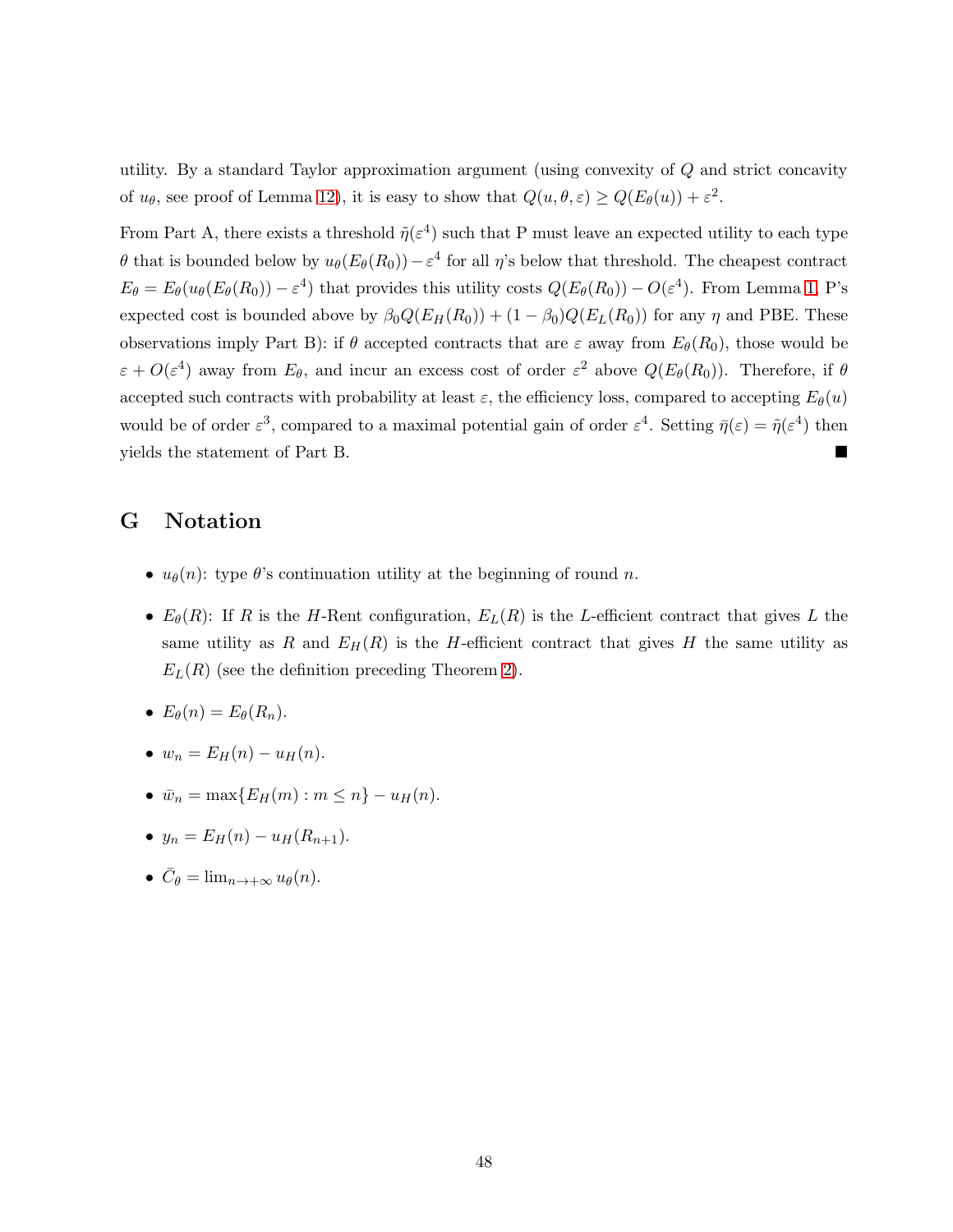utility. By a standard Taylor approximation argument (using convexity of $Q$ and strict concavity of $u_\theta$, see proof of Lemma 12), it is easy to show that $Q(u, \theta, \varepsilon) \geq Q(E_\theta(u)) + \varepsilon^2$.

From Part A, there exists a threshold $\tilde{\eta}(\varepsilon^4)$ such that P must leave an expected utility to each type $\theta$ that is bounded below by $u_\theta(E_\theta(R_0)) - \varepsilon^4$ for all $\eta$'s below that threshold. The cheapest contract $E_\theta = E_\theta(u_\theta(E_\theta(R_0)) - \varepsilon^4)$ that provides this utility costs $Q(E_\theta(R_0)) - O(\varepsilon^4)$. From Lemma 1, P's expected cost is bounded above by $\beta_0 Q(E_H(R_0)) + (1 - \beta_0) Q(E_L(R_0))$ for any $\eta$ and PBE. These observations imply Part B): if $\theta$ accepted contracts that are $\varepsilon$ away from $E_\theta(R_0)$, those would be $\varepsilon + O(\varepsilon^4)$ away from $E_\theta$, and incur an excess cost of order $\varepsilon^2$ above $Q(E_\theta(R_0))$. Therefore, if $\theta$ accepted such contracts with probability at least $\varepsilon$, the efficiency loss, compared to accepting $E_\theta(u)$ would be of order $\varepsilon^3$, compared to a maximal potential gain of order $\varepsilon^4$. Setting $\bar{\eta}(\varepsilon) = \tilde{\eta}(\varepsilon^4)$ then yields the statement of Part B. ■

# G Notation

- $u_\theta(n)$: type $\theta$'s continuation utility at the beginning of round $n$.
- $E_\theta(R)$: If $R$ is the $H$-Rent configuration, $E_L(R)$ is the $L$-efficient contract that gives $L$ the same utility as $R$ and $E_H(R)$ is the $H$-efficient contract that gives $H$ the same utility as $E_L(R)$ (see the definition preceding Theorem 2).
- $E_\theta(n) = E_\theta(R_n)$.
- $w_n = E_H(n) - u_H(n)$.
- $\bar{w}_n = \max\{E_H(m) : m \leq n\} - u_H(n)$.
- $y_n = E_H(n) - u_H(R_{n+1})$.
- $\bar{C}_\theta = \lim_{n \to +\infty} u_\theta(n)$.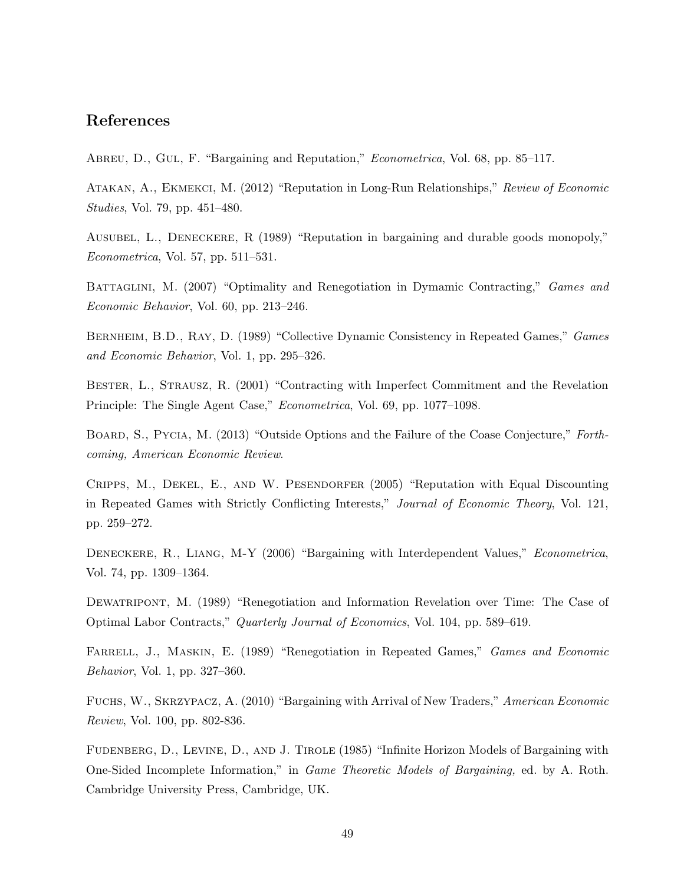## References

Abreu, D., Gul, F. "Bargaining and Reputation," *Econometrica*, Vol. 68, pp. 85–117.

Atakan, A., Ekmekci, M. (2012) "Reputation in Long-Run Relationships," *Review of Economic Studies*, Vol. 79, pp. 451–480.

Ausubel, L., Deneckere, R (1989) "Reputation in bargaining and durable goods monopoly," *Econometrica*, Vol. 57, pp. 511–531.

Battaglini, M. (2007) "Optimality and Renegotiation in Dymamic Contracting," *Games and Economic Behavior*, Vol. 60, pp. 213–246.

Bernheim, B.D., Ray, D. (1989) "Collective Dynamic Consistency in Repeated Games," *Games and Economic Behavior*, Vol. 1, pp. 295–326.

Bester, L., Strausz, R. (2001) "Contracting with Imperfect Commitment and the Revelation Principle: The Single Agent Case," *Econometrica*, Vol. 69, pp. 1077–1098.

Board, S., Pycia, M. (2013) "Outside Options and the Failure of the Coase Conjecture," *Forthcoming, American Economic Review*.

Cripps, M., Dekel, E., and W. Pesendorfer (2005) "Reputation with Equal Discounting in Repeated Games with Strictly Conflicting Interests," *Journal of Economic Theory*, Vol. 121, pp. 259–272.

Deneckere, R., Liang, M-Y (2006) "Bargaining with Interdependent Values," *Econometrica*, Vol. 74, pp. 1309–1364.

Dewatripont, M. (1989) "Renegotiation and Information Revelation over Time: The Case of Optimal Labor Contracts," *Quarterly Journal of Economics*, Vol. 104, pp. 589–619.

Farrell, J., Maskin, E. (1989) "Renegotiation in Repeated Games," *Games and Economic Behavior*, Vol. 1, pp. 327–360.

Fuchs, W., Skrzypacz, A. (2010) "Bargaining with Arrival of New Traders," *American Economic Review*, Vol. 100, pp. 802-836.

Fudenberg, D., Levine, D., and J. Tirole (1985) "Infinite Horizon Models of Bargaining with One-Sided Incomplete Information," in *Game Theoretic Models of Bargaining,* ed. by A. Roth. Cambridge University Press, Cambridge, UK.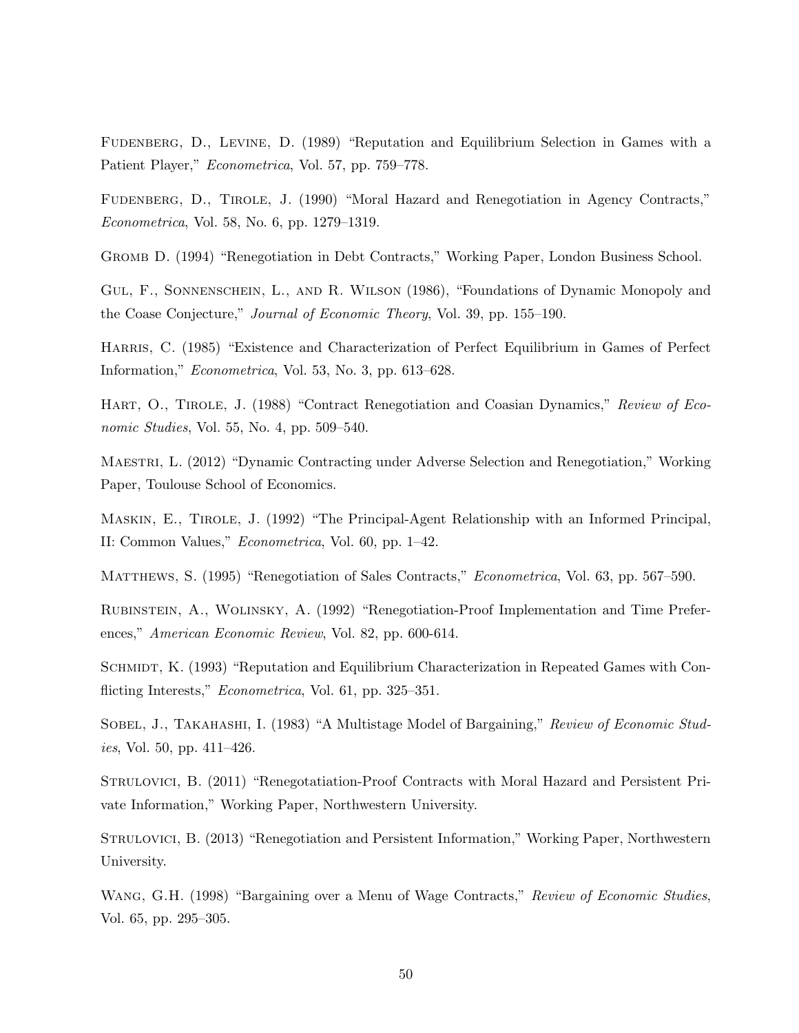Fudenberg, D., Levine, D. (1989) "Reputation and Equilibrium Selection in Games with a Patient Player," *Econometrica*, Vol. 57, pp. 759–778.

Fudenberg, D., Tirole, J. (1990) "Moral Hazard and Renegotiation in Agency Contracts," *Econometrica*, Vol. 58, No. 6, pp. 1279–1319.

Gromb D. (1994) "Renegotiation in Debt Contracts," Working Paper, London Business School.

Gul, F., Sonnenschein, L., and R. Wilson (1986), "Foundations of Dynamic Monopoly and the Coase Conjecture," *Journal of Economic Theory*, Vol. 39, pp. 155–190.

Harris, C. (1985) "Existence and Characterization of Perfect Equilibrium in Games of Perfect Information," *Econometrica*, Vol. 53, No. 3, pp. 613–628.

Hart, O., Tirole, J. (1988) "Contract Renegotiation and Coasian Dynamics," *Review of Economic Studies*, Vol. 55, No. 4, pp. 509–540.

Maestri, L. (2012) "Dynamic Contracting under Adverse Selection and Renegotiation," Working Paper, Toulouse School of Economics.

Maskin, E., Tirole, J. (1992) "The Principal-Agent Relationship with an Informed Principal, II: Common Values," *Econometrica*, Vol. 60, pp. 1–42.

Matthews, S. (1995) "Renegotiation of Sales Contracts," *Econometrica*, Vol. 63, pp. 567–590.

Rubinstein, A., Wolinsky, A. (1992) "Renegotiation-Proof Implementation and Time Preferences," *American Economic Review*, Vol. 82, pp. 600-614.

Schmidt, K. (1993) "Reputation and Equilibrium Characterization in Repeated Games with Conflicting Interests," *Econometrica*, Vol. 61, pp. 325–351.

Sobel, J., Takahashi, I. (1983) "A Multistage Model of Bargaining," *Review of Economic Studies*, Vol. 50, pp. 411–426.

Strulovici, B. (2011) "Renegotatiation-Proof Contracts with Moral Hazard and Persistent Private Information," Working Paper, Northwestern University.

Strulovici, B. (2013) "Renegotiation and Persistent Information," Working Paper, Northwestern University.

Wang, G.H. (1998) "Bargaining over a Menu of Wage Contracts," *Review of Economic Studies*, Vol. 65, pp. 295–305.